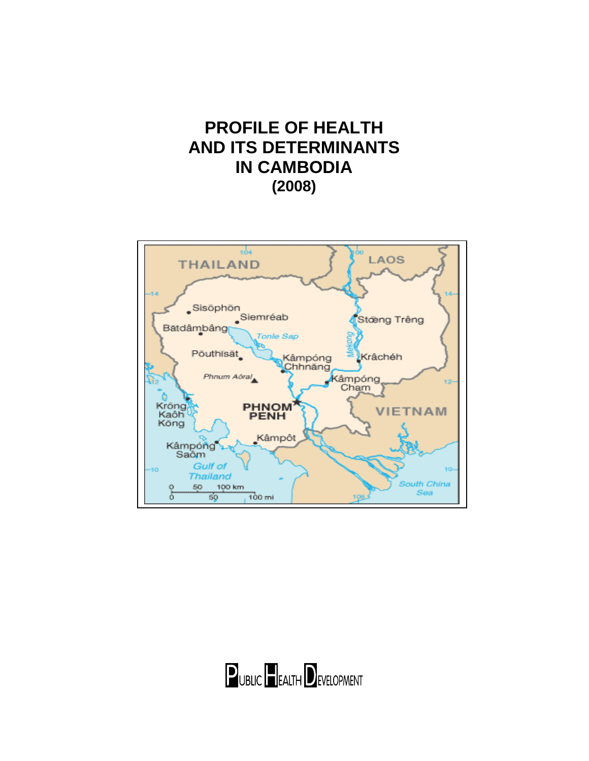# PROFILE OF HEALTH AND ITS DETERMINANTS IN CAMBODIA (2008)

PUBLIC HEALTH DEVELOPMENT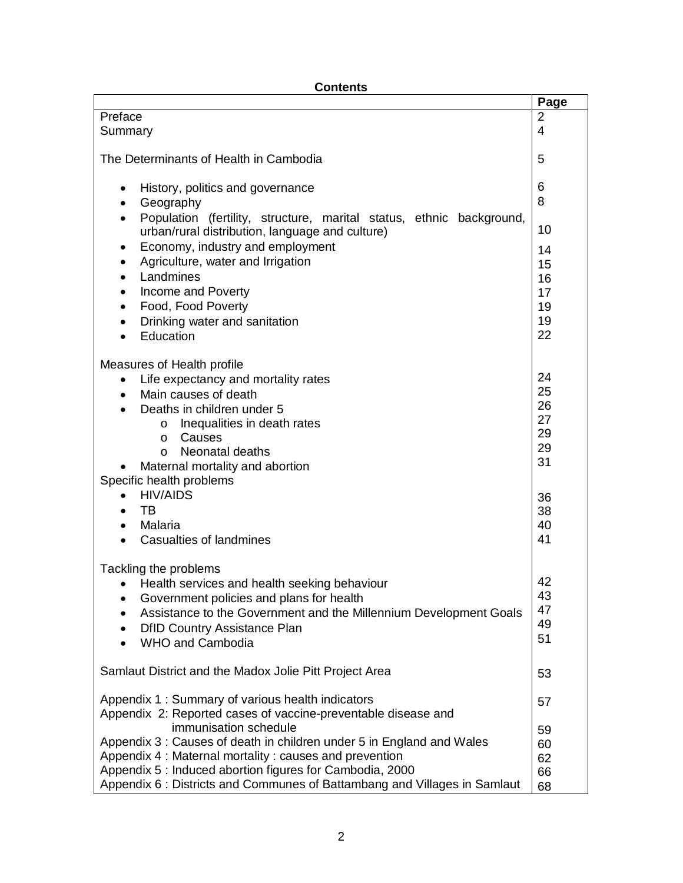**Contents**

| | Page |
|---|---|
| Preface | 2 |
| Summary | 4 |
| The Determinants of Health in Cambodia | 5 |
| • History, politics and governance | 6 |
| • Geography | 8 |
| • Population (fertility, structure, marital status, ethnic background, urban/rural distribution, language and culture) | 10 |
| • Economy, industry and employment | 14 |
| • Agriculture, water and Irrigation | 15 |
| • Landmines | 16 |
| • Income and Poverty | 17 |
| • Food, Food Poverty | 19 |
| • Drinking water and sanitation | 19 |
| • Education | 22 |
| Measures of Health profile | |
| • Life expectancy and mortality rates | 24 |
| • Main causes of death | 25 |
| • Deaths in children under 5 | 26 |
| o Inequalities in death rates | 27 |
| o Causes | 29 |
| o Neonatal deaths | 29 |
| • Maternal mortality and abortion | 31 |
| Specific health problems | |
| • HIV/AIDS | 36 |
| • TB | 38 |
| • Malaria | 40 |
| • Casualties of landmines | 41 |
| Tackling the problems | |
| • Health services and health seeking behaviour | 42 |
| • Government policies and plans for health | 43 |
| • Assistance to the Government and the Millennium Development Goals | 47 |
| • DfID Country Assistance Plan | 49 |
| • WHO and Cambodia | 51 |
| Samlaut District and the Madox Jolie Pitt Project Area | 53 |
| Appendix 1 : Summary of various health indicators | 57 |
| Appendix 2: Reported cases of vaccine-preventable disease and immunisation schedule | 59 |
| Appendix 3 : Causes of death in children under 5 in England and Wales | 60 |
| Appendix 4 : Maternal mortality : causes and prevention | 62 |
| Appendix 5 : Induced abortion figures for Cambodia, 2000 | 66 |
| Appendix 6 : Districts and Communes of Battambang and Villages in Samlaut | 68 |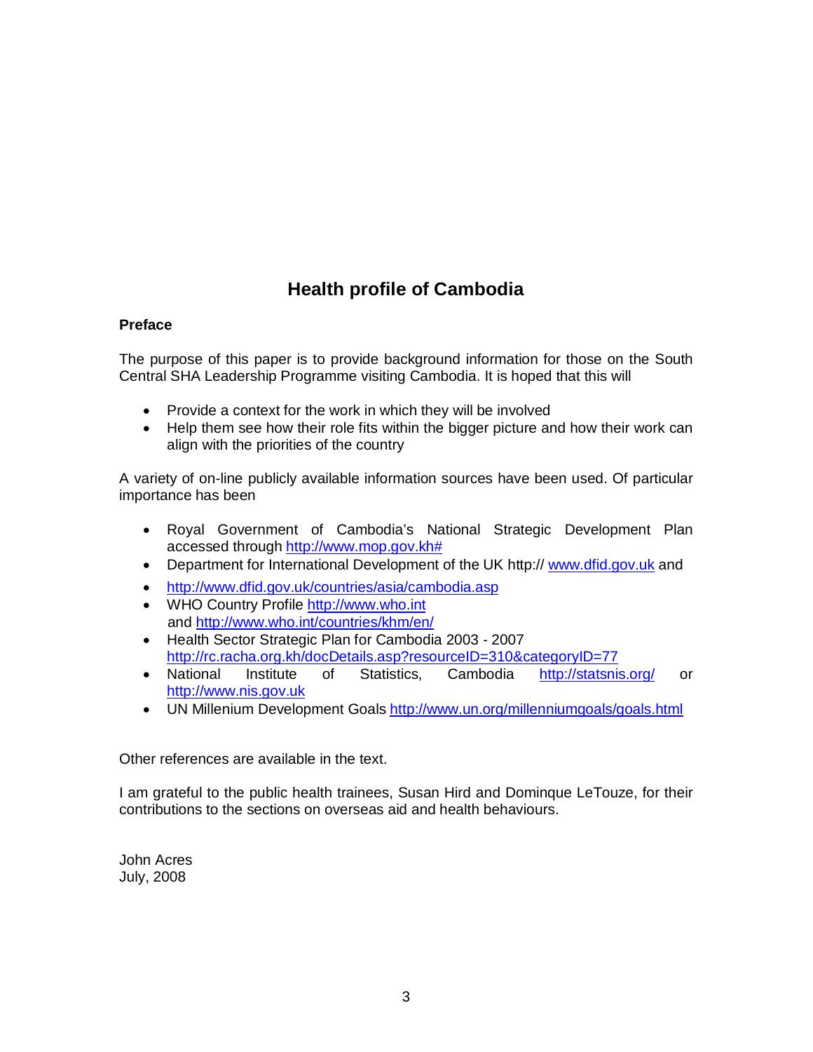# Health profile of Cambodia

**Preface**

The purpose of this paper is to provide background information for those on the South Central SHA Leadership Programme visiting Cambodia. It is hoped that this will

- Provide a context for the work in which they will be involved
- Help them see how their role fits within the bigger picture and how their work can align with the priorities of the country

A variety of on-line publicly available information sources have been used. Of particular importance has been

- Royal Government of Cambodia's National Strategic Development Plan accessed through http://www.mop.gov.kh#
- Department for International Development of the UK http:// www.dfid.gov.uk and
- http://www.dfid.gov.uk/countries/asia/cambodia.asp
- WHO Country Profile http://www.who.int and http://www.who.int/countries/khm/en/
- Health Sector Strategic Plan for Cambodia 2003 - 2007 http://rc.racha.org.kh/docDetails.asp?resourceID=310&categoryID=77
- National Institute of Statistics, Cambodia http://statsnis.org/ or http://www.nis.gov.uk
- UN Millenium Development Goals http://www.un.org/millenniumgoals/goals.html

Other references are available in the text.

I am grateful to the public health trainees, Susan Hird and Dominque LeTouze, for their contributions to the sections on overseas aid and health behaviours.

John Acres
July, 2008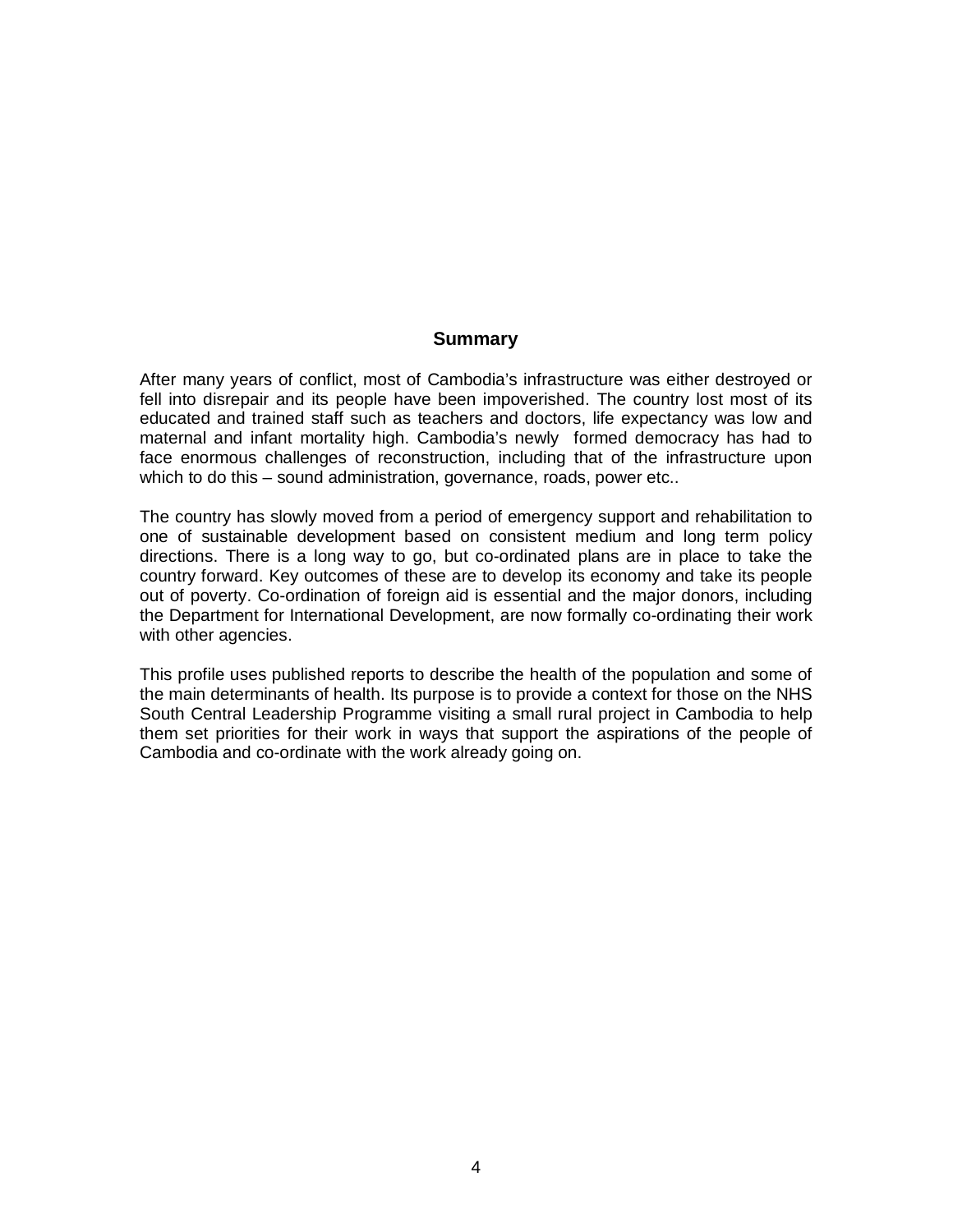## Summary

After many years of conflict, most of Cambodia's infrastructure was either destroyed or fell into disrepair and its people have been impoverished. The country lost most of its educated and trained staff such as teachers and doctors, life expectancy was low and maternal and infant mortality high. Cambodia's newly formed democracy has had to face enormous challenges of reconstruction, including that of the infrastructure upon which to do this – sound administration, governance, roads, power etc..

The country has slowly moved from a period of emergency support and rehabilitation to one of sustainable development based on consistent medium and long term policy directions. There is a long way to go, but co-ordinated plans are in place to take the country forward. Key outcomes of these are to develop its economy and take its people out of poverty. Co-ordination of foreign aid is essential and the major donors, including the Department for International Development, are now formally co-ordinating their work with other agencies.

This profile uses published reports to describe the health of the population and some of the main determinants of health. Its purpose is to provide a context for those on the NHS South Central Leadership Programme visiting a small rural project in Cambodia to help them set priorities for their work in ways that support the aspirations of the people of Cambodia and co-ordinate with the work already going on.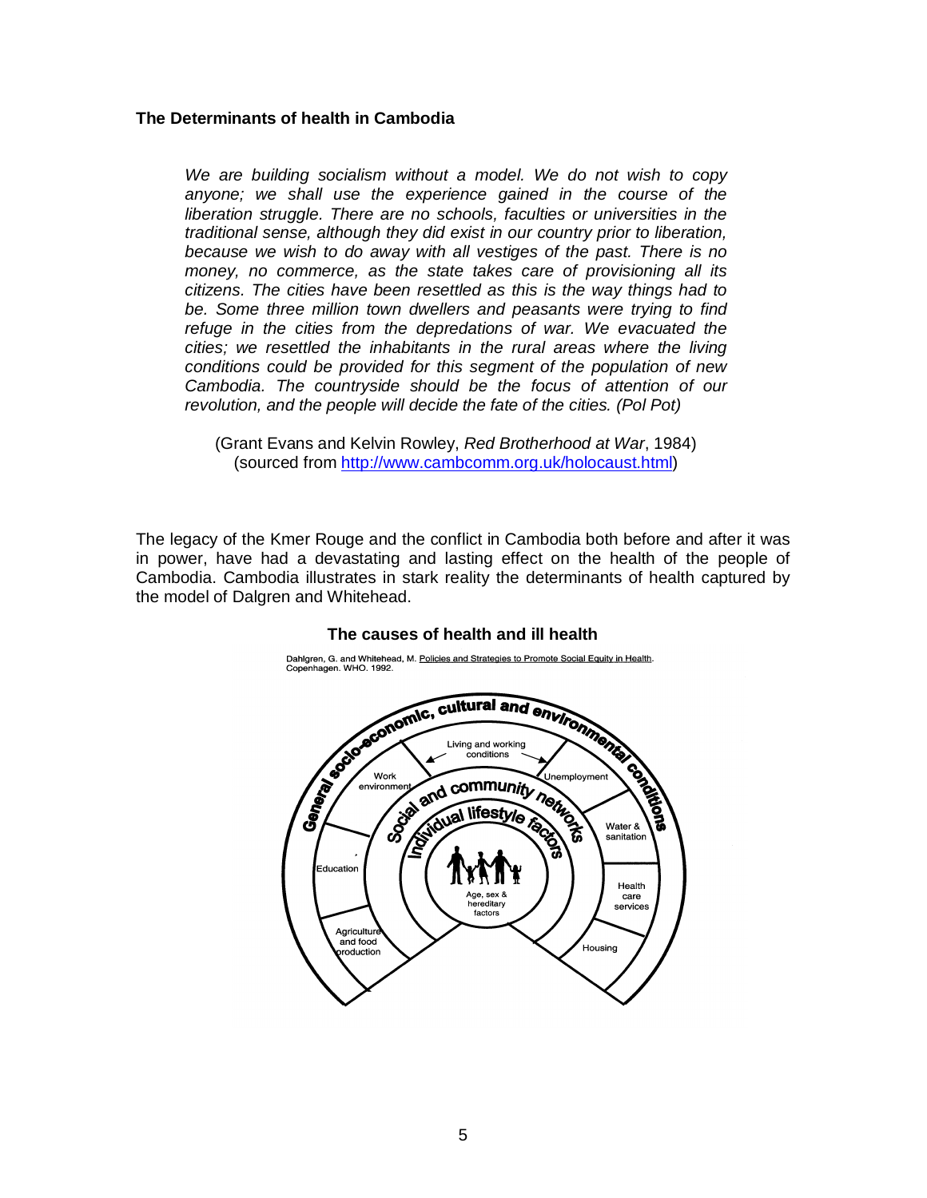**The Determinants of health in Cambodia**

> *We are building socialism without a model. We do not wish to copy anyone; we shall use the experience gained in the course of the liberation struggle. There are no schools, faculties or universities in the traditional sense, although they did exist in our country prior to liberation, because we wish to do away with all vestiges of the past. There is no money, no commerce, as the state takes care of provisioning all its citizens. The cities have been resettled as this is the way things had to be. Some three million town dwellers and peasants were trying to find refuge in the cities from the depredations of war. We evacuated the cities; we resettled the inhabitants in the rural areas where the living conditions could be provided for this segment of the population of new Cambodia. The countryside should be the focus of attention of our revolution, and the people will decide the fate of the cities. (Pol Pot)*
>
> (Grant Evans and Kelvin Rowley, *Red Brotherhood at War*, 1984)
> (sourced from http://www.cambcomm.org.uk/holocaust.html)

The legacy of the Kmer Rouge and the conflict in Cambodia both before and after it was in power, have had a devastating and lasting effect on the health of the people of Cambodia. Cambodia illustrates in stark reality the determinants of health captured by the model of Dalgren and Whitehead.

**The causes of health and ill health**

Dahlgren, G. and Whitehead, M. Policies and Strategies to Promote Social Equity in Health. Copenhagen. WHO. 1992.

General socio-economic, cultural and environmental conditions

Living and working conditions

Work environment | Education | Agriculture and food production | Unemployment | Water & sanitation | Health care services | Housing

Social and community networks

Individual lifestyle factors

Age, sex & hereditary factors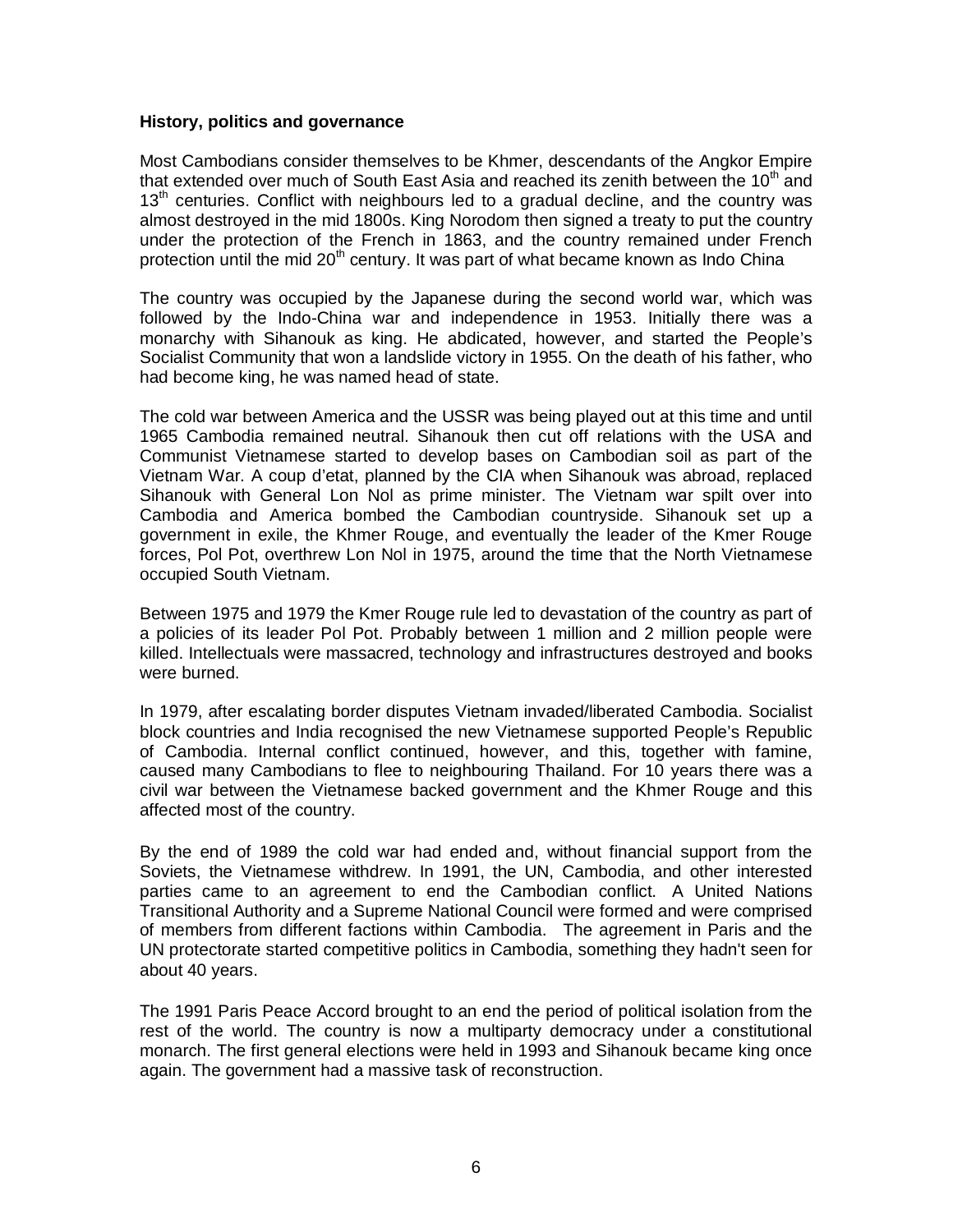**History, politics and governance**

Most Cambodians consider themselves to be Khmer, descendants of the Angkor Empire that extended over much of South East Asia and reached its zenith between the 10th and 13th centuries. Conflict with neighbours led to a gradual decline, and the country was almost destroyed in the mid 1800s. King Norodom then signed a treaty to put the country under the protection of the French in 1863, and the country remained under French protection until the mid 20th century. It was part of what became known as Indo China

The country was occupied by the Japanese during the second world war, which was followed by the Indo-China war and independence in 1953. Initially there was a monarchy with Sihanouk as king. He abdicated, however, and started the People's Socialist Community that won a landslide victory in 1955. On the death of his father, who had become king, he was named head of state.

The cold war between America and the USSR was being played out at this time and until 1965 Cambodia remained neutral. Sihanouk then cut off relations with the USA and Communist Vietnamese started to develop bases on Cambodian soil as part of the Vietnam War. A coup d'etat, planned by the CIA when Sihanouk was abroad, replaced Sihanouk with General Lon Nol as prime minister. The Vietnam war spilt over into Cambodia and America bombed the Cambodian countryside. Sihanouk set up a government in exile, the Khmer Rouge, and eventually the leader of the Kmer Rouge forces, Pol Pot, overthrew Lon Nol in 1975, around the time that the North Vietnamese occupied South Vietnam.

Between 1975 and 1979 the Kmer Rouge rule led to devastation of the country as part of a policies of its leader Pol Pot. Probably between 1 million and 2 million people were killed. Intellectuals were massacred, technology and infrastructures destroyed and books were burned.

In 1979, after escalating border disputes Vietnam invaded/liberated Cambodia. Socialist block countries and India recognised the new Vietnamese supported People's Republic of Cambodia. Internal conflict continued, however, and this, together with famine, caused many Cambodians to flee to neighbouring Thailand. For 10 years there was a civil war between the Vietnamese backed government and the Khmer Rouge and this affected most of the country.

By the end of 1989 the cold war had ended and, without financial support from the Soviets, the Vietnamese withdrew. In 1991, the UN, Cambodia, and other interested parties came to an agreement to end the Cambodian conflict. A United Nations Transitional Authority and a Supreme National Council were formed and were comprised of members from different factions within Cambodia. The agreement in Paris and the UN protectorate started competitive politics in Cambodia, something they hadn't seen for about 40 years.

The 1991 Paris Peace Accord brought to an end the period of political isolation from the rest of the world. The country is now a multiparty democracy under a constitutional monarch. The first general elections were held in 1993 and Sihanouk became king once again. The government had a massive task of reconstruction.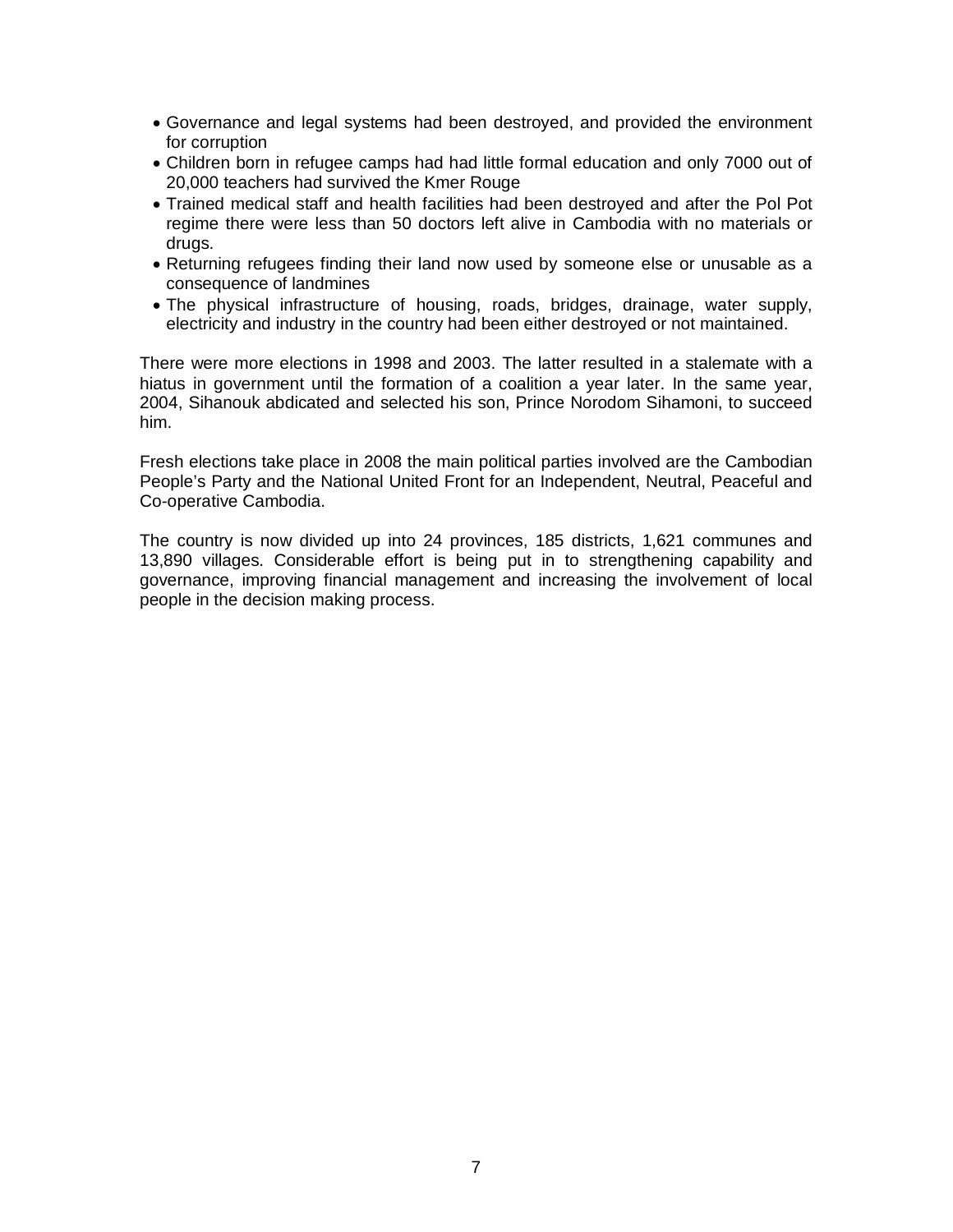- Governance and legal systems had been destroyed, and provided the environment for corruption
- Children born in refugee camps had had little formal education and only 7000 out of 20,000 teachers had survived the Kmer Rouge
- Trained medical staff and health facilities had been destroyed and after the Pol Pot regime there were less than 50 doctors left alive in Cambodia with no materials or drugs.
- Returning refugees finding their land now used by someone else or unusable as a consequence of landmines
- The physical infrastructure of housing, roads, bridges, drainage, water supply, electricity and industry in the country had been either destroyed or not maintained.

There were more elections in 1998 and 2003. The latter resulted in a stalemate with a hiatus in government until the formation of a coalition a year later. In the same year, 2004, Sihanouk abdicated and selected his son, Prince Norodom Sihamoni, to succeed him.

Fresh elections take place in 2008 the main political parties involved are the Cambodian People's Party and the National United Front for an Independent, Neutral, Peaceful and Co-operative Cambodia.

The country is now divided up into 24 provinces, 185 districts, 1,621 communes and 13,890 villages. Considerable effort is being put in to strengthening capability and governance, improving financial management and increasing the involvement of local people in the decision making process.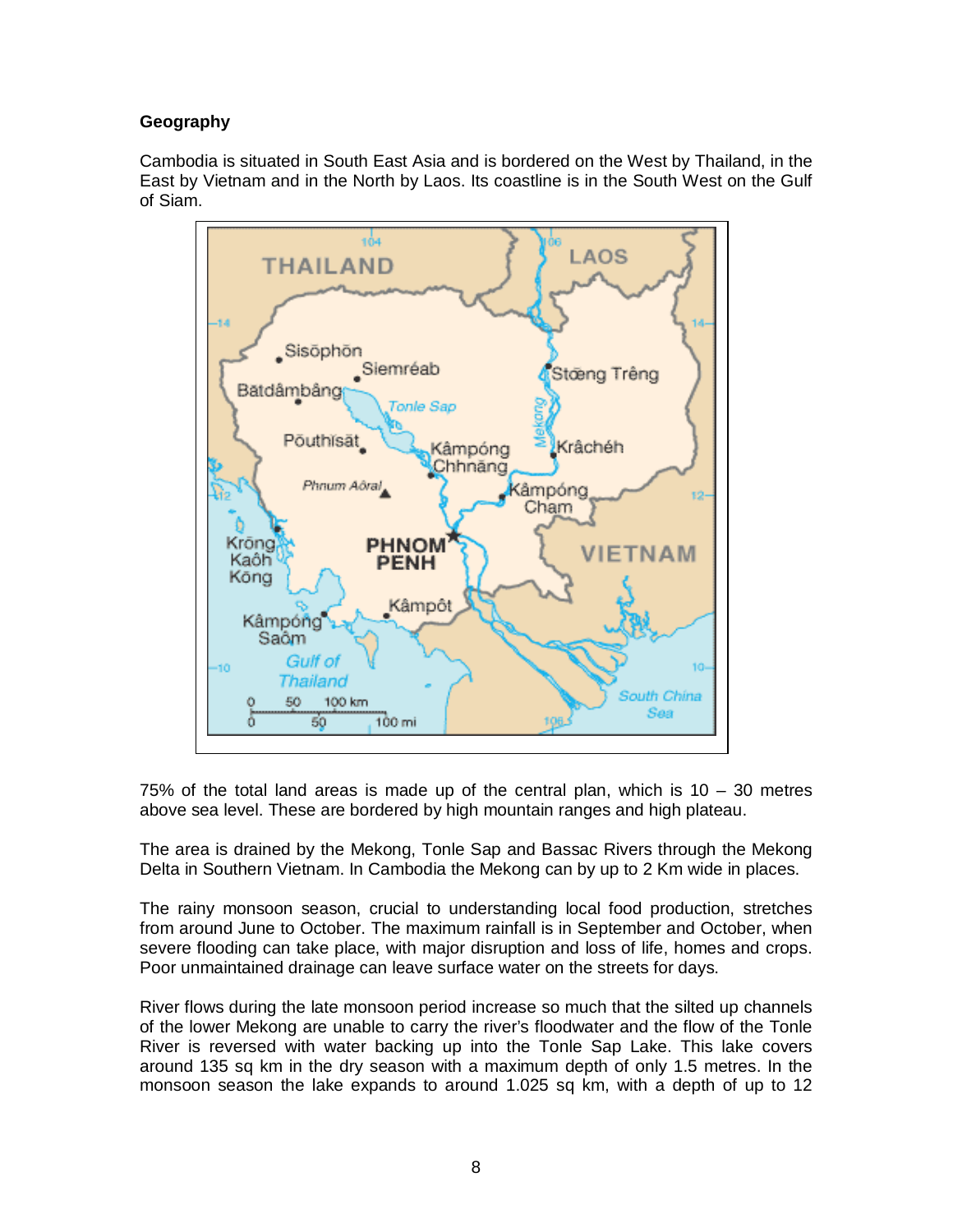**Geography**

Cambodia is situated in South East Asia and is bordered on the West by Thailand, in the East by Vietnam and in the North by Laos. Its coastline is in the South West on the Gulf of Siam.

75% of the total land areas is made up of the central plan, which is 10 – 30 metres above sea level. These are bordered by high mountain ranges and high plateau.

The area is drained by the Mekong, Tonle Sap and Bassac Rivers through the Mekong Delta in Southern Vietnam. In Cambodia the Mekong can by up to 2 Km wide in places.

The rainy monsoon season, crucial to understanding local food production, stretches from around June to October. The maximum rainfall is in September and October, when severe flooding can take place, with major disruption and loss of life, homes and crops. Poor unmaintained drainage can leave surface water on the streets for days.

River flows during the late monsoon period increase so much that the silted up channels of the lower Mekong are unable to carry the river's floodwater and the flow of the Tonle River is reversed with water backing up into the Tonle Sap Lake. This lake covers around 135 sq km in the dry season with a maximum depth of only 1.5 metres. In the monsoon season the lake expands to around 1.025 sq km, with a depth of up to 12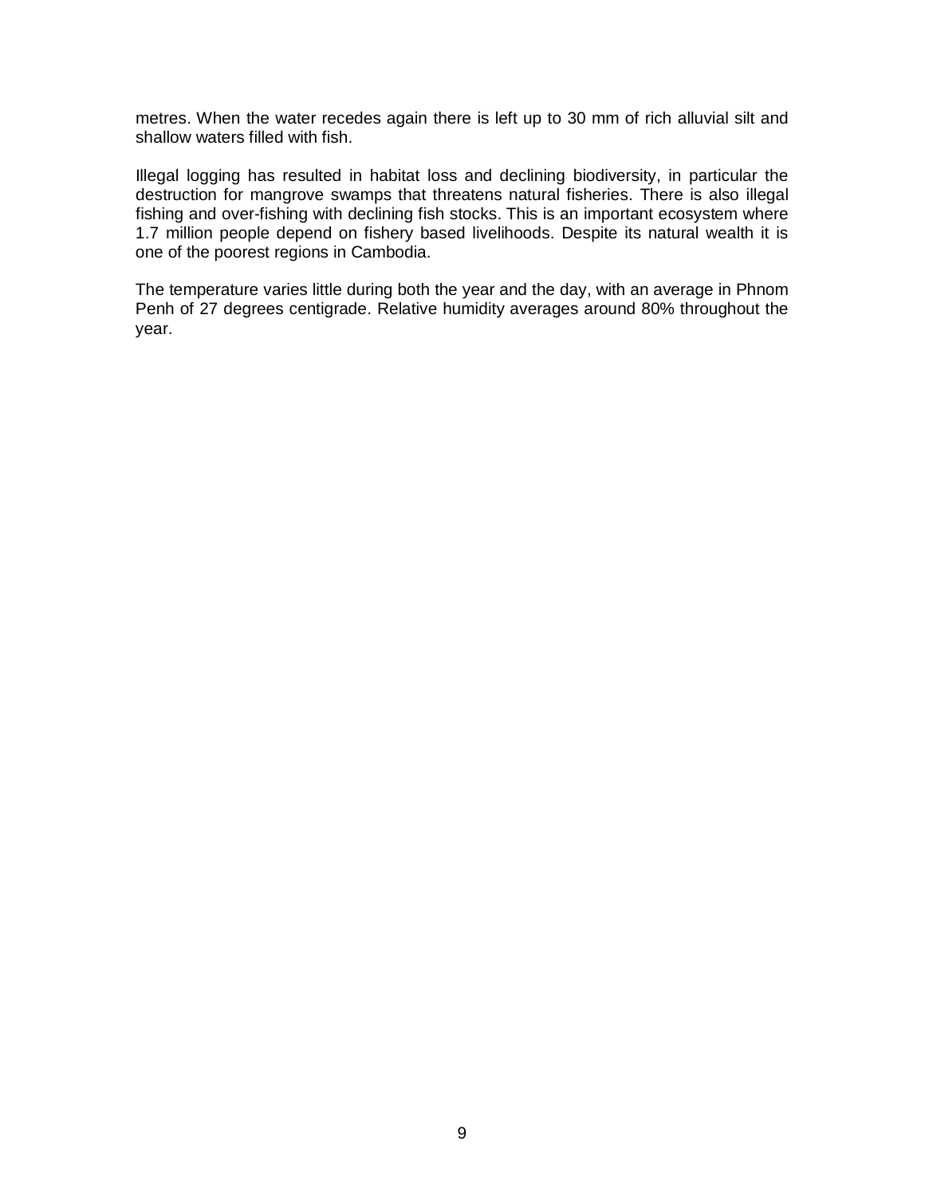metres. When the water recedes again there is left up to 30 mm of rich alluvial silt and shallow waters filled with fish.

Illegal logging has resulted in habitat loss and declining biodiversity, in particular the destruction for mangrove swamps that threatens natural fisheries. There is also illegal fishing and over-fishing with declining fish stocks. This is an important ecosystem where 1.7 million people depend on fishery based livelihoods. Despite its natural wealth it is one of the poorest regions in Cambodia.

The temperature varies little during both the year and the day, with an average in Phnom Penh of 27 degrees centigrade. Relative humidity averages around 80% throughout the year.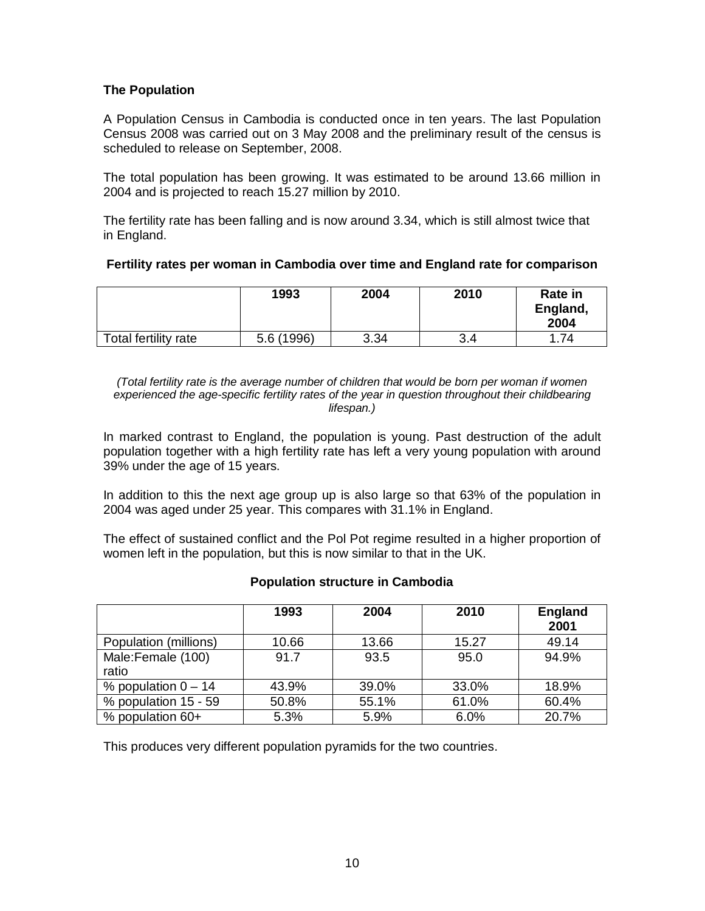### The Population

A Population Census in Cambodia is conducted once in ten years. The last Population Census 2008 was carried out on 3 May 2008 and the preliminary result of the census is scheduled to release on September, 2008.

The total population has been growing. It was estimated to be around 13.66 million in 2004 and is projected to reach 15.27 million by 2010.

The fertility rate has been falling and is now around 3.34, which is still almost twice that in England.

**Fertility rates per woman in Cambodia over time and England rate for comparison**

| | 1993 | 2004 | 2010 | Rate in England, 2004 |
|---|---|---|---|---|
| Total fertility rate | 5.6 (1996) | 3.34 | 3.4 | 1.74 |

*(Total fertility rate is the average number of children that would be born per woman if women experienced the age-specific fertility rates of the year in question throughout their childbearing lifespan.)*

In marked contrast to England, the population is young. Past destruction of the adult population together with a high fertility rate has left a very young population with around 39% under the age of 15 years.

In addition to this the next age group up is also large so that 63% of the population in 2004 was aged under 25 year. This compares with 31.1% in England.

The effect of sustained conflict and the Pol Pot regime resulted in a higher proportion of women left in the population, but this is now similar to that in the UK.

**Population structure in Cambodia**

| | 1993 | 2004 | 2010 | England 2001 |
|---|---|---|---|---|
| Population (millions) | 10.66 | 13.66 | 15.27 | 49.14 |
| Male:Female (100) ratio | 91.7 | 93.5 | 95.0 | 94.9% |
| % population 0 – 14 | 43.9% | 39.0% | 33.0% | 18.9% |
| % population 15 - 59 | 50.8% | 55.1% | 61.0% | 60.4% |
| % population 60+ | 5.3% | 5.9% | 6.0% | 20.7% |

This produces very different population pyramids for the two countries.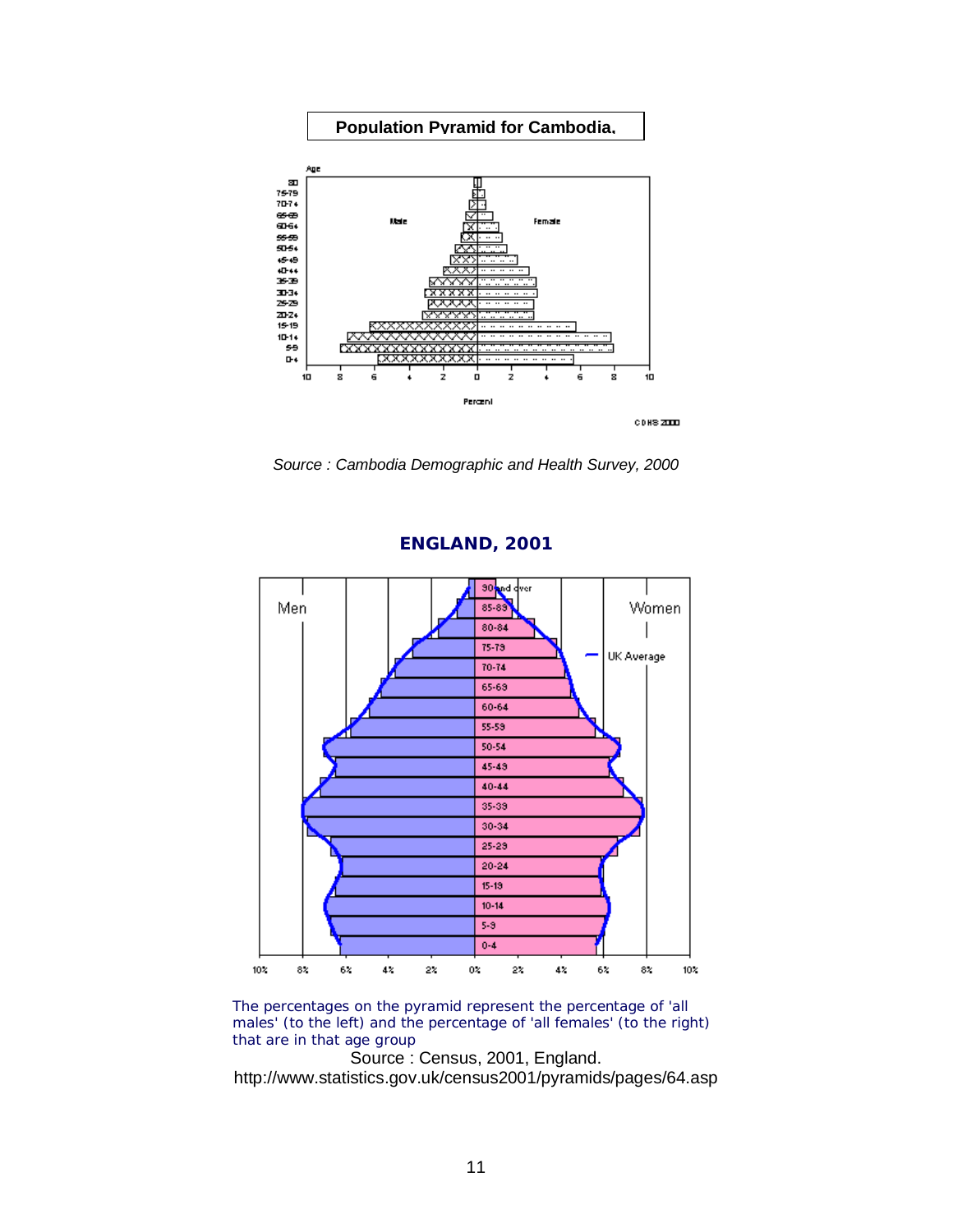**Population Pyramid for Cambodia,**

*Source : Cambodia Demographic and Health Survey, 2000*

**ENGLAND, 2001**

The percentages on the pyramid represent the percentage of 'all males' (to the left) and the percentage of 'all females' (to the right) that are in that age group

Source : Census, 2001, England.
http://www.statistics.gov.uk/census2001/pyramids/pages/64.asp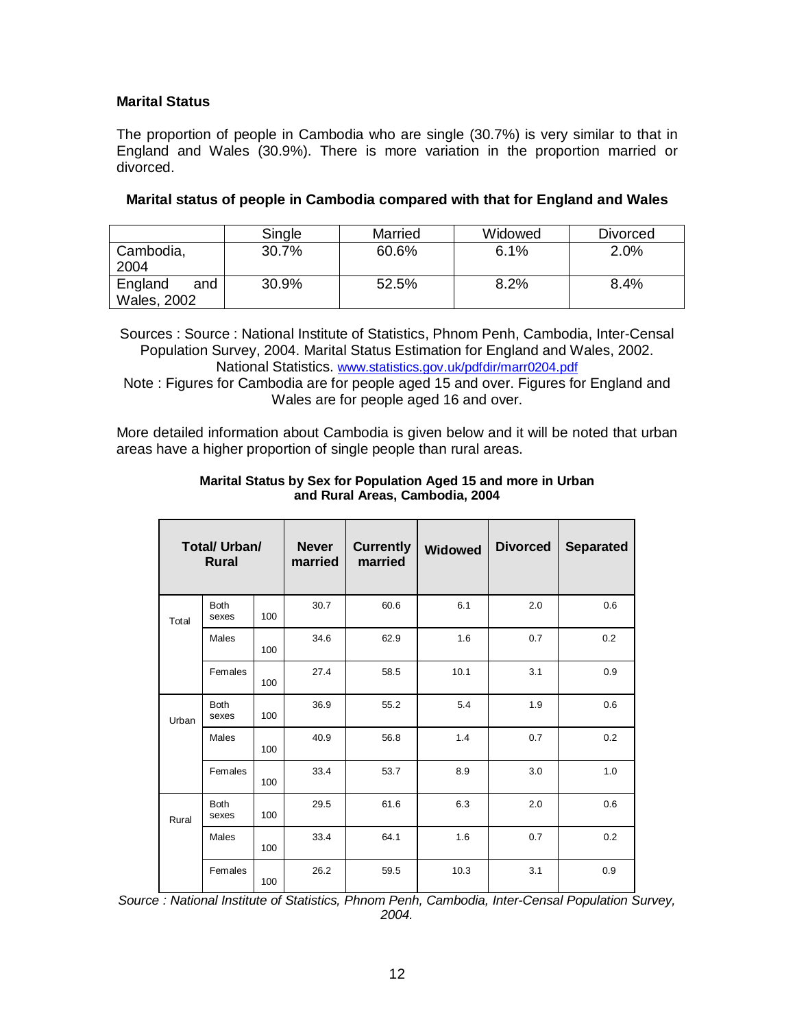**Marital Status**

The proportion of people in Cambodia who are single (30.7%) is very similar to that in England and Wales (30.9%). There is more variation in the proportion married or divorced.

**Marital status of people in Cambodia compared with that for England and Wales**

| | Single | Married | Widowed | Divorced |
|---|---|---|---|---|
| Cambodia, 2004 | 30.7% | 60.6% | 6.1% | 2.0% |
| England and Wales, 2002 | 30.9% | 52.5% | 8.2% | 8.4% |

Sources : Source : National Institute of Statistics, Phnom Penh, Cambodia, Inter-Censal Population Survey, 2004. Marital Status Estimation for England and Wales, 2002. National Statistics. www.statistics.gov.uk/pdfdir/marr0204.pdf

Note : Figures for Cambodia are for people aged 15 and over. Figures for England and Wales are for people aged 16 and over.

More detailed information about Cambodia is given below and it will be noted that urban areas have a higher proportion of single people than rural areas.

**Marital Status by Sex for Population Aged 15 and more in Urban and Rural Areas, Cambodia, 2004**

| Total/ Urban/ Rural | | | Never married | Currently married | Widowed | Divorced | Separated |
|---|---|---|---|---|---|---|---|
| Total | Both sexes | 100 | 30.7 | 60.6 | 6.1 | 2.0 | 0.6 |
| | Males | 100 | 34.6 | 62.9 | 1.6 | 0.7 | 0.2 |
| | Females | 100 | 27.4 | 58.5 | 10.1 | 3.1 | 0.9 |
| Urban | Both sexes | 100 | 36.9 | 55.2 | 5.4 | 1.9 | 0.6 |
| | Males | 100 | 40.9 | 56.8 | 1.4 | 0.7 | 0.2 |
| | Females | 100 | 33.4 | 53.7 | 8.9 | 3.0 | 1.0 |
| Rural | Both sexes | 100 | 29.5 | 61.6 | 6.3 | 2.0 | 0.6 |
| | Males | 100 | 33.4 | 64.1 | 1.6 | 0.7 | 0.2 |
| | Females | 100 | 26.2 | 59.5 | 10.3 | 3.1 | 0.9 |

*Source : National Institute of Statistics, Phnom Penh, Cambodia, Inter-Censal Population Survey, 2004.*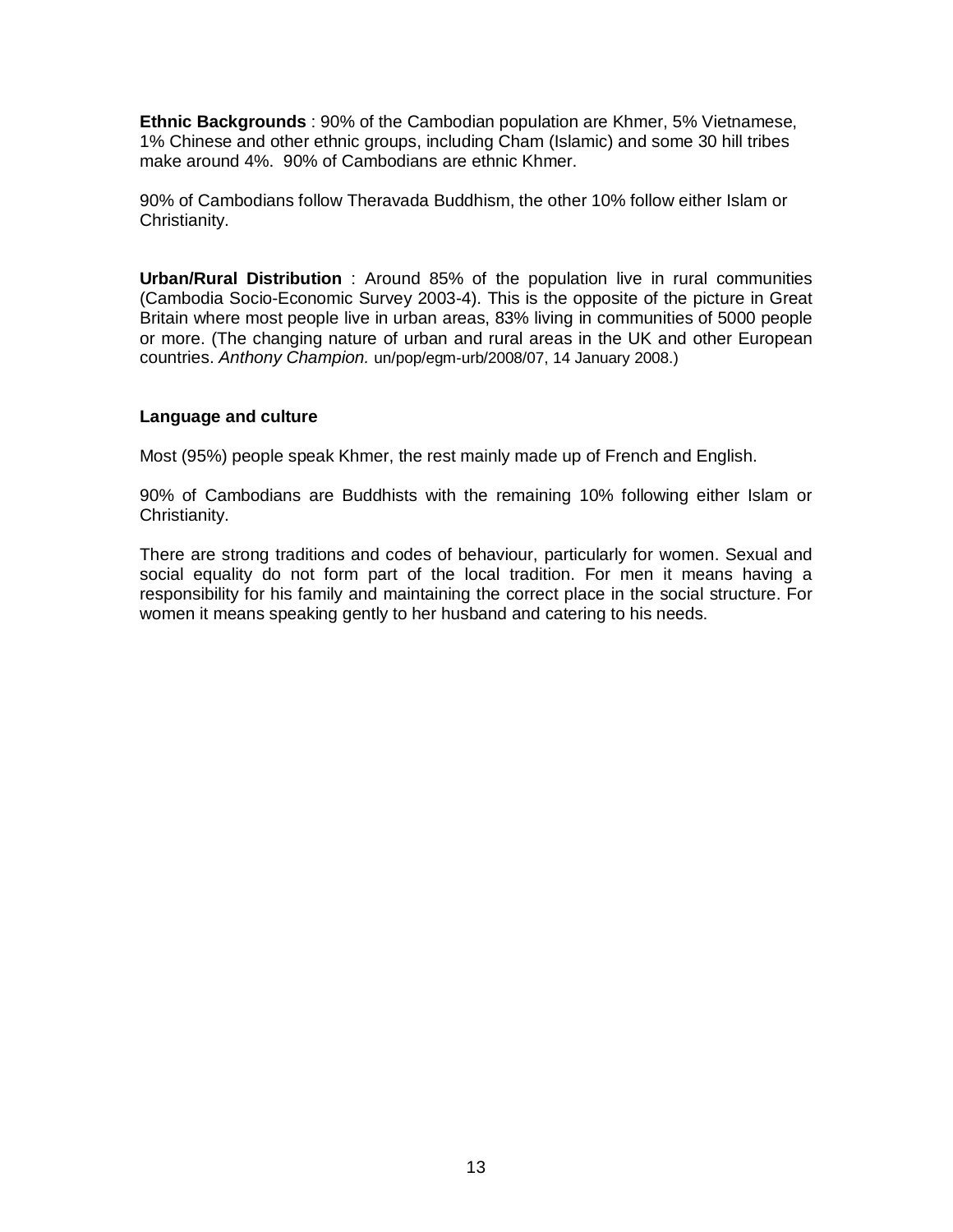**Ethnic Backgrounds** : 90% of the Cambodian population are Khmer, 5% Vietnamese, 1% Chinese and other ethnic groups, including Cham (Islamic) and some 30 hill tribes make around 4%. 90% of Cambodians are ethnic Khmer.

90% of Cambodians follow Theravada Buddhism, the other 10% follow either Islam or Christianity.

**Urban/Rural Distribution** : Around 85% of the population live in rural communities (Cambodia Socio-Economic Survey 2003-4). This is the opposite of the picture in Great Britain where most people live in urban areas, 83% living in communities of 5000 people or more. (The changing nature of urban and rural areas in the UK and other European countries. *Anthony Champion.* un/pop/egm-urb/2008/07, 14 January 2008.)

**Language and culture**

Most (95%) people speak Khmer, the rest mainly made up of French and English.

90% of Cambodians are Buddhists with the remaining 10% following either Islam or Christianity.

There are strong traditions and codes of behaviour, particularly for women. Sexual and social equality do not form part of the local tradition. For men it means having a responsibility for his family and maintaining the correct place in the social structure. For women it means speaking gently to her husband and catering to his needs.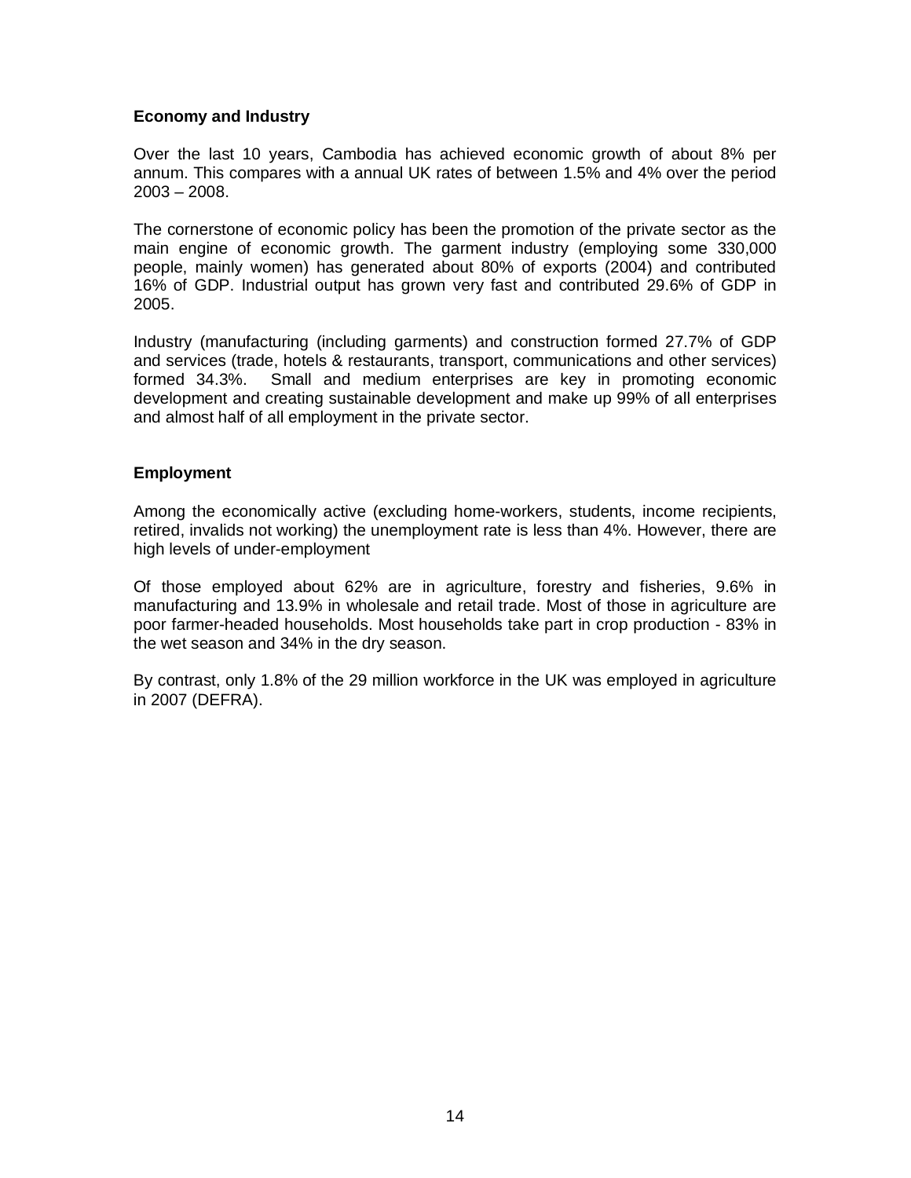**Economy and Industry**

Over the last 10 years, Cambodia has achieved economic growth of about 8% per annum. This compares with a annual UK rates of between 1.5% and 4% over the period 2003 – 2008.

The cornerstone of economic policy has been the promotion of the private sector as the main engine of economic growth. The garment industry (employing some 330,000 people, mainly women) has generated about 80% of exports (2004) and contributed 16% of GDP. Industrial output has grown very fast and contributed 29.6% of GDP in 2005.

Industry (manufacturing (including garments) and construction formed 27.7% of GDP and services (trade, hotels & restaurants, transport, communications and other services) formed 34.3%. Small and medium enterprises are key in promoting economic development and creating sustainable development and make up 99% of all enterprises and almost half of all employment in the private sector.

**Employment**

Among the economically active (excluding home-workers, students, income recipients, retired, invalids not working) the unemployment rate is less than 4%. However, there are high levels of under-employment

Of those employed about 62% are in agriculture, forestry and fisheries, 9.6% in manufacturing and 13.9% in wholesale and retail trade. Most of those in agriculture are poor farmer-headed households. Most households take part in crop production - 83% in the wet season and 34% in the dry season.

By contrast, only 1.8% of the 29 million workforce in the UK was employed in agriculture in 2007 (DEFRA).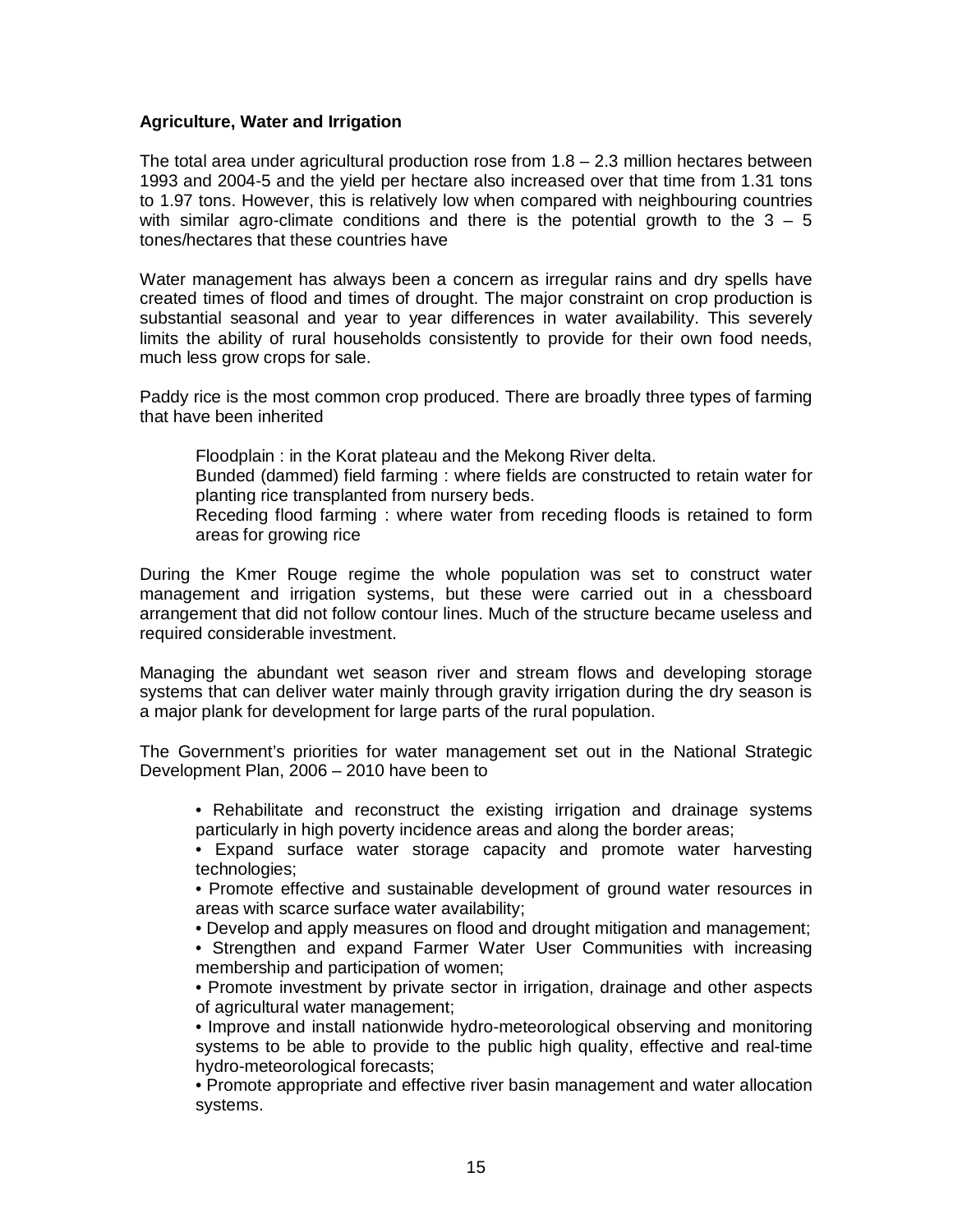**Agriculture, Water and Irrigation**

The total area under agricultural production rose from 1.8 – 2.3 million hectares between 1993 and 2004-5 and the yield per hectare also increased over that time from 1.31 tons to 1.97 tons. However, this is relatively low when compared with neighbouring countries with similar agro-climate conditions and there is the potential growth to the 3 – 5 tones/hectares that these countries have

Water management has always been a concern as irregular rains and dry spells have created times of flood and times of drought. The major constraint on crop production is substantial seasonal and year to year differences in water availability. This severely limits the ability of rural households consistently to provide for their own food needs, much less grow crops for sale.

Paddy rice is the most common crop produced. There are broadly three types of farming that have been inherited

Floodplain : in the Korat plateau and the Mekong River delta.

Bunded (dammed) field farming : where fields are constructed to retain water for planting rice transplanted from nursery beds.

Receding flood farming : where water from receding floods is retained to form areas for growing rice

During the Kmer Rouge regime the whole population was set to construct water management and irrigation systems, but these were carried out in a chessboard arrangement that did not follow contour lines. Much of the structure became useless and required considerable investment.

Managing the abundant wet season river and stream flows and developing storage systems that can deliver water mainly through gravity irrigation during the dry season is a major plank for development for large parts of the rural population.

The Government's priorities for water management set out in the National Strategic Development Plan, 2006 – 2010 have been to

- Rehabilitate and reconstruct the existing irrigation and drainage systems particularly in high poverty incidence areas and along the border areas;
- Expand surface water storage capacity and promote water harvesting technologies;
- Promote effective and sustainable development of ground water resources in areas with scarce surface water availability;
- Develop and apply measures on flood and drought mitigation and management;
- Strengthen and expand Farmer Water User Communities with increasing membership and participation of women;
- Promote investment by private sector in irrigation, drainage and other aspects of agricultural water management;
- Improve and install nationwide hydro-meteorological observing and monitoring systems to be able to provide to the public high quality, effective and real-time hydro-meteorological forecasts;
- Promote appropriate and effective river basin management and water allocation systems.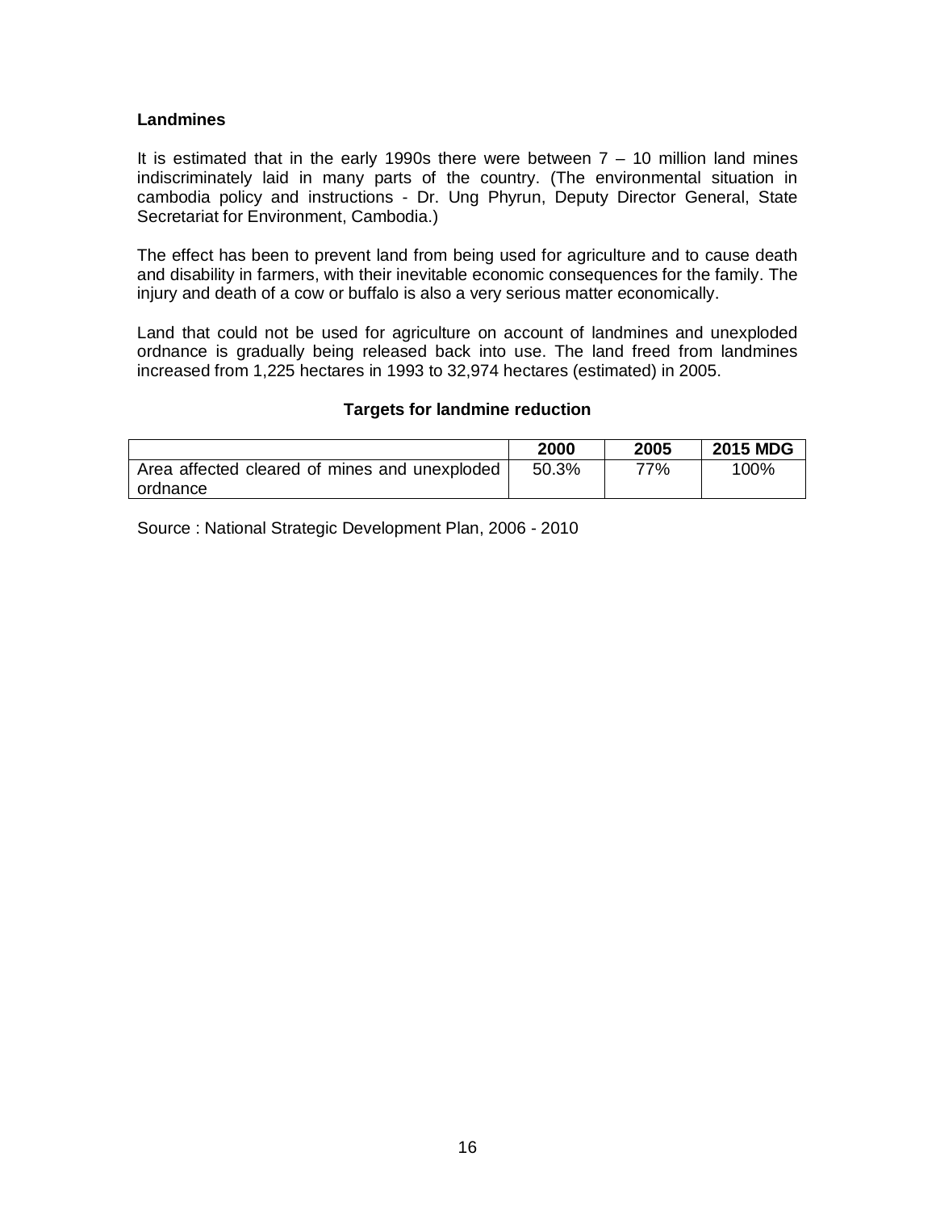## Landmines

It is estimated that in the early 1990s there were between 7 – 10 million land mines indiscriminately laid in many parts of the country. (The environmental situation in cambodia policy and instructions - Dr. Ung Phyrun, Deputy Director General, State Secretariat for Environment, Cambodia.)

The effect has been to prevent land from being used for agriculture and to cause death and disability in farmers, with their inevitable economic consequences for the family. The injury and death of a cow or buffalo is also a very serious matter economically.

Land that could not be used for agriculture on account of landmines and unexploded ordnance is gradually being released back into use. The land freed from landmines increased from 1,225 hectares in 1993 to 32,974 hectares (estimated) in 2005.

**Targets for landmine reduction**

| | 2000 | 2005 | 2015 MDG |
|---|---|---|---|
| Area affected cleared of mines and unexploded ordnance | 50.3% | 77% | 100% |

Source : National Strategic Development Plan, 2006 - 2010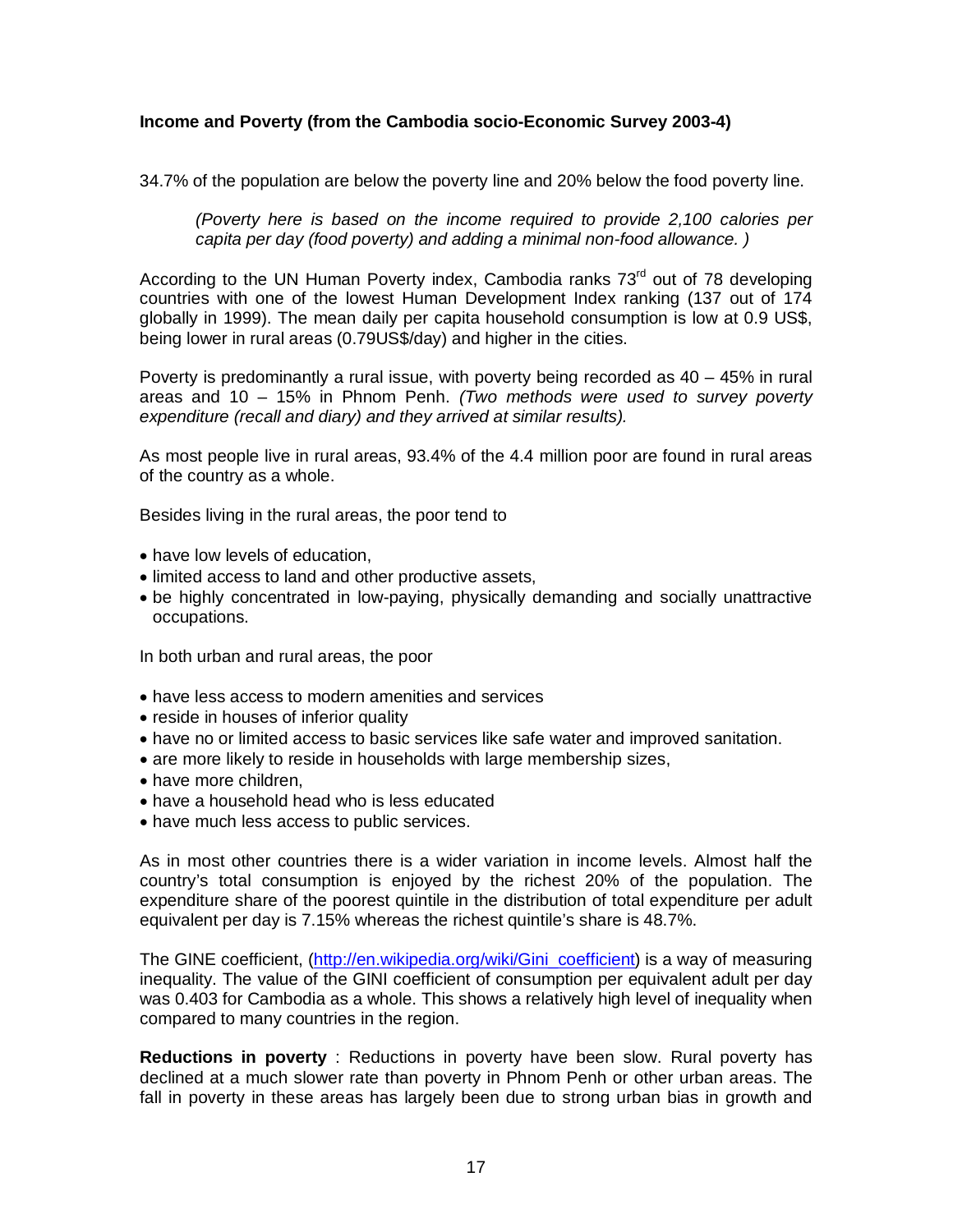**Income and Poverty (from the Cambodia socio-Economic Survey 2003-4)**

34.7% of the population are below the poverty line and 20% below the food poverty line.

> *(Poverty here is based on the income required to provide 2,100 calories per capita per day (food poverty) and adding a minimal non-food allowance. )*

According to the UN Human Poverty index, Cambodia ranks 73rd out of 78 developing countries with one of the lowest Human Development Index ranking (137 out of 174 globally in 1999). The mean daily per capita household consumption is low at 0.9 US$, being lower in rural areas (0.79US$/day) and higher in the cities.

Poverty is predominantly a rural issue, with poverty being recorded as 40 – 45% in rural areas and 10 – 15% in Phnom Penh. *(Two methods were used to survey poverty expenditure (recall and diary) and they arrived at similar results).*

As most people live in rural areas, 93.4% of the 4.4 million poor are found in rural areas of the country as a whole.

Besides living in the rural areas, the poor tend to

- have low levels of education,
- limited access to land and other productive assets,
- be highly concentrated in low-paying, physically demanding and socially unattractive occupations.

In both urban and rural areas, the poor

- have less access to modern amenities and services
- reside in houses of inferior quality
- have no or limited access to basic services like safe water and improved sanitation.
- are more likely to reside in households with large membership sizes,
- have more children,
- have a household head who is less educated
- have much less access to public services.

As in most other countries there is a wider variation in income levels. Almost half the country's total consumption is enjoyed by the richest 20% of the population. The expenditure share of the poorest quintile in the distribution of total expenditure per adult equivalent per day is 7.15% whereas the richest quintile's share is 48.7%.

The GINE coefficient, (http://en.wikipedia.org/wiki/Gini_coefficient) is a way of measuring inequality. The value of the GINI coefficient of consumption per equivalent adult per day was 0.403 for Cambodia as a whole. This shows a relatively high level of inequality when compared to many countries in the region.

**Reductions in poverty** : Reductions in poverty have been slow. Rural poverty has declined at a much slower rate than poverty in Phnom Penh or other urban areas. The fall in poverty in these areas has largely been due to strong urban bias in growth and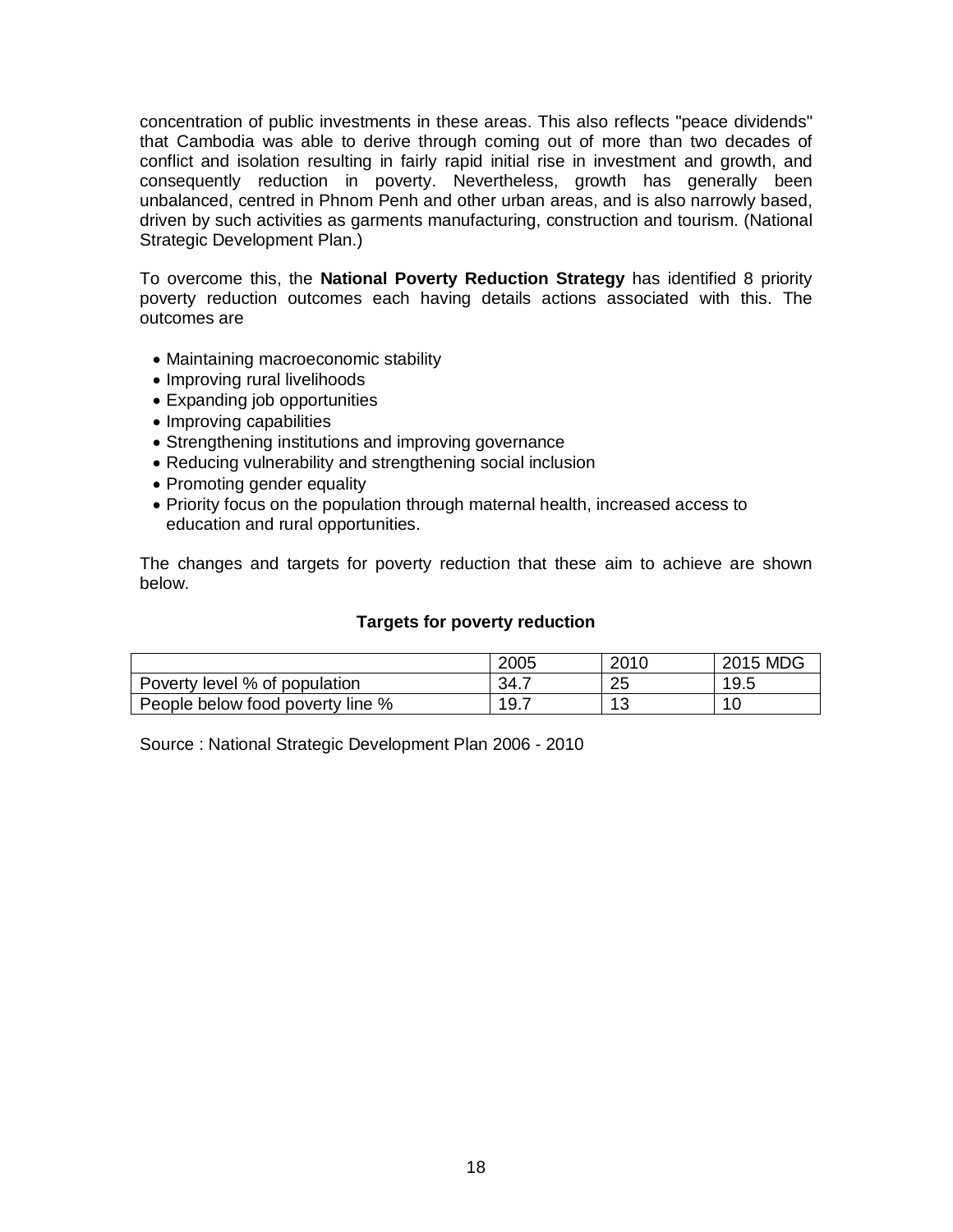concentration of public investments in these areas. This also reflects "peace dividends" that Cambodia was able to derive through coming out of more than two decades of conflict and isolation resulting in fairly rapid initial rise in investment and growth, and consequently reduction in poverty. Nevertheless, growth has generally been unbalanced, centred in Phnom Penh and other urban areas, and is also narrowly based, driven by such activities as garments manufacturing, construction and tourism. (National Strategic Development Plan.)

To overcome this, the **National Poverty Reduction Strategy** has identified 8 priority poverty reduction outcomes each having details actions associated with this. The outcomes are

- Maintaining macroeconomic stability
- Improving rural livelihoods
- Expanding job opportunities
- Improving capabilities
- Strengthening institutions and improving governance
- Reducing vulnerability and strengthening social inclusion
- Promoting gender equality
- Priority focus on the population through maternal health, increased access to education and rural opportunities.

The changes and targets for poverty reduction that these aim to achieve are shown below.

**Targets for poverty reduction**

| | 2005 | 2010 | 2015 MDG |
|---|---|---|---|
| Poverty level % of population | 34.7 | 25 | 19.5 |
| People below food poverty line % | 19.7 | 13 | 10 |

Source : National Strategic Development Plan 2006 - 2010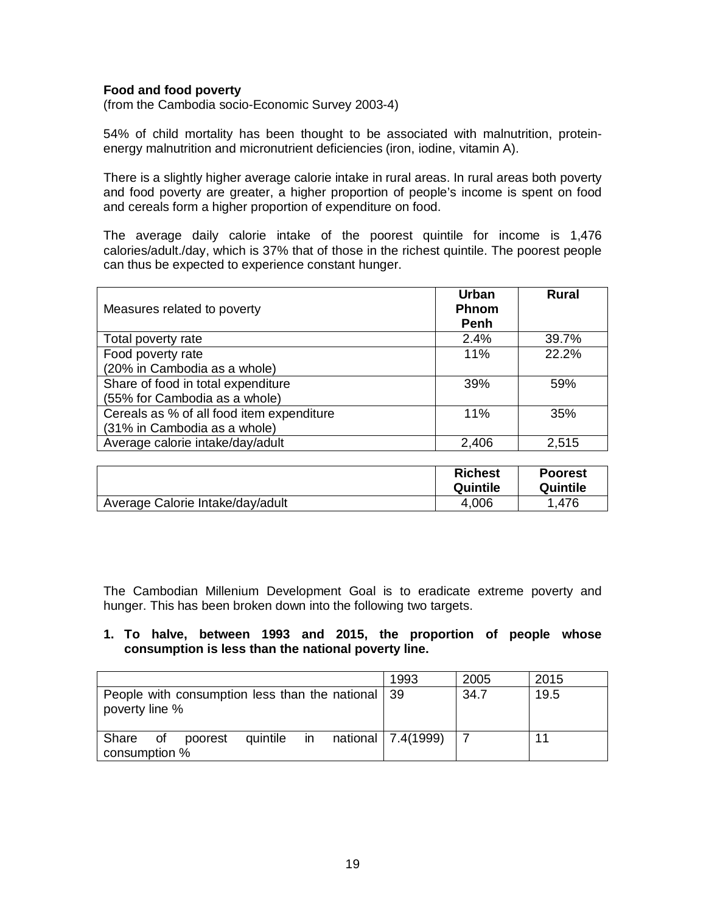**Food and food poverty**
(from the Cambodia socio-Economic Survey 2003-4)

54% of child mortality has been thought to be associated with malnutrition, protein-energy malnutrition and micronutrient deficiencies (iron, iodine, vitamin A).

There is a slightly higher average calorie intake in rural areas. In rural areas both poverty and food poverty are greater, a higher proportion of people's income is spent on food and cereals form a higher proportion of expenditure on food.

The average daily calorie intake of the poorest quintile for income is 1,476 calories/adult./day, which is 37% that of those in the richest quintile. The poorest people can thus be expected to experience constant hunger.

| Measures related to poverty | **Urban Phnom Penh** | **Rural** |
|---|---|---|
| Total poverty rate | 2.4% | 39.7% |
| Food poverty rate<br>(20% in Cambodia as a whole) | 11% | 22.2% |
| Share of food in total expenditure<br>(55% for Cambodia as a whole) | 39% | 59% |
| Cereals as % of all food item expenditure<br>(31% in Cambodia as a whole) | 11% | 35% |
| Average calorie intake/day/adult | 2,406 | 2,515 |

| | **Richest Quintile** | **Poorest Quintile** |
|---|---|---|
| Average Calorie Intake/day/adult | 4,006 | 1,476 |

The Cambodian Millenium Development Goal is to eradicate extreme poverty and hunger. This has been broken down into the following two targets.

**1. To halve, between 1993 and 2015, the proportion of people whose consumption is less than the national poverty line.**

| | 1993 | 2005 | 2015 |
|---|---|---|---|
| People with consumption less than the national poverty line % | 39 | 34.7 | 19.5 |
| Share of poorest quintile in national consumption % | 7.4(1999) | 7 | 11 |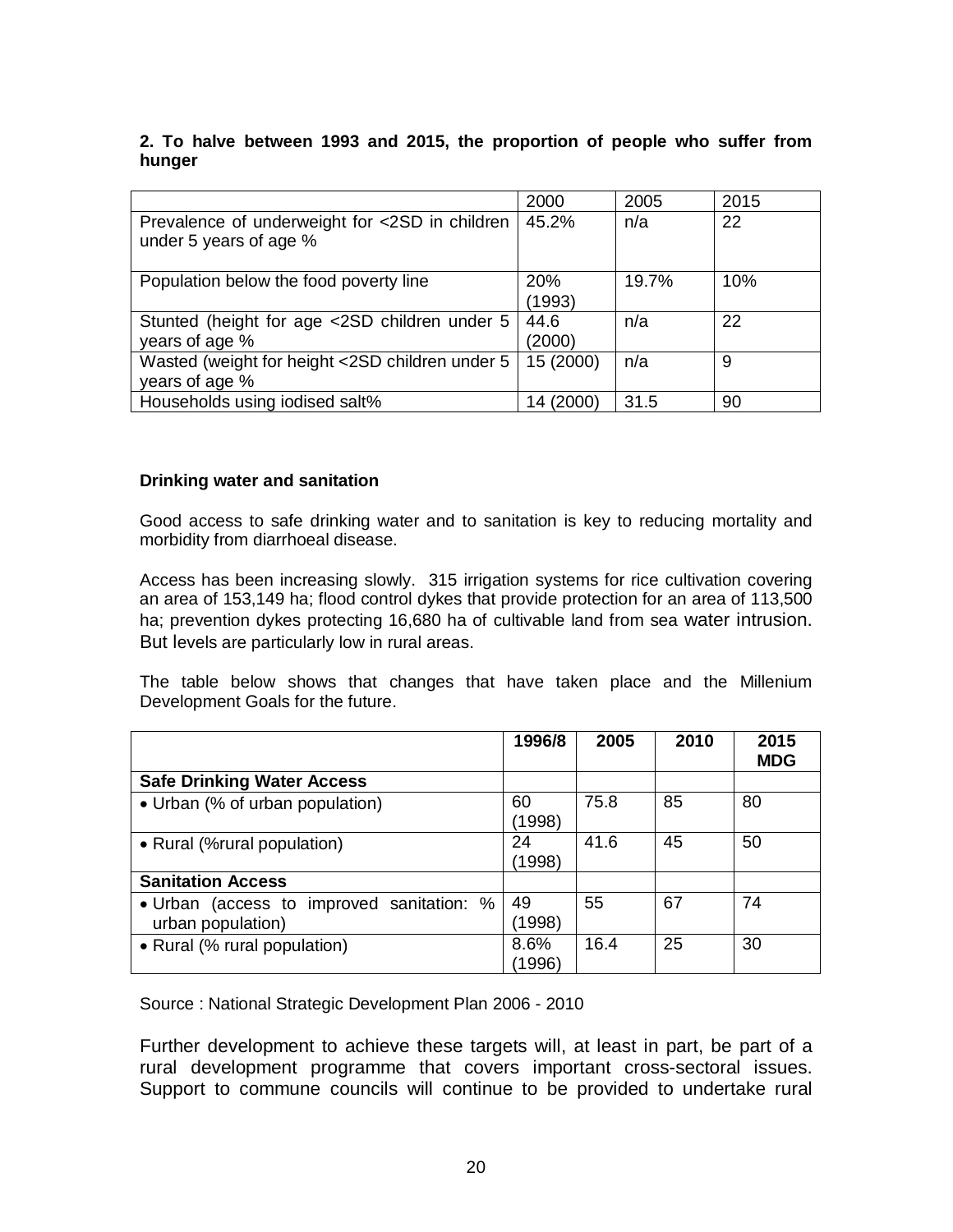**2. To halve between 1993 and 2015, the proportion of people who suffer from hunger**

| | 2000 | 2005 | 2015 |
|---|---|---|---|
| Prevalence of underweight for <2SD in children under 5 years of age % | 45.2% | n/a | 22 |
| Population below the food poverty line | 20% (1993) | 19.7% | 10% |
| Stunted (height for age <2SD children under 5 years of age % | 44.6 (2000) | n/a | 22 |
| Wasted (weight for height <2SD children under 5 years of age % | 15 (2000) | n/a | 9 |
| Households using iodised salt% | 14 (2000) | 31.5 | 90 |

**Drinking water and sanitation**

Good access to safe drinking water and to sanitation is key to reducing mortality and morbidity from diarrhoeal disease.

Access has been increasing slowly. 315 irrigation systems for rice cultivation covering an area of 153,149 ha; flood control dykes that provide protection for an area of 113,500 ha; prevention dykes protecting 16,680 ha of cultivable land from sea water intrusion. But levels are particularly low in rural areas.

The table below shows that changes that have taken place and the Millenium Development Goals for the future.

| | **1996/8** | **2005** | **2010** | **2015 MDG** |
|---|---|---|---|---|
| **Safe Drinking Water Access** | | | | |
| • Urban (% of urban population) | 60 (1998) | 75.8 | 85 | 80 |
| • Rural (%rural population) | 24 (1998) | 41.6 | 45 | 50 |
| **Sanitation Access** | | | | |
| • Urban (access to improved sanitation: % urban population) | 49 (1998) | 55 | 67 | 74 |
| • Rural (% rural population) | 8.6% (1996) | 16.4 | 25 | 30 |

Source : National Strategic Development Plan 2006 - 2010

Further development to achieve these targets will, at least in part, be part of a rural development programme that covers important cross-sectoral issues. Support to commune councils will continue to be provided to undertake rural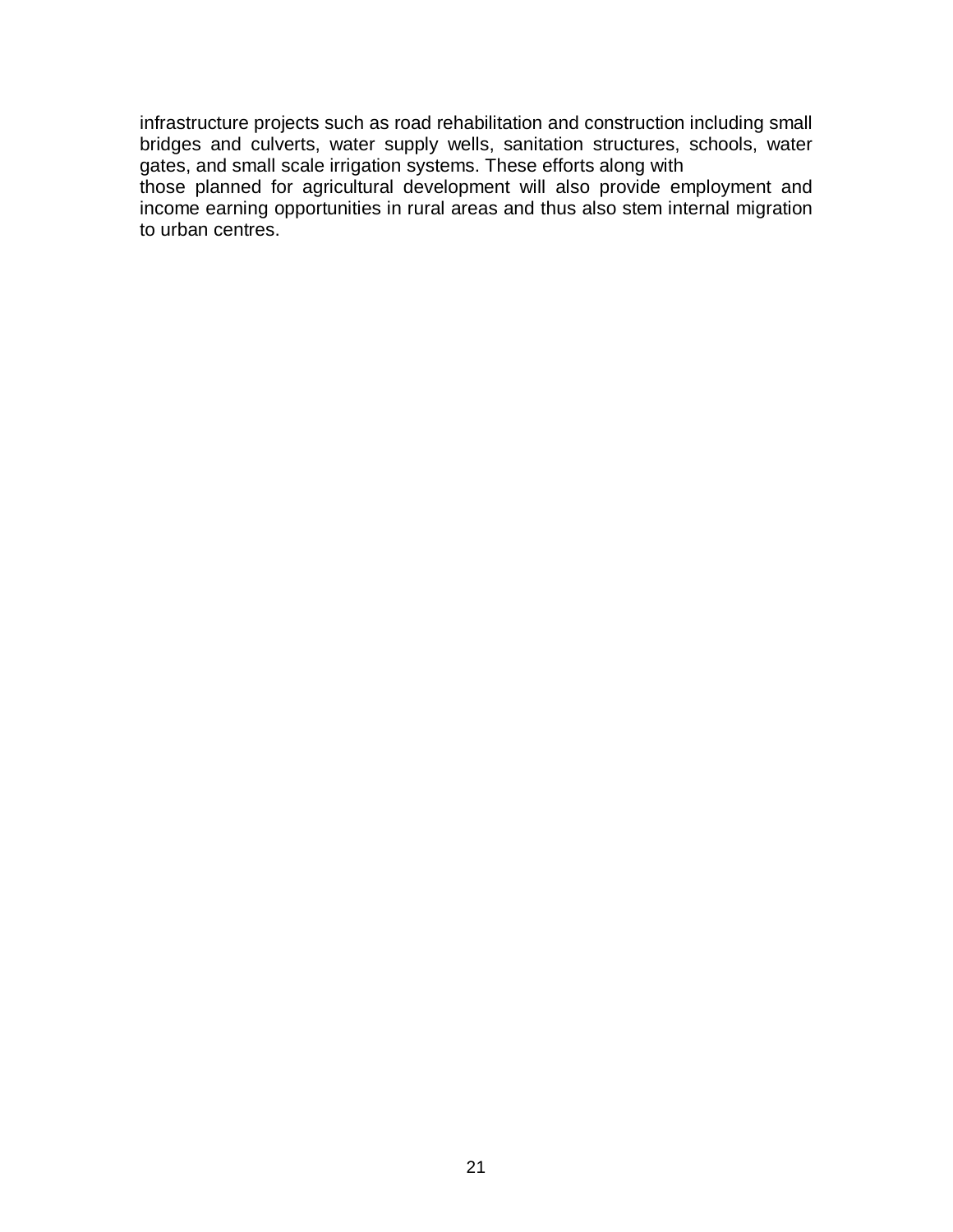infrastructure projects such as road rehabilitation and construction including small bridges and culverts, water supply wells, sanitation structures, schools, water gates, and small scale irrigation systems. These efforts along with those planned for agricultural development will also provide employment and income earning opportunities in rural areas and thus also stem internal migration to urban centres.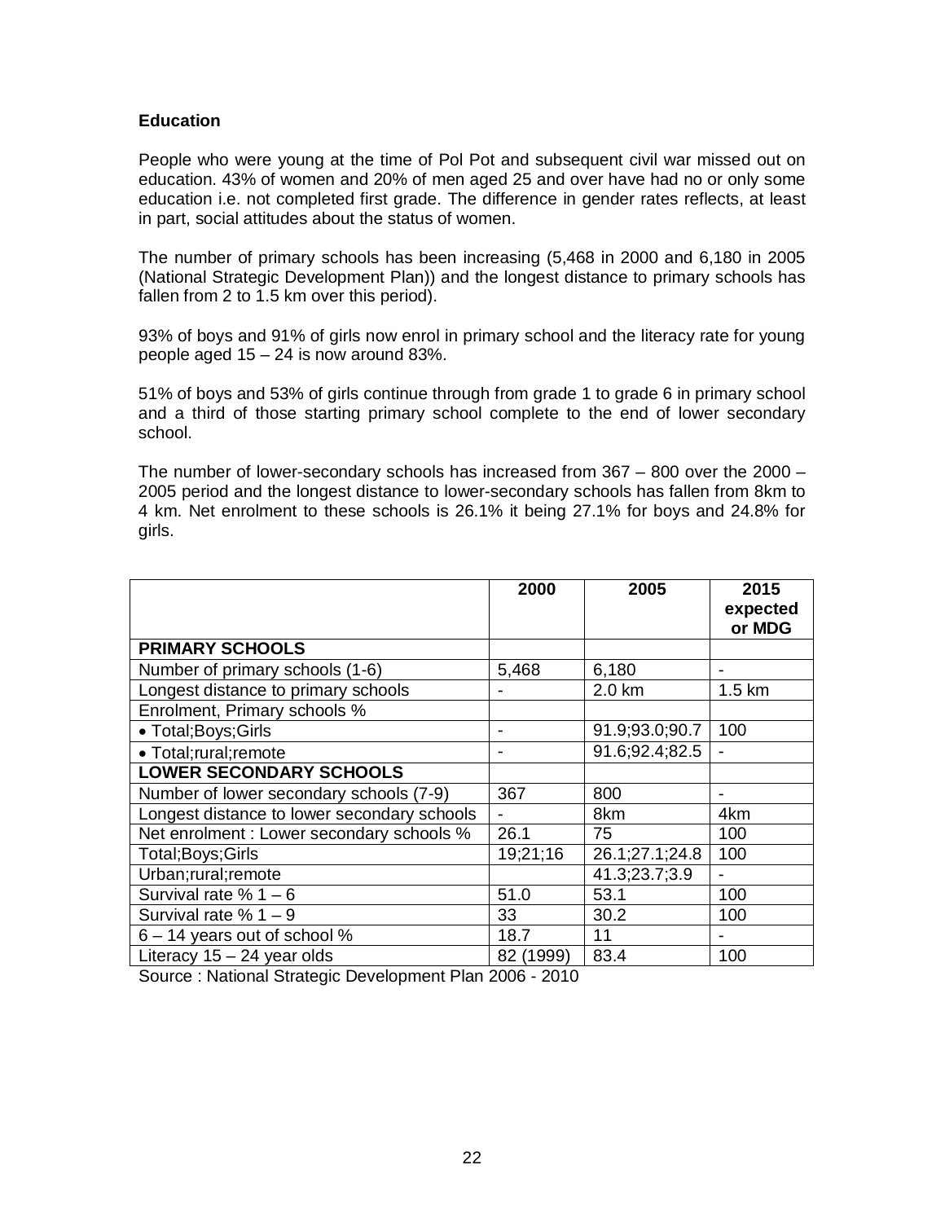**Education**

People who were young at the time of Pol Pot and subsequent civil war missed out on education. 43% of women and 20% of men aged 25 and over have had no or only some education i.e. not completed first grade. The difference in gender rates reflects, at least in part, social attitudes about the status of women.

The number of primary schools has been increasing (5,468 in 2000 and 6,180 in 2005 (National Strategic Development Plan)) and the longest distance to primary schools has fallen from 2 to 1.5 km over this period).

93% of boys and 91% of girls now enrol in primary school and the literacy rate for young people aged 15 – 24 is now around 83%.

51% of boys and 53% of girls continue through from grade 1 to grade 6 in primary school and a third of those starting primary school complete to the end of lower secondary school.

The number of lower-secondary schools has increased from 367 – 800 over the 2000 – 2005 period and the longest distance to lower-secondary schools has fallen from 8km to 4 km. Net enrolment to these schools is 26.1% it being 27.1% for boys and 24.8% for girls.

| | 2000 | 2005 | 2015 expected or MDG |
|---|---|---|---|
| **PRIMARY SCHOOLS** | | | |
| Number of primary schools (1-6) | 5,468 | 6,180 | - |
| Longest distance to primary schools | - | 2.0 km | 1.5 km |
| Enrolment, Primary schools % | | | |
| • Total;Boys;Girls | - | 91.9;93.0;90.7 | 100 |
| • Total;rural;remote | - | 91.6;92.4;82.5 | - |
| **LOWER SECONDARY SCHOOLS** | | | |
| Number of lower secondary schools (7-9) | 367 | 800 | - |
| Longest distance to lower secondary schools | - | 8km | 4km |
| Net enrolment : Lower secondary schools % | 26.1 | 75 | 100 |
| Total;Boys;Girls | 19;21;16 | 26.1;27.1;24.8 | 100 |
| Urban;rural;remote | | 41.3;23.7;3.9 | - |
| Survival rate % 1 – 6 | 51.0 | 53.1 | 100 |
| Survival rate % 1 – 9 | 33 | 30.2 | 100 |
| 6 – 14 years out of school % | 18.7 | 11 | - |
| Literacy 15 – 24 year olds | 82 (1999) | 83.4 | 100 |

Source : National Strategic Development Plan 2006 - 2010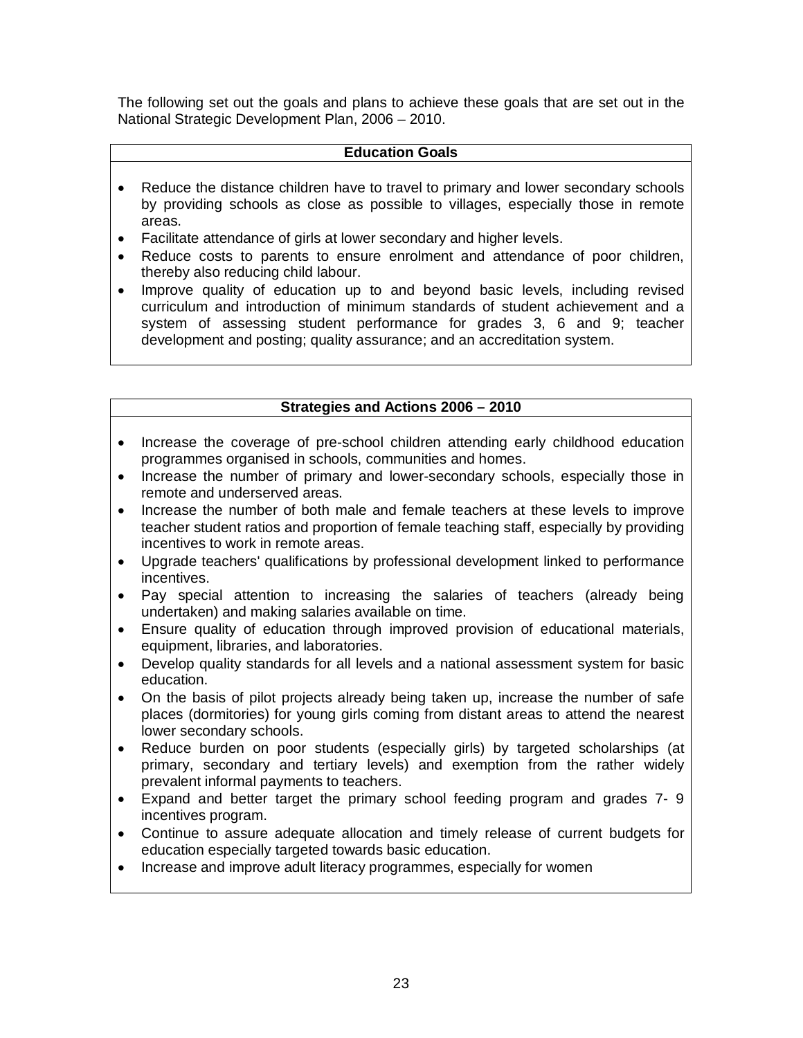The following set out the goals and plans to achieve these goals that are set out in the National Strategic Development Plan, 2006 – 2010.

**Education Goals**

- Reduce the distance children have to travel to primary and lower secondary schools by providing schools as close as possible to villages, especially those in remote areas.
- Facilitate attendance of girls at lower secondary and higher levels.
- Reduce costs to parents to ensure enrolment and attendance of poor children, thereby also reducing child labour.
- Improve quality of education up to and beyond basic levels, including revised curriculum and introduction of minimum standards of student achievement and a system of assessing student performance for grades 3, 6 and 9; teacher development and posting; quality assurance; and an accreditation system.

**Strategies and Actions 2006 – 2010**

- Increase the coverage of pre-school children attending early childhood education programmes organised in schools, communities and homes.
- Increase the number of primary and lower-secondary schools, especially those in remote and underserved areas.
- Increase the number of both male and female teachers at these levels to improve teacher student ratios and proportion of female teaching staff, especially by providing incentives to work in remote areas.
- Upgrade teachers' qualifications by professional development linked to performance incentives.
- Pay special attention to increasing the salaries of teachers (already being undertaken) and making salaries available on time.
- Ensure quality of education through improved provision of educational materials, equipment, libraries, and laboratories.
- Develop quality standards for all levels and a national assessment system for basic education.
- On the basis of pilot projects already being taken up, increase the number of safe places (dormitories) for young girls coming from distant areas to attend the nearest lower secondary schools.
- Reduce burden on poor students (especially girls) by targeted scholarships (at primary, secondary and tertiary levels) and exemption from the rather widely prevalent informal payments to teachers.
- Expand and better target the primary school feeding program and grades 7- 9 incentives program.
- Continue to assure adequate allocation and timely release of current budgets for education especially targeted towards basic education.
- Increase and improve adult literacy programmes, especially for women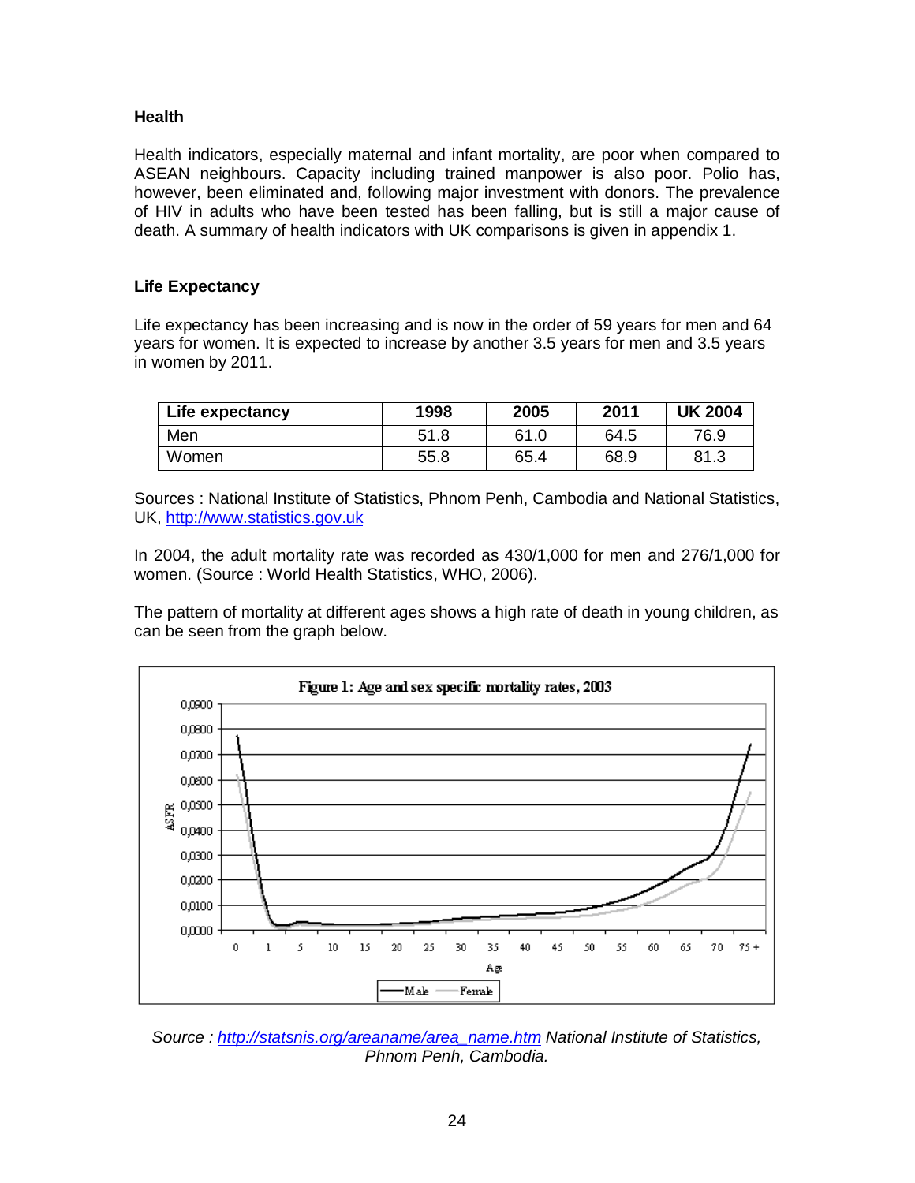### Health

Health indicators, especially maternal and infant mortality, are poor when compared to ASEAN neighbours. Capacity including trained manpower is also poor. Polio has, however, been eliminated and, following major investment with donors. The prevalence of HIV in adults who have been tested has been falling, but is still a major cause of death. A summary of health indicators with UK comparisons is given in appendix 1.

### Life Expectancy

Life expectancy has been increasing and is now in the order of 59 years for men and 64 years for women. It is expected to increase by another 3.5 years for men and 3.5 years in women by 2011.

| Life expectancy | 1998 | 2005 | 2011 | UK 2004 |
|---|---|---|---|---|
| Men | 51.8 | 61.0 | 64.5 | 76.9 |
| Women | 55.8 | 65.4 | 68.9 | 81.3 |

Sources : National Institute of Statistics, Phnom Penh, Cambodia and National Statistics, UK, http://www.statistics.gov.uk

In 2004, the adult mortality rate was recorded as 430/1,000 for men and 276/1,000 for women. (Source : World Health Statistics, WHO, 2006).

The pattern of mortality at different ages shows a high rate of death in young children, as can be seen from the graph below.

Figure 1: Age and sex specific mortality rates, 2003

*Source : http://statsnis.org/areaname/area_name.htm National Institute of Statistics, Phnom Penh, Cambodia.*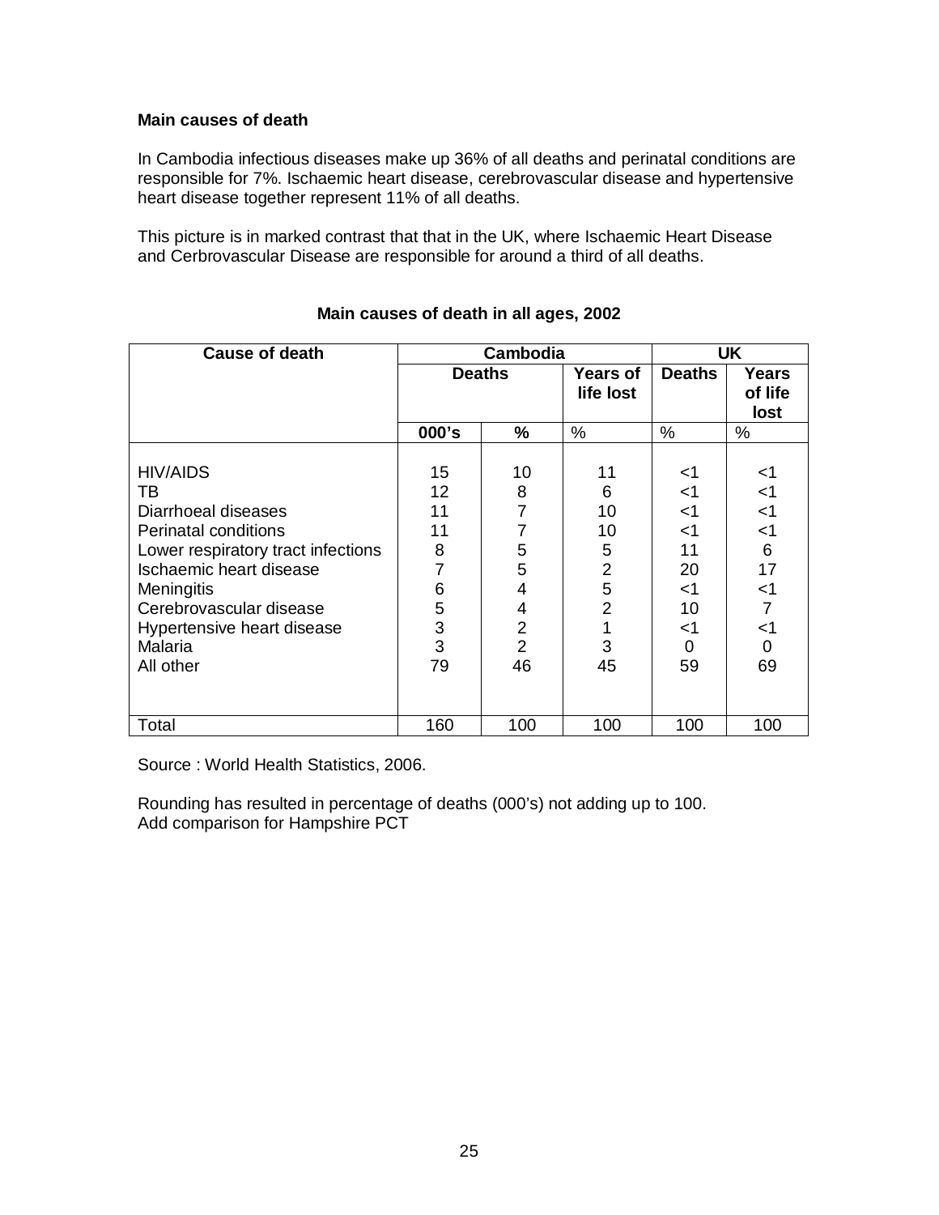**Main causes of death**

In Cambodia infectious diseases make up 36% of all deaths and perinatal conditions are responsible for 7%. Ischaemic heart disease, cerebrovascular disease and hypertensive heart disease together represent 11% of all deaths.

This picture is in marked contrast that that in the UK, where Ischaemic Heart Disease and Cerbrovascular Disease are responsible for around a third of all deaths.

**Main causes of death in all ages, 2002**

| Cause of death | Cambodia | | | UK | |
|---|---|---|---|---|---|
| | Deaths | | Years of life lost | Deaths | Years of life lost |
| | 000's | % | % | % | % |
| HIV/AIDS | 15 | 10 | 11 | <1 | <1 |
| TB | 12 | 8 | 6 | <1 | <1 |
| Diarrhoeal diseases | 11 | 7 | 10 | <1 | <1 |
| Perinatal conditions | 11 | 7 | 10 | <1 | <1 |
| Lower respiratory tract infections | 8 | 5 | 5 | 11 | 6 |
| Ischaemic heart disease | 7 | 5 | 2 | 20 | 17 |
| Meningitis | 6 | 4 | 5 | <1 | <1 |
| Cerebrovascular disease | 5 | 4 | 2 | 10 | 7 |
| Hypertensive heart disease | 3 | 2 | 1 | <1 | <1 |
| Malaria | 3 | 2 | 3 | 0 | 0 |
| All other | 79 | 46 | 45 | 59 | 69 |
| Total | 160 | 100 | 100 | 100 | 100 |

Source : World Health Statistics, 2006.

Rounding has resulted in percentage of deaths (000's) not adding up to 100.
Add comparison for Hampshire PCT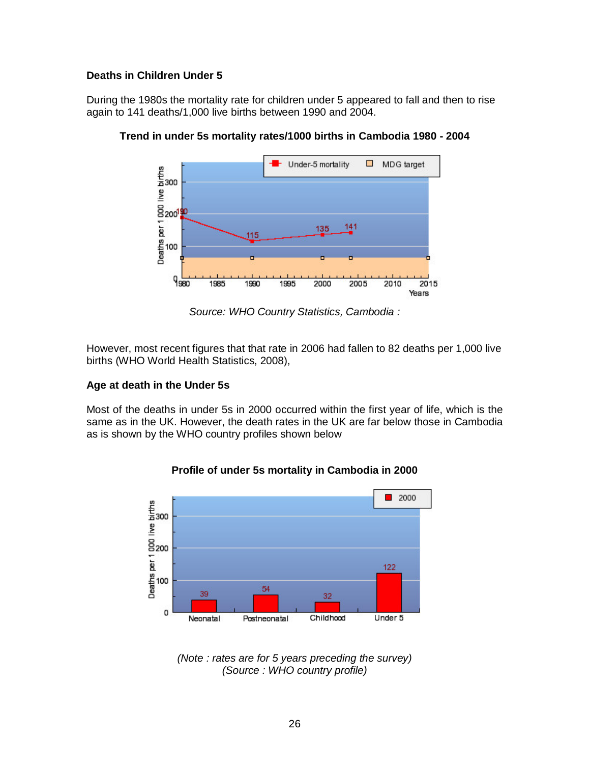**Deaths in Children Under 5**

During the 1980s the mortality rate for children under 5 appeared to fall and then to rise again to 141 deaths/1,000 live births between 1990 and 2004.

**Trend in under 5s mortality rates/1000 births in Cambodia 1980 - 2004**

*Source: WHO Country Statistics, Cambodia :*

However, most recent figures that that rate in 2006 had fallen to 82 deaths per 1,000 live births (WHO World Health Statistics, 2008),

**Age at death in the Under 5s**

Most of the deaths in under 5s in 2000 occurred within the first year of life, which is the same as in the UK. However, the death rates in the UK are far below those in Cambodia as is shown by the WHO country profiles shown below

**Profile of under 5s mortality in Cambodia in 2000**

*(Note : rates are for 5 years preceding the survey)*
*(Source : WHO country profile)*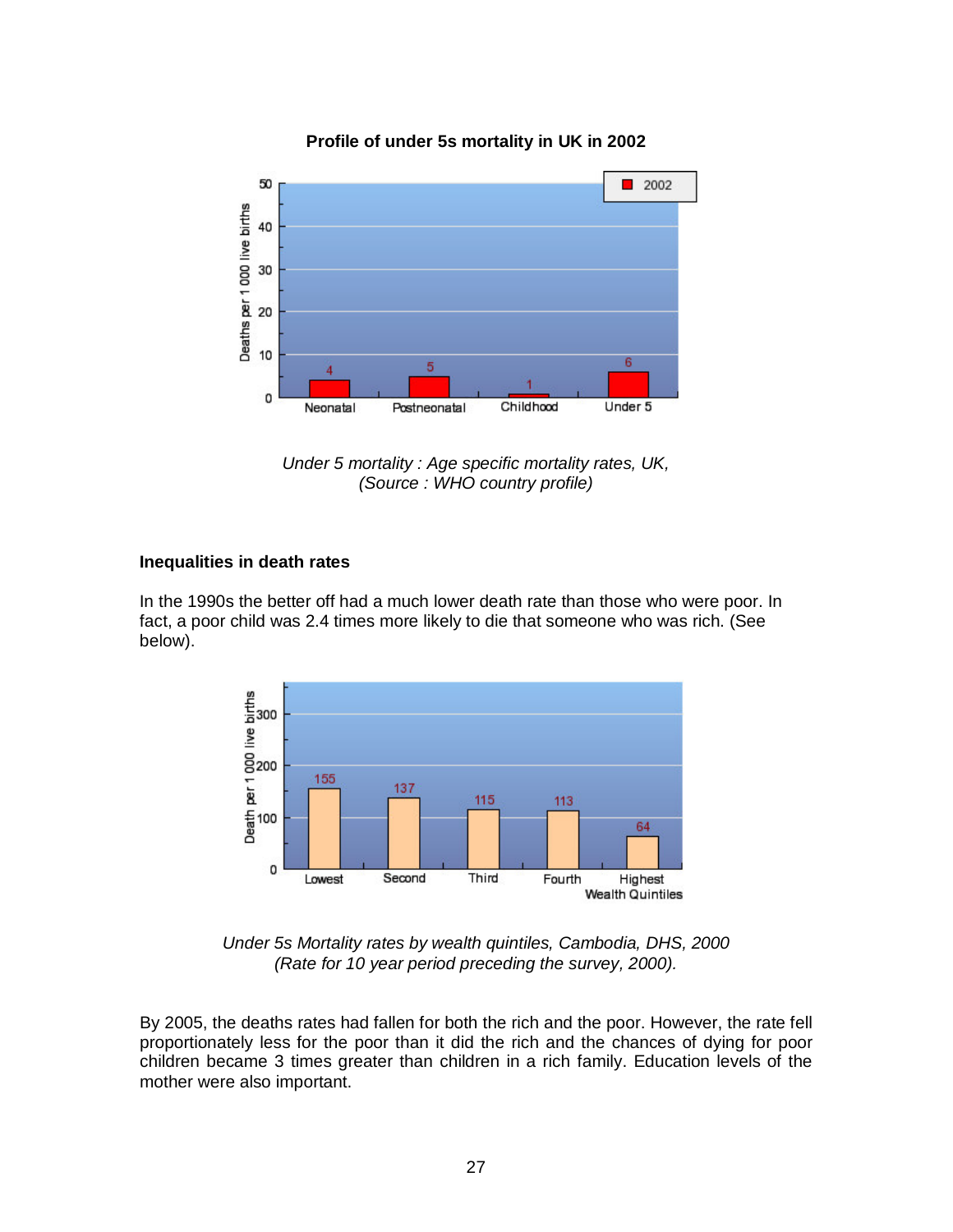**Profile of under 5s mortality in UK in 2002**

*Under 5 mortality : Age specific mortality rates, UK,*
*(Source : WHO country profile)*

**Inequalities in death rates**

In the 1990s the better off had a much lower death rate than those who were poor. In fact, a poor child was 2.4 times more likely to die that someone who was rich. (See below).

*Under 5s Mortality rates by wealth quintiles, Cambodia, DHS, 2000*
*(Rate for 10 year period preceding the survey, 2000).*

By 2005, the deaths rates had fallen for both the rich and the poor. However, the rate fell proportionately less for the poor than it did the rich and the chances of dying for poor children became 3 times greater than children in a rich family. Education levels of the mother were also important.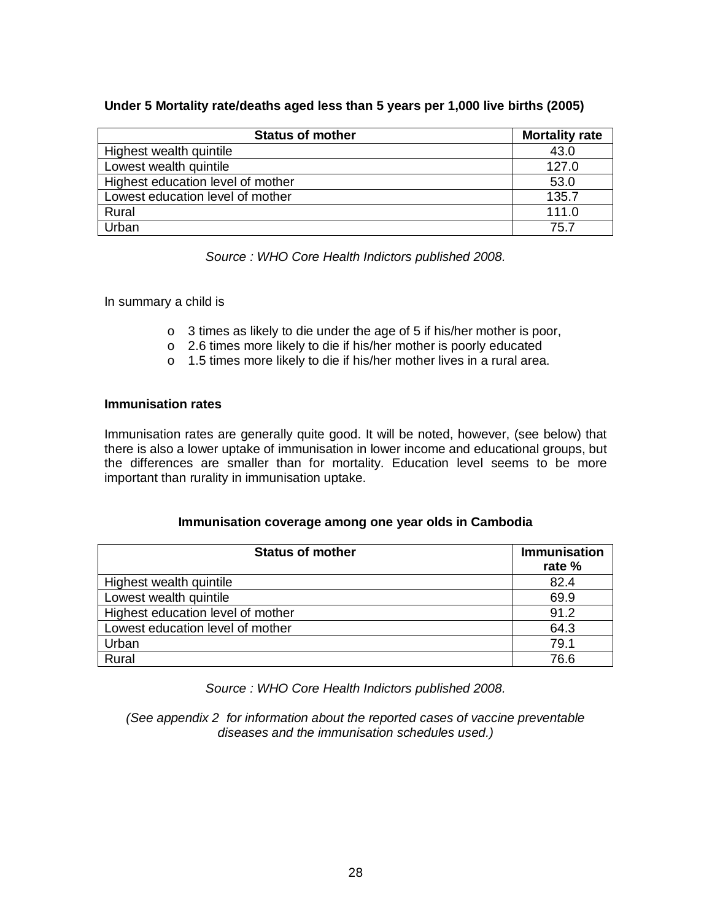**Under 5 Mortality rate/deaths aged less than 5 years per 1,000 live births (2005)**

| Status of mother | Mortality rate |
|---|---|
| Highest wealth quintile | 43.0 |
| Lowest wealth quintile | 127.0 |
| Highest education level of mother | 53.0 |
| Lowest education level of mother | 135.7 |
| Rural | 111.0 |
| Urban | 75.7 |

*Source : WHO Core Health Indictors published 2008.*

In summary a child is

- 3 times as likely to die under the age of 5 if his/her mother is poor,
- 2.6 times more likely to die if his/her mother is poorly educated
- 1.5 times more likely to die if his/her mother lives in a rural area.

**Immunisation rates**

Immunisation rates are generally quite good. It will be noted, however, (see below) that there is also a lower uptake of immunisation in lower income and educational groups, but the differences are smaller than for mortality. Education level seems to be more important than rurality in immunisation uptake.

**Immunisation coverage among one year olds in Cambodia**

| Status of mother | Immunisation rate % |
|---|---|
| Highest wealth quintile | 82.4 |
| Lowest wealth quintile | 69.9 |
| Highest education level of mother | 91.2 |
| Lowest education level of mother | 64.3 |
| Urban | 79.1 |
| Rural | 76.6 |

*Source : WHO Core Health Indictors published 2008.*

*(See appendix 2 for information about the reported cases of vaccine preventable diseases and the immunisation schedules used.)*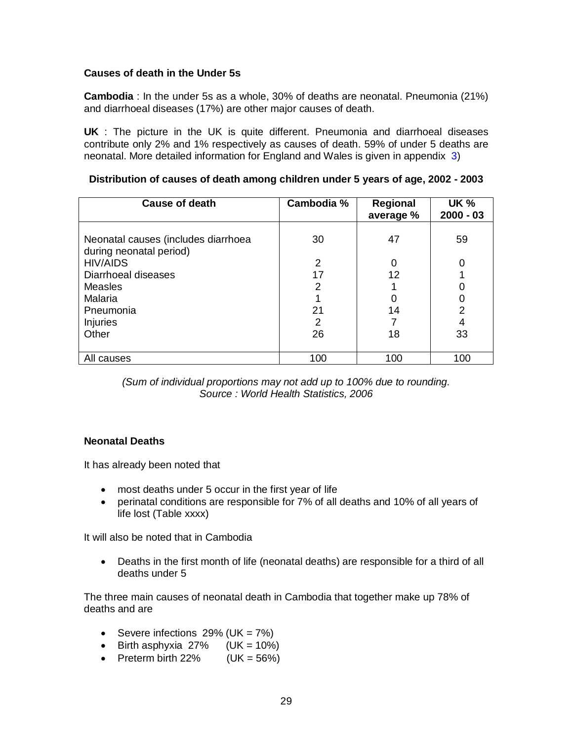### Causes of death in the Under 5s

**Cambodia** : In the under 5s as a whole, 30% of deaths are neonatal. Pneumonia (21%) and diarrhoeal diseases (17%) are other major causes of death.

**UK** : The picture in the UK is quite different. Pneumonia and diarrhoeal diseases contribute only 2% and 1% respectively as causes of death. 59% of under 5 deaths are neonatal. More detailed information for England and Wales is given in appendix 3)

**Distribution of causes of death among children under 5 years of age, 2002 - 2003**

| Cause of death | Cambodia % | Regional average % | UK % 2000 - 03 |
|---|---|---|---|
| Neonatal causes (includes diarrhoea during neonatal period) | 30 | 47 | 59 |
| HIV/AIDS | 2 | 0 | 0 |
| Diarrhoeal diseases | 17 | 12 | 1 |
| Measles | 2 | 1 | 0 |
| Malaria | 1 | 0 | 0 |
| Pneumonia | 21 | 14 | 2 |
| Injuries | 2 | 7 | 4 |
| Other | 26 | 18 | 33 |
| All causes | 100 | 100 | 100 |

*(Sum of individual proportions may not add up to 100% due to rounding. Source : World Health Statistics, 2006*

### Neonatal Deaths

It has already been noted that

- most deaths under 5 occur in the first year of life
- perinatal conditions are responsible for 7% of all deaths and 10% of all years of life lost (Table xxxx)

It will also be noted that in Cambodia

- Deaths in the first month of life (neonatal deaths) are responsible for a third of all deaths under 5

The three main causes of neonatal death in Cambodia that together make up 78% of deaths and are

- Severe infections 29% (UK = 7%)
- Birth asphyxia 27% (UK = 10%)
- Preterm birth 22% (UK = 56%)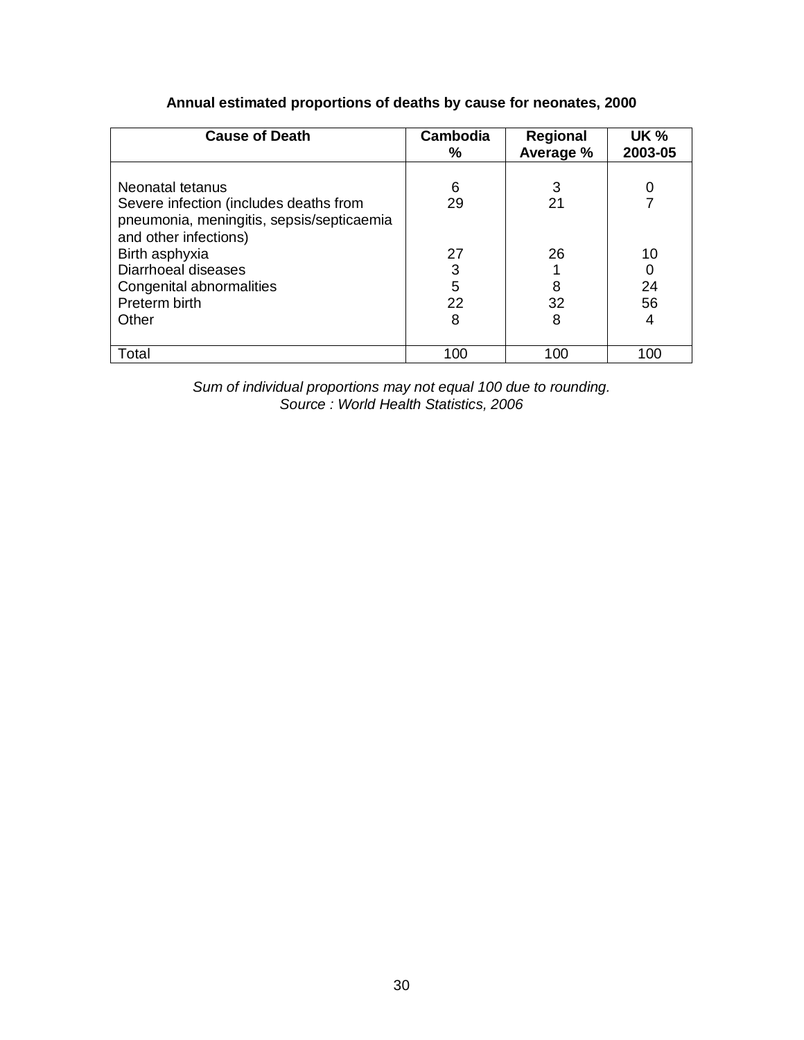**Annual estimated proportions of deaths by cause for neonates, 2000**

| Cause of Death | Cambodia % | Regional Average % | UK % 2003-05 |
|---|---|---|---|
| Neonatal tetanus | 6 | 3 | 0 |
| Severe infection (includes deaths from pneumonia, meningitis, sepsis/septicaemia and other infections) | 29 | 21 | 7 |
| Birth asphyxia | 27 | 26 | 10 |
| Diarrhoeal diseases | 3 | 1 | 0 |
| Congenital abnormalities | 5 | 8 | 24 |
| Preterm birth | 22 | 32 | 56 |
| Other | 8 | 8 | 4 |
| Total | 100 | 100 | 100 |

*Sum of individual proportions may not equal 100 due to rounding.*
*Source : World Health Statistics, 2006*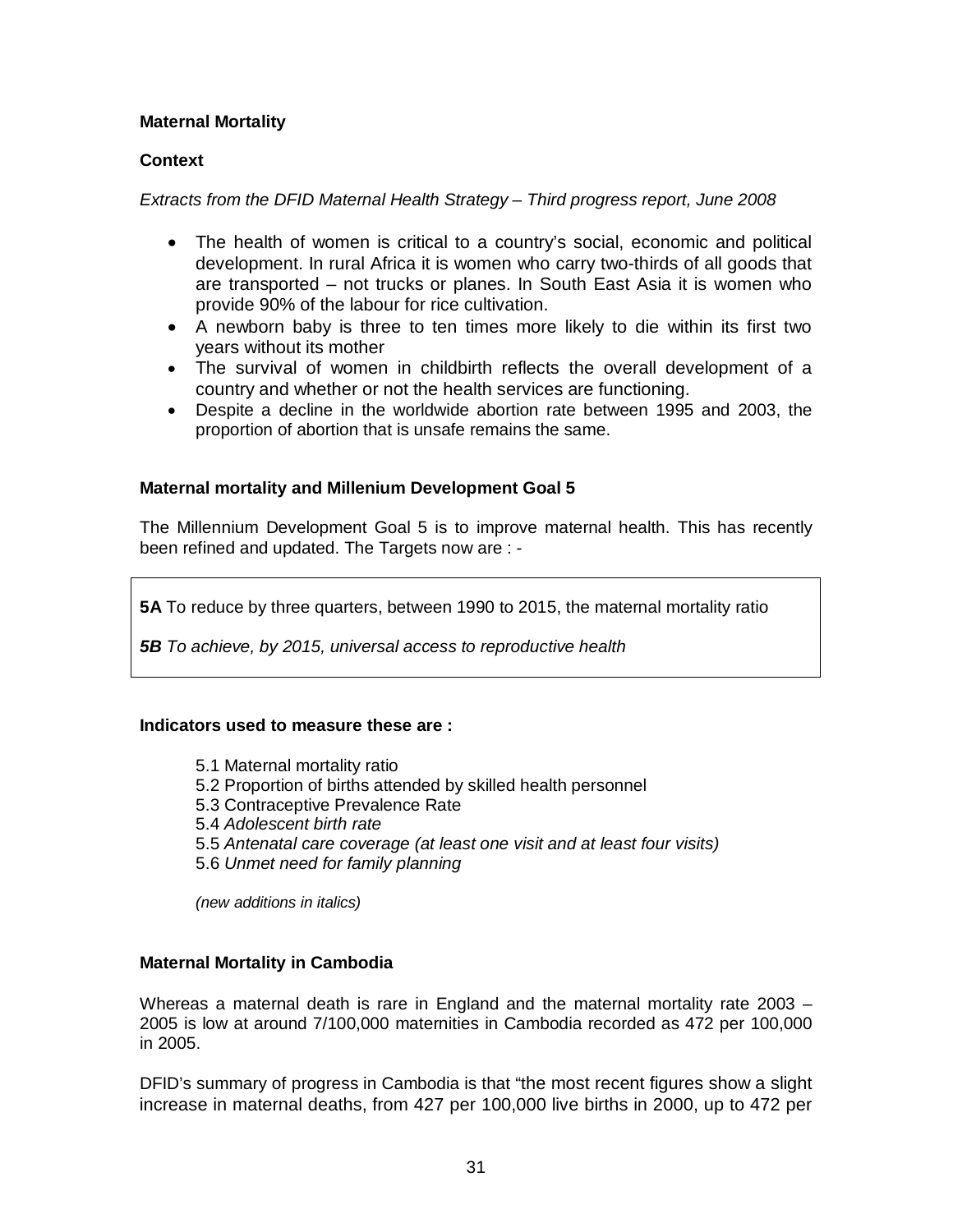**Maternal Mortality**

**Context**

*Extracts from the DFID Maternal Health Strategy – Third progress report, June 2008*

- The health of women is critical to a country's social, economic and political development. In rural Africa it is women who carry two-thirds of all goods that are transported – not trucks or planes. In South East Asia it is women who provide 90% of the labour for rice cultivation.
- A newborn baby is three to ten times more likely to die within its first two years without its mother
- The survival of women in childbirth reflects the overall development of a country and whether or not the health services are functioning.
- Despite a decline in the worldwide abortion rate between 1995 and 2003, the proportion of abortion that is unsafe remains the same.

**Maternal mortality and Millenium Development Goal 5**

The Millennium Development Goal 5 is to improve maternal health. This has recently been refined and updated. The Targets now are : -

**5A** To reduce by three quarters, between 1990 to 2015, the maternal mortality ratio

***5B*** *To achieve, by 2015, universal access to reproductive health*

**Indicators used to measure these are :**

5.1 Maternal mortality ratio
5.2 Proportion of births attended by skilled health personnel
5.3 Contraceptive Prevalence Rate
5.4 *Adolescent birth rate*
5.5 *Antenatal care coverage (at least one visit and at least four visits)*
5.6 *Unmet need for family planning*

*(new additions in italics)*

**Maternal Mortality in Cambodia**

Whereas a maternal death is rare in England and the maternal mortality rate 2003 – 2005 is low at around 7/100,000 maternities in Cambodia recorded as 472 per 100,000 in 2005.

DFID's summary of progress in Cambodia is that "the most recent figures show a slight increase in maternal deaths, from 427 per 100,000 live births in 2000, up to 472 per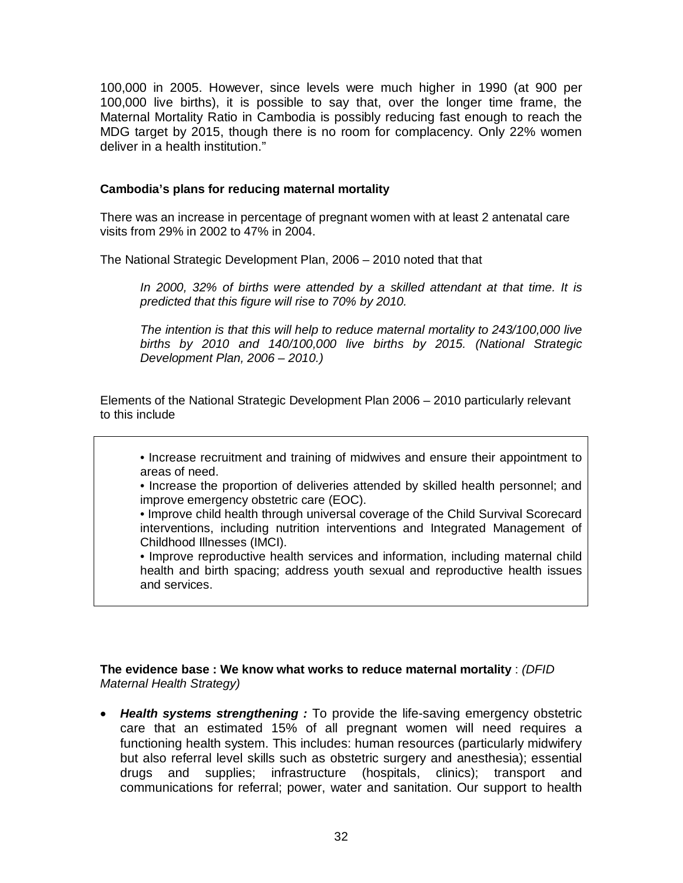100,000 in 2005. However, since levels were much higher in 1990 (at 900 per 100,000 live births), it is possible to say that, over the longer time frame, the Maternal Mortality Ratio in Cambodia is possibly reducing fast enough to reach the MDG target by 2015, though there is no room for complacency. Only 22% women deliver in a health institution."

**Cambodia's plans for reducing maternal mortality**

There was an increase in percentage of pregnant women with at least 2 antenatal care visits from 29% in 2002 to 47% in 2004.

The National Strategic Development Plan, 2006 – 2010 noted that that

> *In 2000, 32% of births were attended by a skilled attendant at that time. It is predicted that this figure will rise to 70% by 2010.*
>
> *The intention is that this will help to reduce maternal mortality to 243/100,000 live births by 2010 and 140/100,000 live births by 2015. (National Strategic Development Plan, 2006 – 2010.)*

Elements of the National Strategic Development Plan 2006 – 2010 particularly relevant to this include

- Increase recruitment and training of midwives and ensure their appointment to areas of need.
- Increase the proportion of deliveries attended by skilled health personnel; and improve emergency obstetric care (EOC).
- Improve child health through universal coverage of the Child Survival Scorecard interventions, including nutrition interventions and Integrated Management of Childhood Illnesses (IMCI).
- Improve reproductive health services and information, including maternal child health and birth spacing; address youth sexual and reproductive health issues and services.

**The evidence base : We know what works to reduce maternal mortality** : *(DFID Maternal Health Strategy)*

- ***Health systems strengthening :*** To provide the life-saving emergency obstetric care that an estimated 15% of all pregnant women will need requires a functioning health system. This includes: human resources (particularly midwifery but also referral level skills such as obstetric surgery and anesthesia); essential drugs and supplies; infrastructure (hospitals, clinics); transport and communications for referral; power, water and sanitation. Our support to health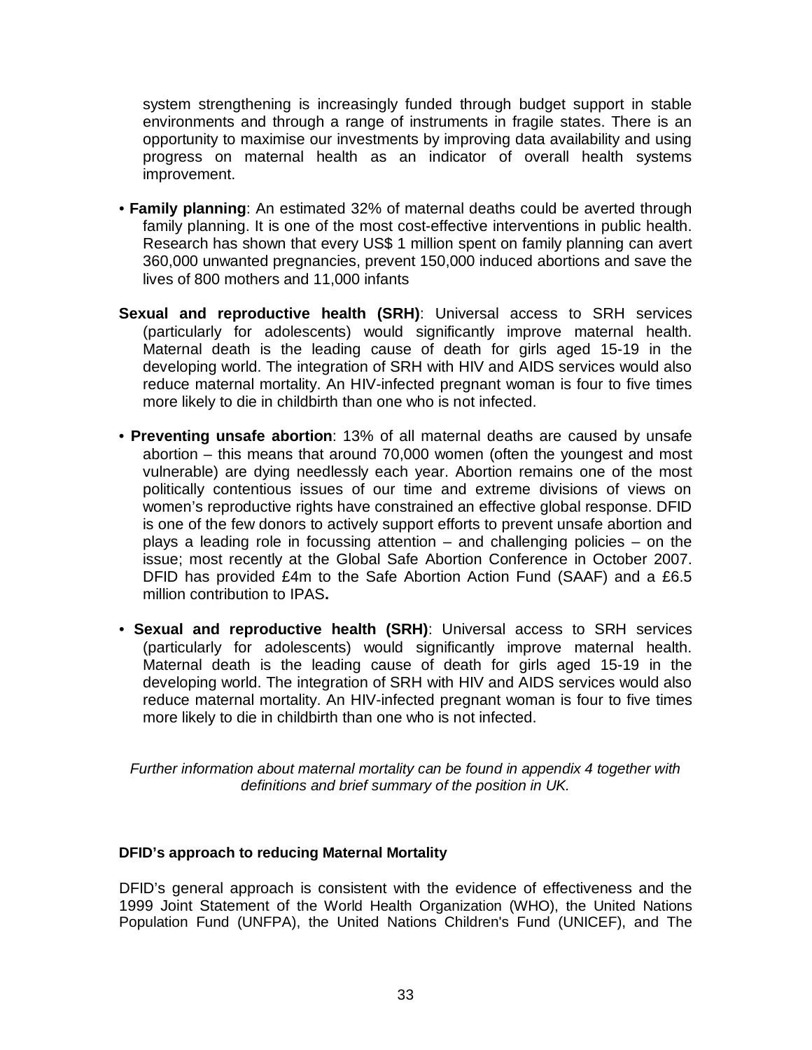system strengthening is increasingly funded through budget support in stable environments and through a range of instruments in fragile states. There is an opportunity to maximise our investments by improving data availability and using progress on maternal health as an indicator of overall health systems improvement.

- **Family planning**: An estimated 32% of maternal deaths could be averted through family planning. It is one of the most cost-effective interventions in public health. Research has shown that every US$ 1 million spent on family planning can avert 360,000 unwanted pregnancies, prevent 150,000 induced abortions and save the lives of 800 mothers and 11,000 infants

**Sexual and reproductive health (SRH)**: Universal access to SRH services (particularly for adolescents) would significantly improve maternal health. Maternal death is the leading cause of death for girls aged 15-19 in the developing world. The integration of SRH with HIV and AIDS services would also reduce maternal mortality. An HIV-infected pregnant woman is four to five times more likely to die in childbirth than one who is not infected.

- **Preventing unsafe abortion**: 13% of all maternal deaths are caused by unsafe abortion – this means that around 70,000 women (often the youngest and most vulnerable) are dying needlessly each year. Abortion remains one of the most politically contentious issues of our time and extreme divisions of views on women's reproductive rights have constrained an effective global response. DFID is one of the few donors to actively support efforts to prevent unsafe abortion and plays a leading role in focussing attention – and challenging policies – on the issue; most recently at the Global Safe Abortion Conference in October 2007. DFID has provided £4m to the Safe Abortion Action Fund (SAAF) and a £6.5 million contribution to IPAS**.**

- **Sexual and reproductive health (SRH)**: Universal access to SRH services (particularly for adolescents) would significantly improve maternal health. Maternal death is the leading cause of death for girls aged 15-19 in the developing world. The integration of SRH with HIV and AIDS services would also reduce maternal mortality. An HIV-infected pregnant woman is four to five times more likely to die in childbirth than one who is not infected.

*Further information about maternal mortality can be found in appendix 4 together with definitions and brief summary of the position in UK.*

**DFID's approach to reducing Maternal Mortality**

DFID's general approach is consistent with the evidence of effectiveness and the 1999 Joint Statement of the World Health Organization (WHO), the United Nations Population Fund (UNFPA), the United Nations Children's Fund (UNICEF), and The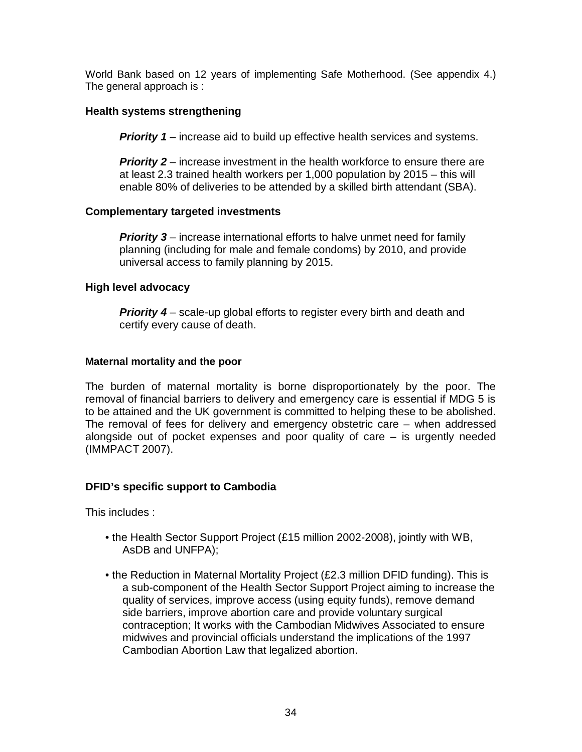World Bank based on 12 years of implementing Safe Motherhood. (See appendix 4.) The general approach is :

**Health systems strengthening**

> ***Priority 1*** – increase aid to build up effective health services and systems.
>
> ***Priority 2*** – increase investment in the health workforce to ensure there are at least 2.3 trained health workers per 1,000 population by 2015 – this will enable 80% of deliveries to be attended by a skilled birth attendant (SBA).

**Complementary targeted investments**

> ***Priority 3*** – increase international efforts to halve unmet need for family planning (including for male and female condoms) by 2010, and provide universal access to family planning by 2015.

**High level advocacy**

> ***Priority 4*** – scale-up global efforts to register every birth and death and certify every cause of death.

**Maternal mortality and the poor**

The burden of maternal mortality is borne disproportionately by the poor. The removal of financial barriers to delivery and emergency care is essential if MDG 5 is to be attained and the UK government is committed to helping these to be abolished. The removal of fees for delivery and emergency obstetric care – when addressed alongside out of pocket expenses and poor quality of care – is urgently needed (IMMPACT 2007).

**DFID's specific support to Cambodia**

This includes :

- the Health Sector Support Project (£15 million 2002-2008), jointly with WB, AsDB and UNFPA);
- the Reduction in Maternal Mortality Project (£2.3 million DFID funding). This is a sub-component of the Health Sector Support Project aiming to increase the quality of services, improve access (using equity funds), remove demand side barriers, improve abortion care and provide voluntary surgical contraception; It works with the Cambodian Midwives Associated to ensure midwives and provincial officials understand the implications of the 1997 Cambodian Abortion Law that legalized abortion.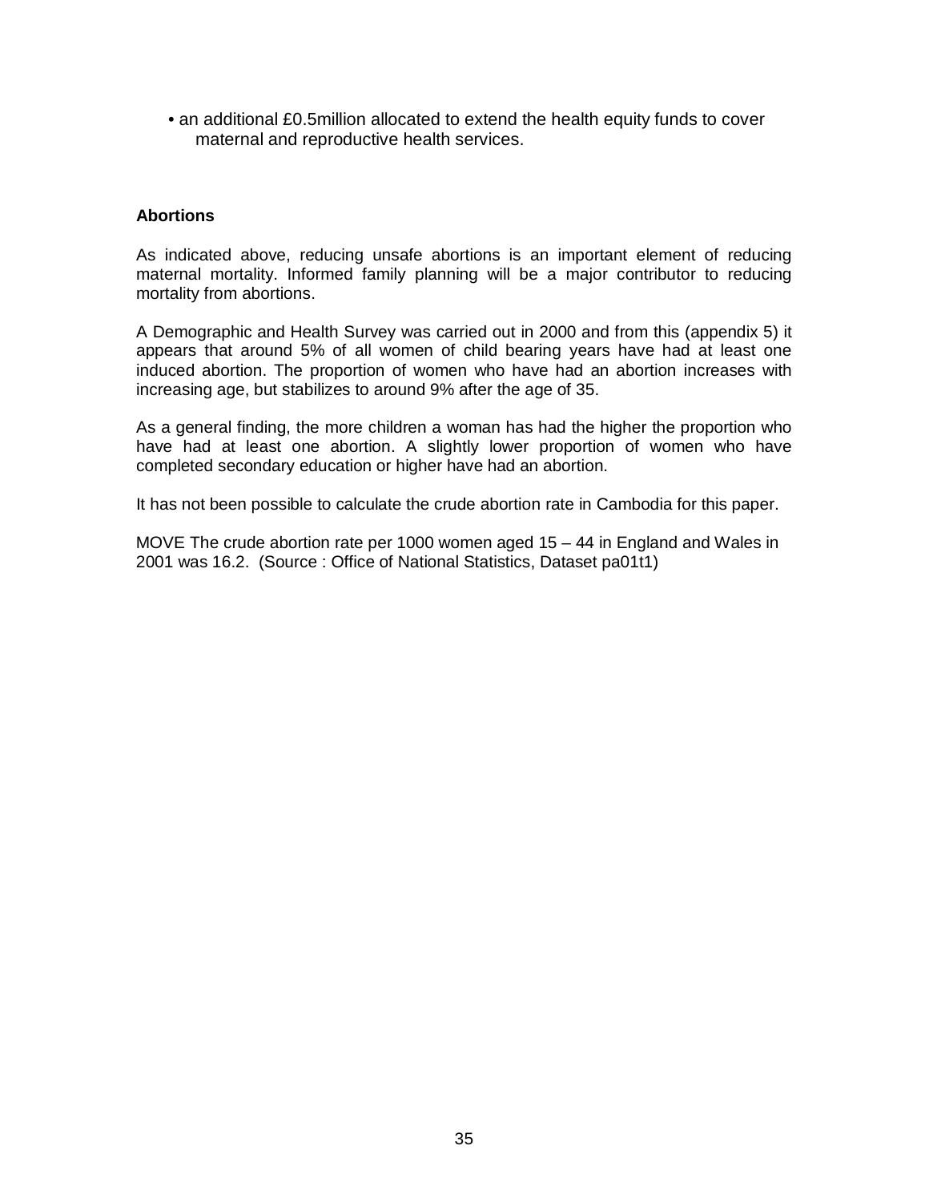- an additional £0.5million allocated to extend the health equity funds to cover maternal and reproductive health services.

**Abortions**

As indicated above, reducing unsafe abortions is an important element of reducing maternal mortality. Informed family planning will be a major contributor to reducing mortality from abortions.

A Demographic and Health Survey was carried out in 2000 and from this (appendix 5) it appears that around 5% of all women of child bearing years have had at least one induced abortion. The proportion of women who have had an abortion increases with increasing age, but stabilizes to around 9% after the age of 35.

As a general finding, the more children a woman has had the higher the proportion who have had at least one abortion. A slightly lower proportion of women who have completed secondary education or higher have had an abortion.

It has not been possible to calculate the crude abortion rate in Cambodia for this paper.

MOVE The crude abortion rate per 1000 women aged 15 – 44 in England and Wales in 2001 was 16.2. (Source : Office of National Statistics, Dataset pa01t1)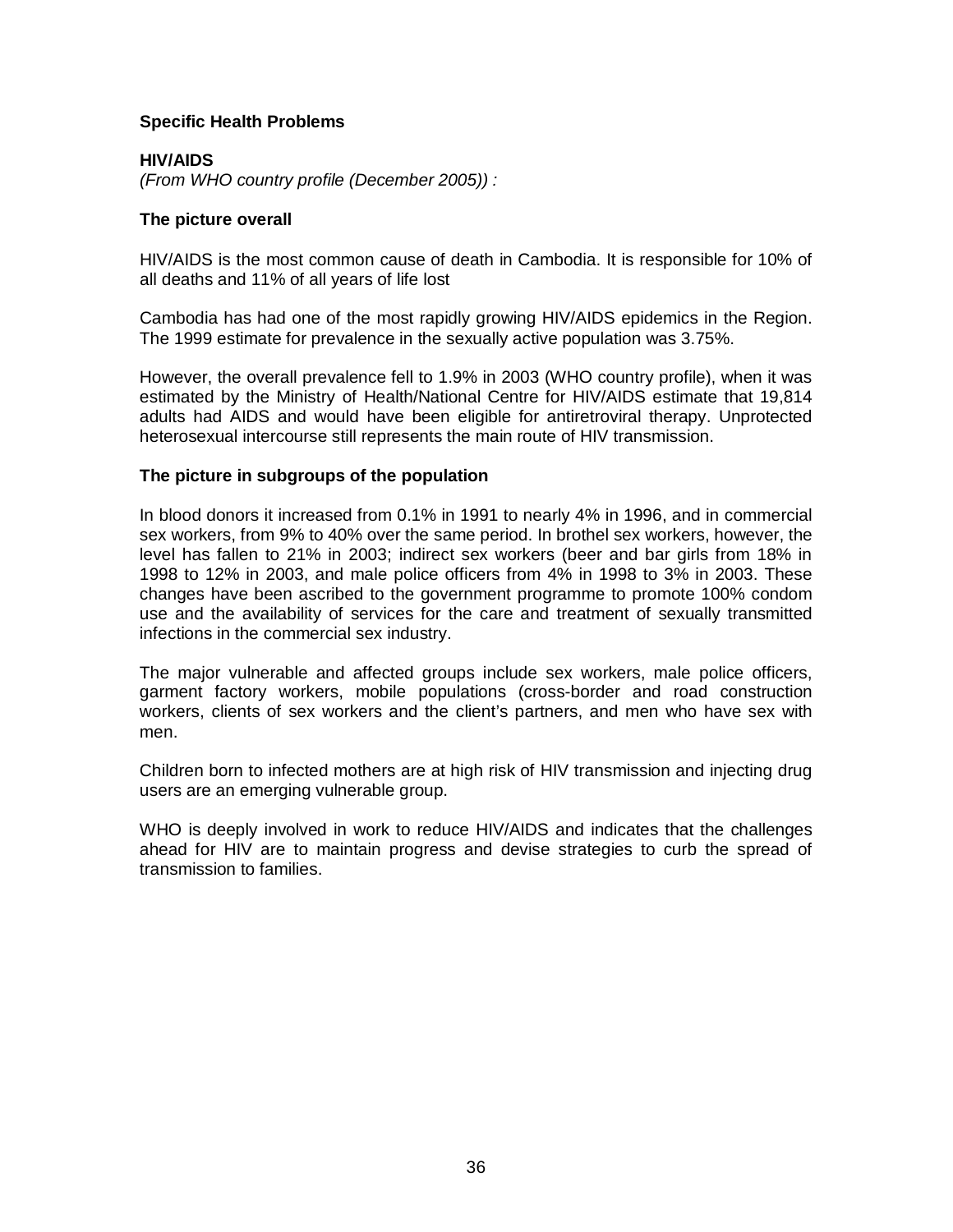**Specific Health Problems**

**HIV/AIDS**

*(From WHO country profile (December 2005)) :*

**The picture overall**

HIV/AIDS is the most common cause of death in Cambodia. It is responsible for 10% of all deaths and 11% of all years of life lost

Cambodia has had one of the most rapidly growing HIV/AIDS epidemics in the Region. The 1999 estimate for prevalence in the sexually active population was 3.75%.

However, the overall prevalence fell to 1.9% in 2003 (WHO country profile), when it was estimated by the Ministry of Health/National Centre for HIV/AIDS estimate that 19,814 adults had AIDS and would have been eligible for antiretroviral therapy. Unprotected heterosexual intercourse still represents the main route of HIV transmission.

**The picture in subgroups of the population**

In blood donors it increased from 0.1% in 1991 to nearly 4% in 1996, and in commercial sex workers, from 9% to 40% over the same period. In brothel sex workers, however, the level has fallen to 21% in 2003; indirect sex workers (beer and bar girls from 18% in 1998 to 12% in 2003, and male police officers from 4% in 1998 to 3% in 2003. These changes have been ascribed to the government programme to promote 100% condom use and the availability of services for the care and treatment of sexually transmitted infections in the commercial sex industry.

The major vulnerable and affected groups include sex workers, male police officers, garment factory workers, mobile populations (cross-border and road construction workers, clients of sex workers and the client's partners, and men who have sex with men.

Children born to infected mothers are at high risk of HIV transmission and injecting drug users are an emerging vulnerable group.

WHO is deeply involved in work to reduce HIV/AIDS and indicates that the challenges ahead for HIV are to maintain progress and devise strategies to curb the spread of transmission to families.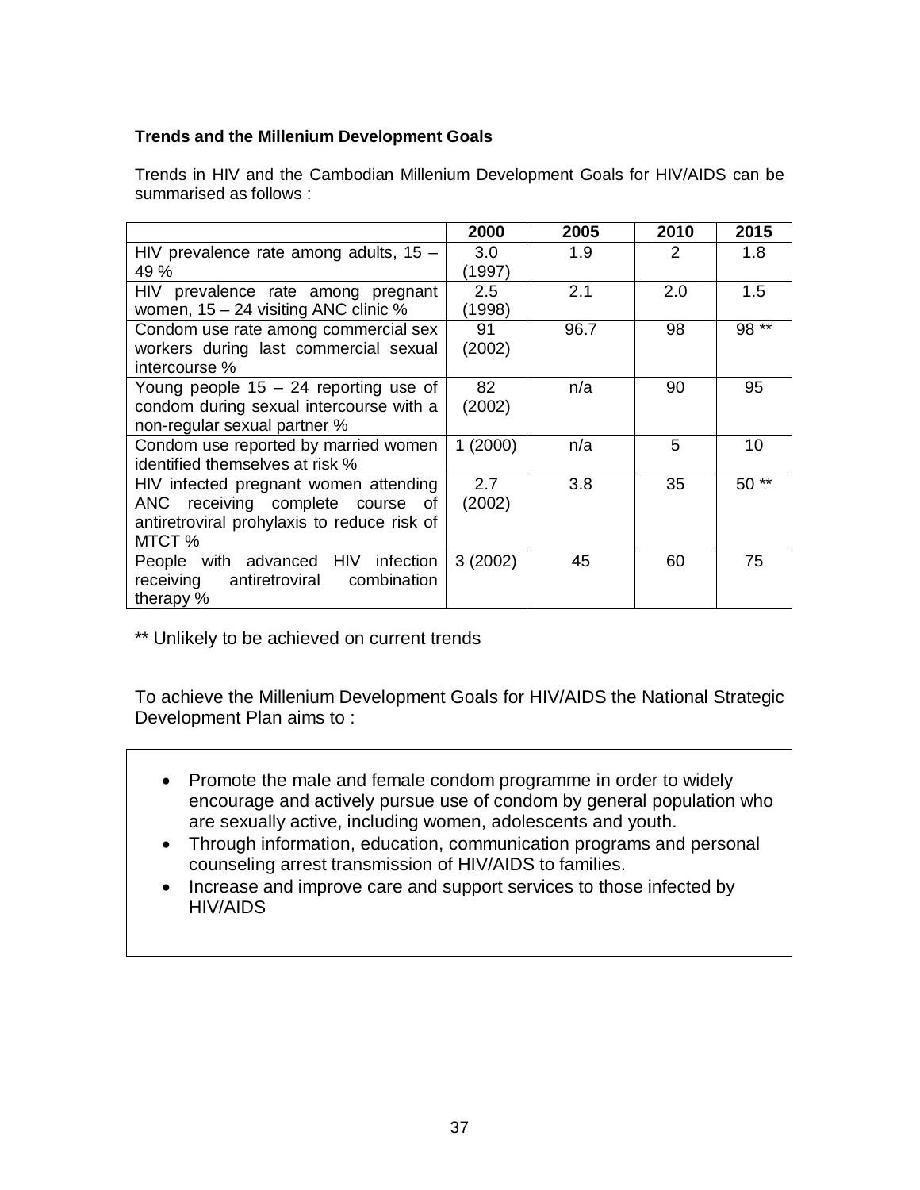**Trends and the Millenium Development Goals**

Trends in HIV and the Cambodian Millenium Development Goals for HIV/AIDS can be summarised as follows :

| | 2000 | 2005 | 2010 | 2015 |
|---|---|---|---|---|
| HIV prevalence rate among adults, 15 – 49 % | 3.0 (1997) | 1.9 | 2 | 1.8 |
| HIV prevalence rate among pregnant women, 15 – 24 visiting ANC clinic % | 2.5 (1998) | 2.1 | 2.0 | 1.5 |
| Condom use rate among commercial sex workers during last commercial sexual intercourse % | 91 (2002) | 96.7 | 98 | 98 ** |
| Young people 15 – 24 reporting use of condom during sexual intercourse with a non-regular sexual partner % | 82 (2002) | n/a | 90 | 95 |
| Condom use reported by married women identified themselves at risk % | 1 (2000) | n/a | 5 | 10 |
| HIV infected pregnant women attending ANC receiving complete course of antiretroviral prohylaxis to reduce risk of MTCT % | 2.7 (2002) | 3.8 | 35 | 50 ** |
| People with advanced HIV infection receiving antiretroviral combination therapy % | 3 (2002) | 45 | 60 | 75 |

** Unlikely to be achieved on current trends

To achieve the Millenium Development Goals for HIV/AIDS the National Strategic Development Plan aims to :

- Promote the male and female condom programme in order to widely encourage and actively pursue use of condom by general population who are sexually active, including women, adolescents and youth.
- Through information, education, communication programs and personal counseling arrest transmission of HIV/AIDS to families.
- Increase and improve care and support services to those infected by HIV/AIDS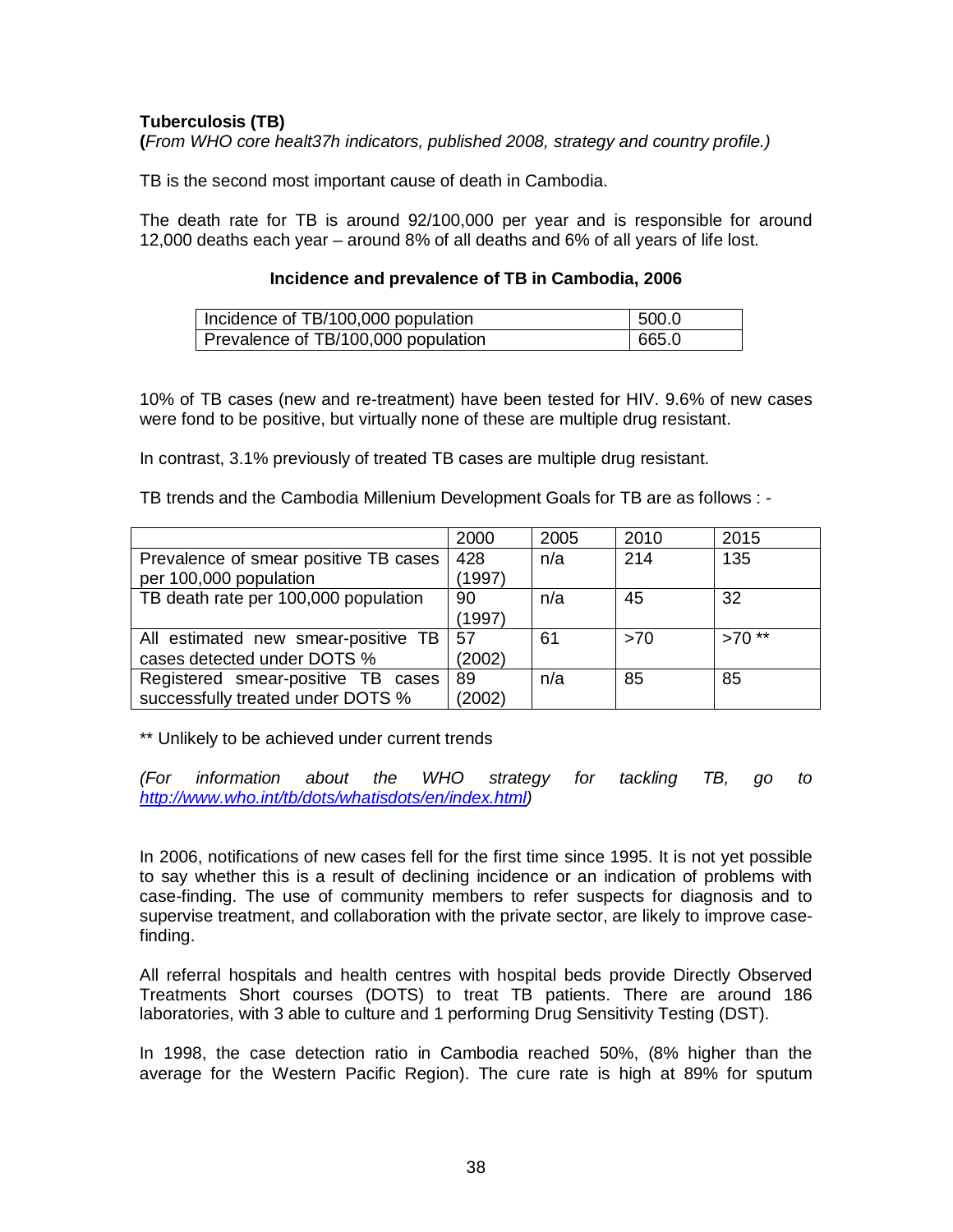**Tuberculosis (TB)**

**(***From WHO core healt37h indicators, published 2008, strategy and country profile.)*

TB is the second most important cause of death in Cambodia.

The death rate for TB is around 92/100,000 per year and is responsible for around 12,000 deaths each year – around 8% of all deaths and 6% of all years of life lost.

**Incidence and prevalence of TB in Cambodia, 2006**

| | |
|---|---|
| Incidence of TB/100,000 population | 500.0 |
| Prevalence of TB/100,000 population | 665.0 |

10% of TB cases (new and re-treatment) have been tested for HIV. 9.6% of new cases were fond to be positive, but virtually none of these are multiple drug resistant.

In contrast, 3.1% previously of treated TB cases are multiple drug resistant.

TB trends and the Cambodia Millenium Development Goals for TB are as follows : -

| | 2000 | 2005 | 2010 | 2015 |
|---|---|---|---|---|
| Prevalence of smear positive TB cases per 100,000 population | 428 (1997) | n/a | 214 | 135 |
| TB death rate per 100,000 population | 90 (1997) | n/a | 45 | 32 |
| All estimated new smear-positive TB cases detected under DOTS % | 57 (2002) | 61 | >70 | >70 ** |
| Registered smear-positive TB cases successfully treated under DOTS % | 89 (2002) | n/a | 85 | 85 |

** Unlikely to be achieved under current trends

*(For information about the WHO strategy for tackling TB, go to http://www.who.int/tb/dots/whatisdots/en/index.html)*

In 2006, notifications of new cases fell for the first time since 1995. It is not yet possible to say whether this is a result of declining incidence or an indication of problems with case-finding. The use of community members to refer suspects for diagnosis and to supervise treatment, and collaboration with the private sector, are likely to improve case-finding.

All referral hospitals and health centres with hospital beds provide Directly Observed Treatments Short courses (DOTS) to treat TB patients. There are around 186 laboratories, with 3 able to culture and 1 performing Drug Sensitivity Testing (DST).

In 1998, the case detection ratio in Cambodia reached 50%, (8% higher than the average for the Western Pacific Region). The cure rate is high at 89% for sputum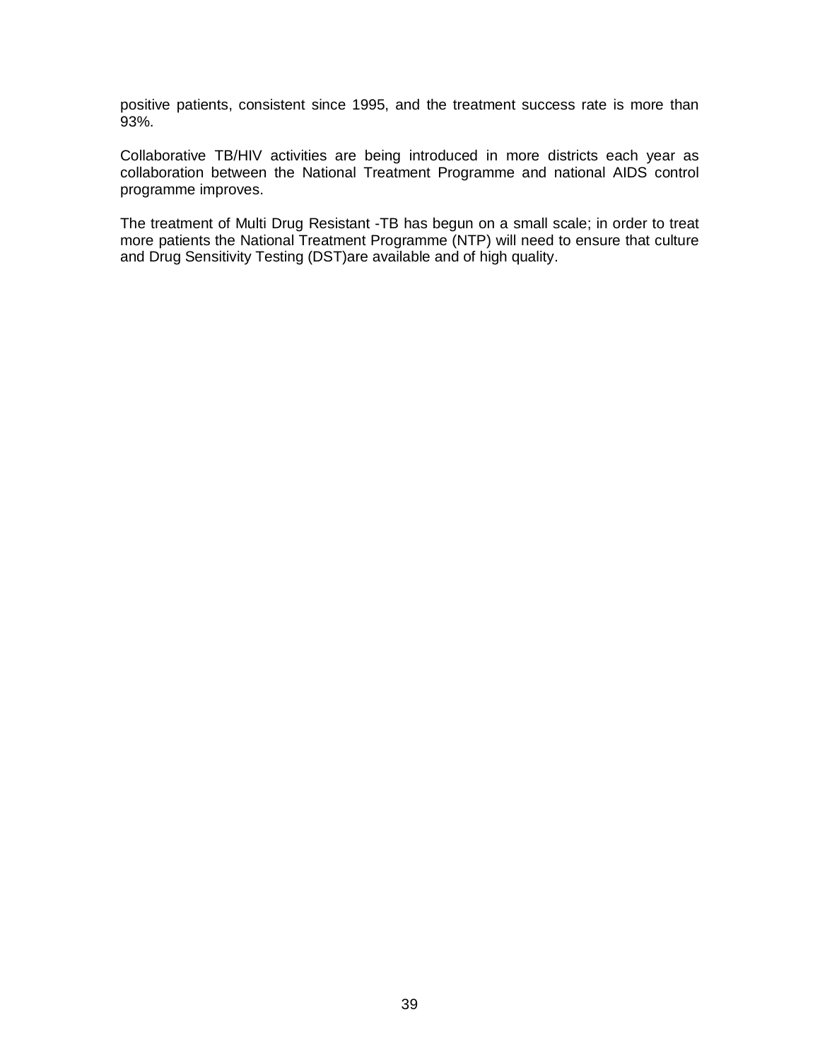positive patients, consistent since 1995, and the treatment success rate is more than 93%.

Collaborative TB/HIV activities are being introduced in more districts each year as collaboration between the National Treatment Programme and national AIDS control programme improves.

The treatment of Multi Drug Resistant -TB has begun on a small scale; in order to treat more patients the National Treatment Programme (NTP) will need to ensure that culture and Drug Sensitivity Testing (DST)are available and of high quality.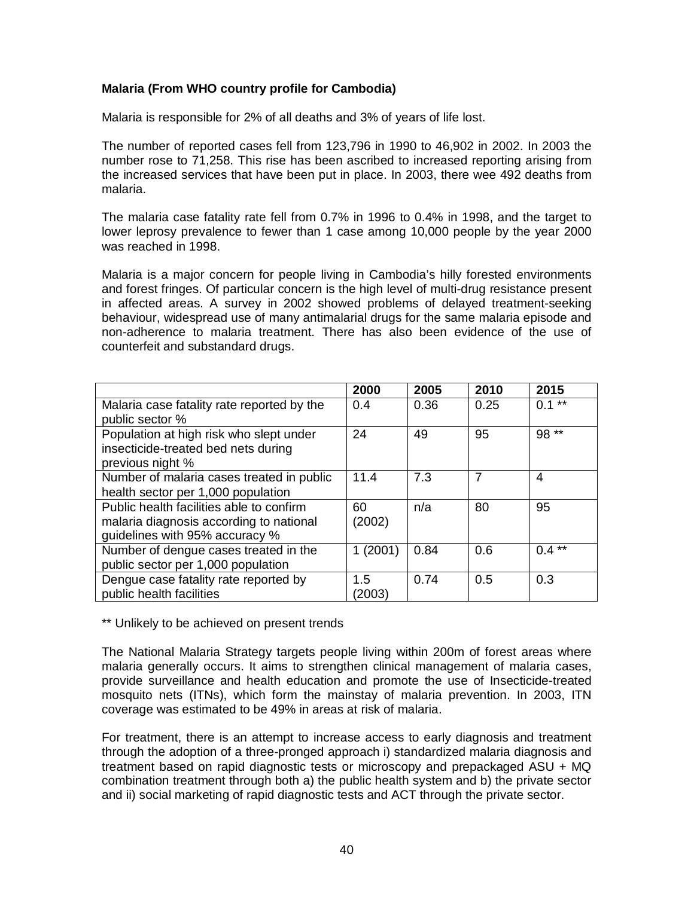**Malaria (From WHO country profile for Cambodia)**

Malaria is responsible for 2% of all deaths and 3% of years of life lost.

The number of reported cases fell from 123,796 in 1990 to 46,902 in 2002. In 2003 the number rose to 71,258. This rise has been ascribed to increased reporting arising from the increased services that have been put in place. In 2003, there wee 492 deaths from malaria.

The malaria case fatality rate fell from 0.7% in 1996 to 0.4% in 1998, and the target to lower leprosy prevalence to fewer than 1 case among 10,000 people by the year 2000 was reached in 1998.

Malaria is a major concern for people living in Cambodia's hilly forested environments and forest fringes. Of particular concern is the high level of multi-drug resistance present in affected areas. A survey in 2002 showed problems of delayed treatment-seeking behaviour, widespread use of many antimalarial drugs for the same malaria episode and non-adherence to malaria treatment. There has also been evidence of the use of counterfeit and substandard drugs.

| | 2000 | 2005 | 2010 | 2015 |
|---|---|---|---|---|
| Malaria case fatality rate reported by the public sector % | 0.4 | 0.36 | 0.25 | 0.1 ** |
| Population at high risk who slept under insecticide-treated bed nets during previous night % | 24 | 49 | 95 | 98 ** |
| Number of malaria cases treated in public health sector per 1,000 population | 11.4 | 7.3 | 7 | 4 |
| Public health facilities able to confirm malaria diagnosis according to national guidelines with 95% accuracy % | 60 (2002) | n/a | 80 | 95 |
| Number of dengue cases treated in the public sector per 1,000 population | 1 (2001) | 0.84 | 0.6 | 0.4 ** |
| Dengue case fatality rate reported by public health facilities | 1.5 (2003) | 0.74 | 0.5 | 0.3 |

** Unlikely to be achieved on present trends

The National Malaria Strategy targets people living within 200m of forest areas where malaria generally occurs. It aims to strengthen clinical management of malaria cases, provide surveillance and health education and promote the use of Insecticide-treated mosquito nets (ITNs), which form the mainstay of malaria prevention. In 2003, ITN coverage was estimated to be 49% in areas at risk of malaria.

For treatment, there is an attempt to increase access to early diagnosis and treatment through the adoption of a three-pronged approach i) standardized malaria diagnosis and treatment based on rapid diagnostic tests or microscopy and prepackaged ASU + MQ combination treatment through both a) the public health system and b) the private sector and ii) social marketing of rapid diagnostic tests and ACT through the private sector.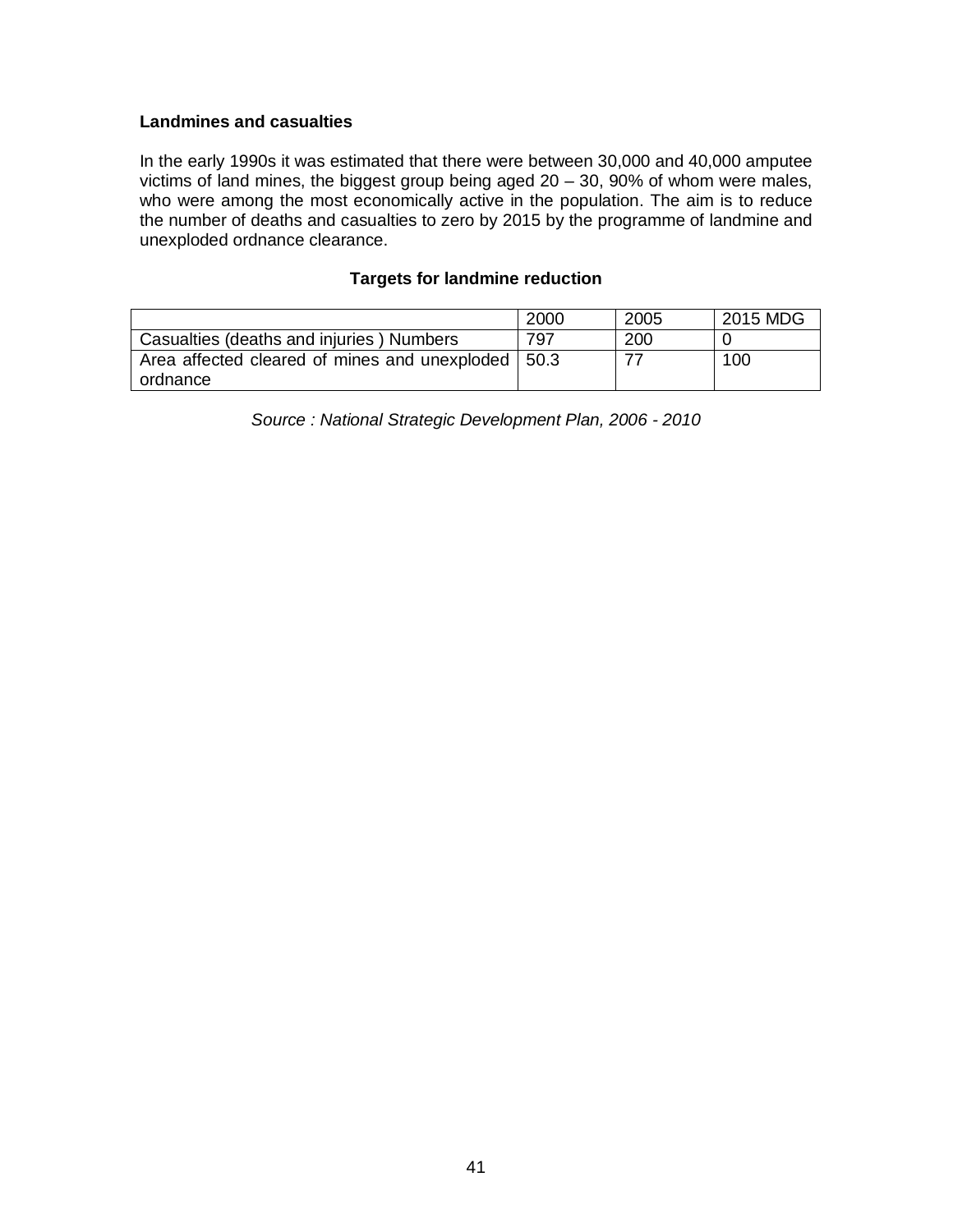**Landmines and casualties**

In the early 1990s it was estimated that there were between 30,000 and 40,000 amputee victims of land mines, the biggest group being aged 20 – 30, 90% of whom were males, who were among the most economically active in the population. The aim is to reduce the number of deaths and casualties to zero by 2015 by the programme of landmine and unexploded ordnance clearance.

**Targets for landmine reduction**

| | 2000 | 2005 | 2015 MDG |
|---|---|---|---|
| Casualties (deaths and injuries ) Numbers | 797 | 200 | 0 |
| Area affected cleared of mines and unexploded ordnance | 50.3 | 77 | 100 |

*Source : National Strategic Development Plan, 2006 - 2010*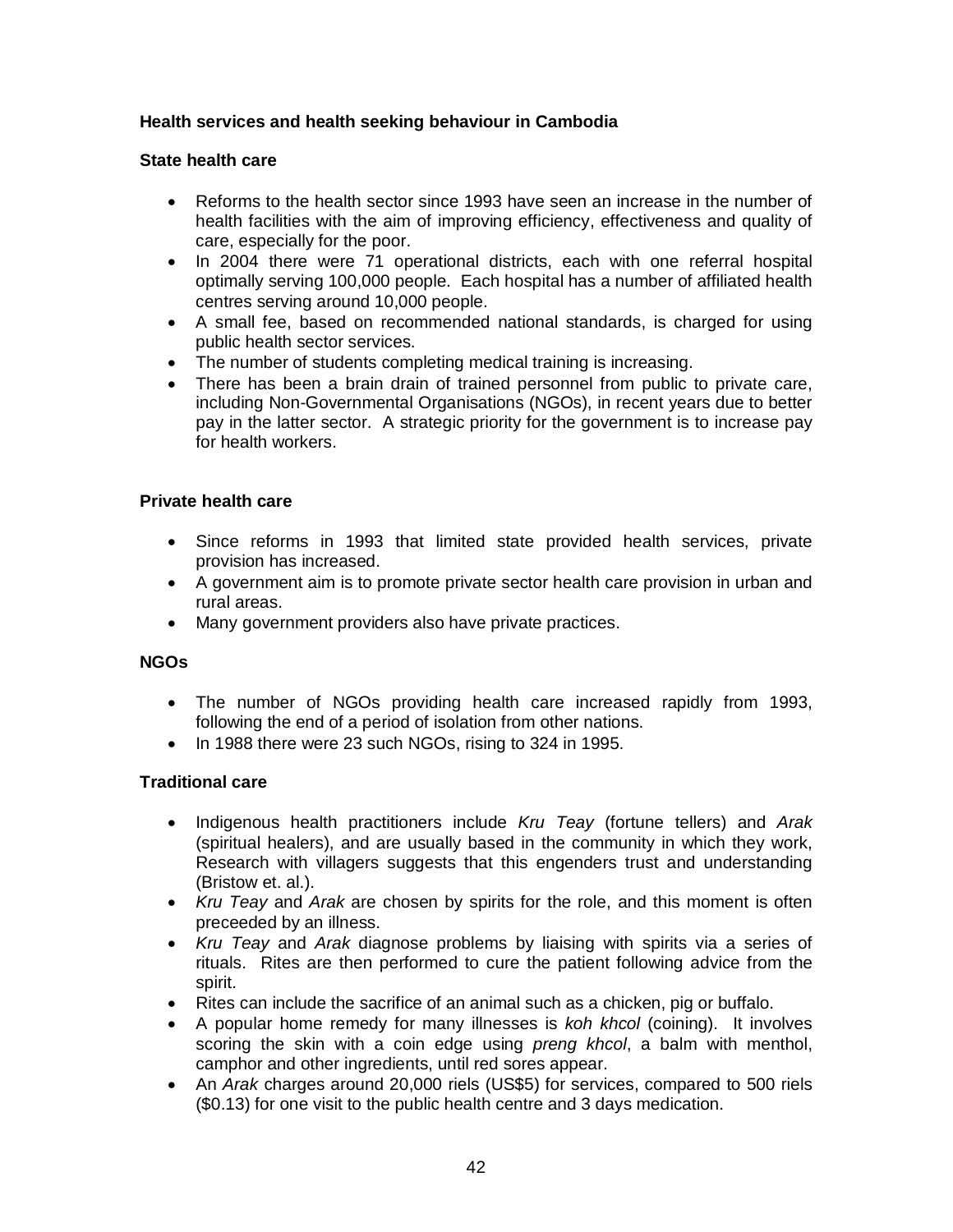**Health services and health seeking behaviour in Cambodia**

**State health care**

- Reforms to the health sector since 1993 have seen an increase in the number of health facilities with the aim of improving efficiency, effectiveness and quality of care, especially for the poor.
- In 2004 there were 71 operational districts, each with one referral hospital optimally serving 100,000 people. Each hospital has a number of affiliated health centres serving around 10,000 people.
- A small fee, based on recommended national standards, is charged for using public health sector services.
- The number of students completing medical training is increasing.
- There has been a brain drain of trained personnel from public to private care, including Non-Governmental Organisations (NGOs), in recent years due to better pay in the latter sector. A strategic priority for the government is to increase pay for health workers.

**Private health care**

- Since reforms in 1993 that limited state provided health services, private provision has increased.
- A government aim is to promote private sector health care provision in urban and rural areas.
- Many government providers also have private practices.

**NGOs**

- The number of NGOs providing health care increased rapidly from 1993, following the end of a period of isolation from other nations.
- In 1988 there were 23 such NGOs, rising to 324 in 1995.

**Traditional care**

- Indigenous health practitioners include *Kru Teay* (fortune tellers) and *Arak* (spiritual healers), and are usually based in the community in which they work, Research with villagers suggests that this engenders trust and understanding (Bristow et. al.).
- *Kru Teay* and *Arak* are chosen by spirits for the role, and this moment is often preceeded by an illness.
- *Kru Teay* and *Arak* diagnose problems by liaising with spirits via a series of rituals. Rites are then performed to cure the patient following advice from the spirit.
- Rites can include the sacrifice of an animal such as a chicken, pig or buffalo.
- A popular home remedy for many illnesses is *koh khcol* (coining). It involves scoring the skin with a coin edge using *preng khcol*, a balm with menthol, camphor and other ingredients, until red sores appear.
- An *Arak* charges around 20,000 riels (US$5) for services, compared to 500 riels ($0.13) for one visit to the public health centre and 3 days medication.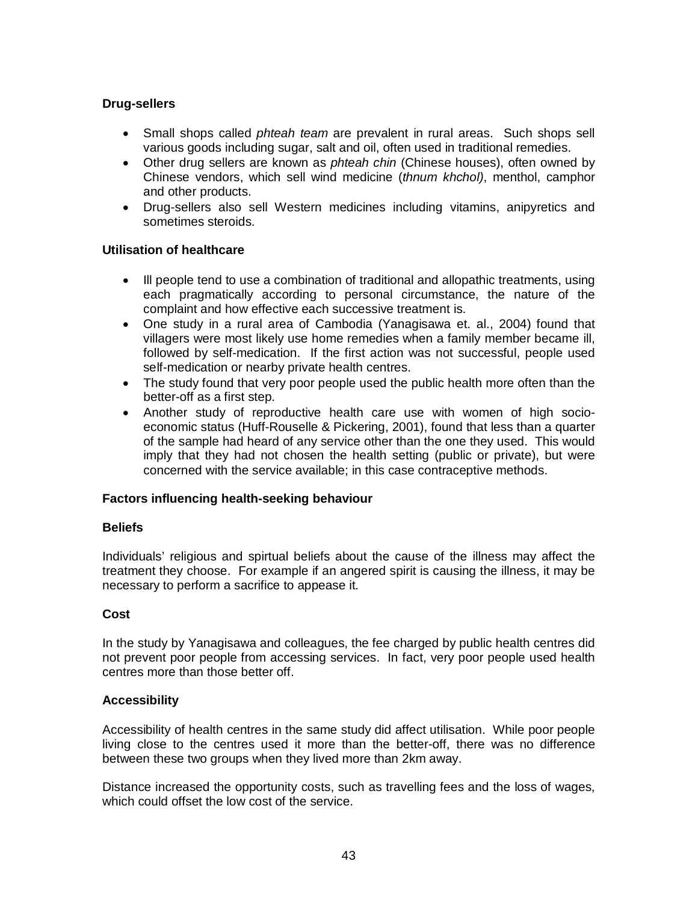**Drug-sellers**

- Small shops called *phteah team* are prevalent in rural areas. Such shops sell various goods including sugar, salt and oil, often used in traditional remedies.
- Other drug sellers are known as *phteah chin* (Chinese houses), often owned by Chinese vendors, which sell wind medicine (*thnum khchol)*, menthol, camphor and other products.
- Drug-sellers also sell Western medicines including vitamins, anipyretics and sometimes steroids.

**Utilisation of healthcare**

- Ill people tend to use a combination of traditional and allopathic treatments, using each pragmatically according to personal circumstance, the nature of the complaint and how effective each successive treatment is.
- One study in a rural area of Cambodia (Yanagisawa et. al., 2004) found that villagers were most likely use home remedies when a family member became ill, followed by self-medication. If the first action was not successful, people used self-medication or nearby private health centres.
- The study found that very poor people used the public health more often than the better-off as a first step.
- Another study of reproductive health care use with women of high socio-economic status (Huff-Rouselle & Pickering, 2001), found that less than a quarter of the sample had heard of any service other than the one they used. This would imply that they had not chosen the health setting (public or private), but were concerned with the service available; in this case contraceptive methods.

**Factors influencing health-seeking behaviour**

**Beliefs**

Individuals' religious and spirtual beliefs about the cause of the illness may affect the treatment they choose. For example if an angered spirit is causing the illness, it may be necessary to perform a sacrifice to appease it.

**Cost**

In the study by Yanagisawa and colleagues, the fee charged by public health centres did not prevent poor people from accessing services. In fact, very poor people used health centres more than those better off.

**Accessibility**

Accessibility of health centres in the same study did affect utilisation. While poor people living close to the centres used it more than the better-off, there was no difference between these two groups when they lived more than 2km away.

Distance increased the opportunity costs, such as travelling fees and the loss of wages, which could offset the low cost of the service.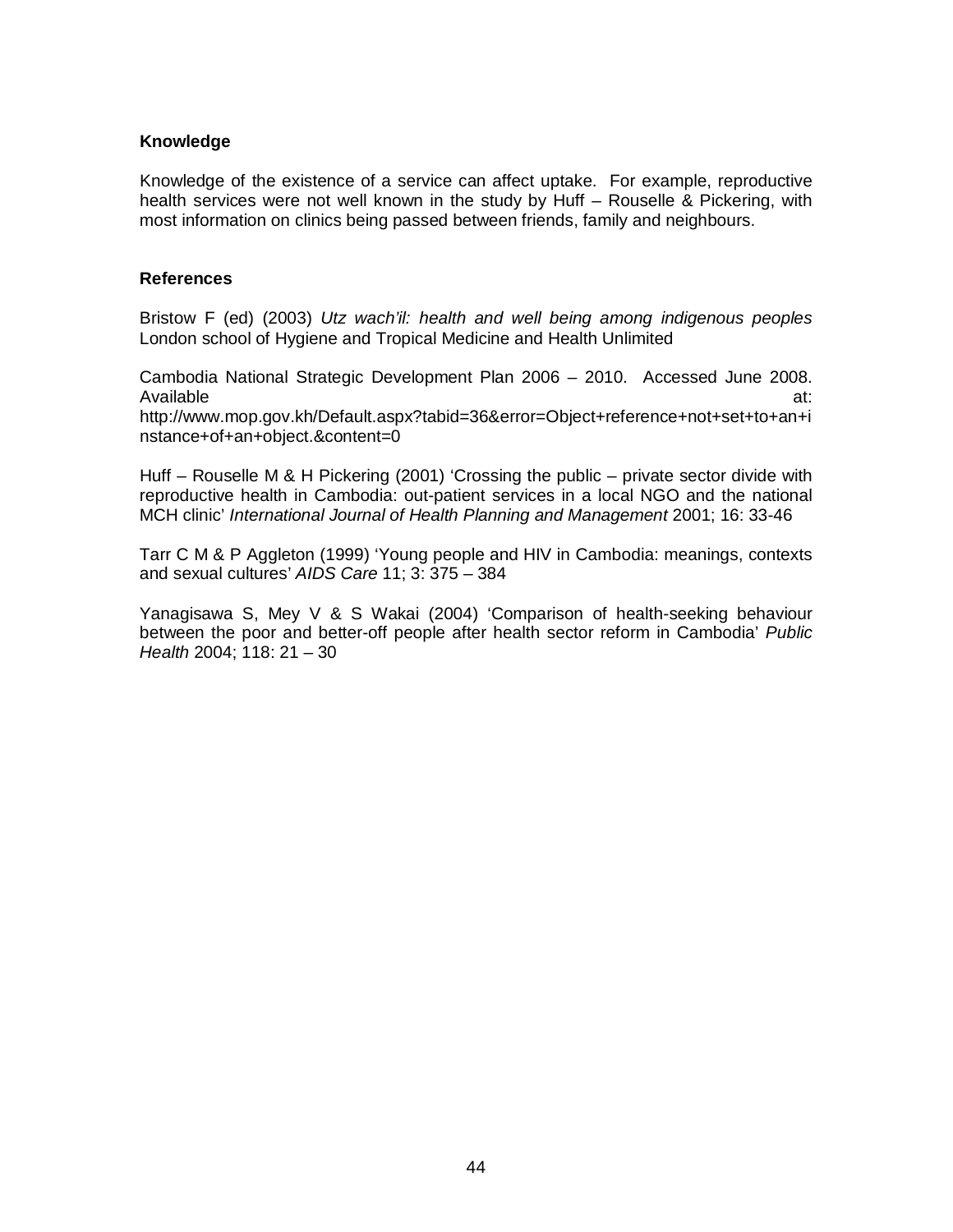### Knowledge

Knowledge of the existence of a service can affect uptake. For example, reproductive health services were not well known in the study by Huff – Rouselle & Pickering, with most information on clinics being passed between friends, family and neighbours.

### References

Bristow F (ed) (2003) *Utz wach'il: health and well being among indigenous peoples* London school of Hygiene and Tropical Medicine and Health Unlimited

Cambodia National Strategic Development Plan 2006 – 2010. Accessed June 2008. Available at: http://www.mop.gov.kh/Default.aspx?tabid=36&error=Object+reference+not+set+to+an+instance+of+an+object.&content=0

Huff – Rouselle M & H Pickering (2001) 'Crossing the public – private sector divide with reproductive health in Cambodia: out-patient services in a local NGO and the national MCH clinic' *International Journal of Health Planning and Management* 2001; 16: 33-46

Tarr C M & P Aggleton (1999) 'Young people and HIV in Cambodia: meanings, contexts and sexual cultures' *AIDS Care* 11; 3: 375 – 384

Yanagisawa S, Mey V & S Wakai (2004) 'Comparison of health-seeking behaviour between the poor and better-off people after health sector reform in Cambodia' *Public Health* 2004; 118: 21 – 30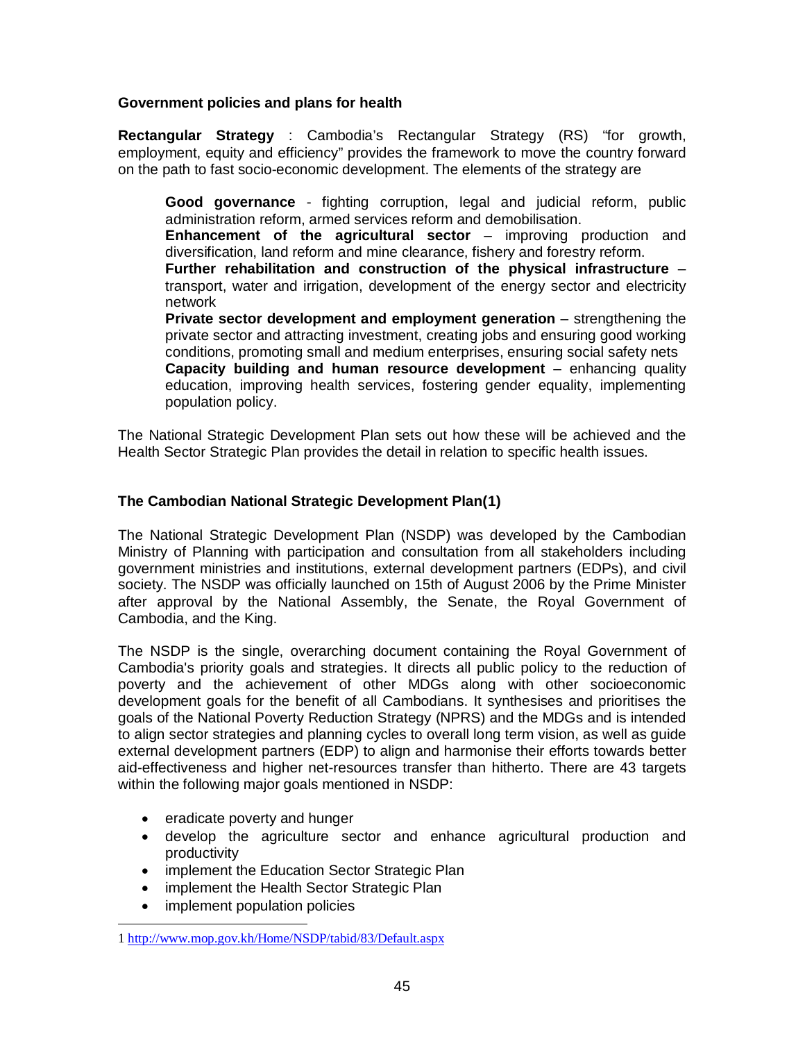### Government policies and plans for health

**Rectangular Strategy** : Cambodia's Rectangular Strategy (RS) "for growth, employment, equity and efficiency" provides the framework to move the country forward on the path to fast socio-economic development. The elements of the strategy are

> **Good governance** - fighting corruption, legal and judicial reform, public administration reform, armed services reform and demobilisation.
> **Enhancement of the agricultural sector** – improving production and diversification, land reform and mine clearance, fishery and forestry reform.
> **Further rehabilitation and construction of the physical infrastructure** – transport, water and irrigation, development of the energy sector and electricity network
> **Private sector development and employment generation** – strengthening the private sector and attracting investment, creating jobs and ensuring good working conditions, promoting small and medium enterprises, ensuring social safety nets
> **Capacity building and human resource development** – enhancing quality education, improving health services, fostering gender equality, implementing population policy.

The National Strategic Development Plan sets out how these will be achieved and the Health Sector Strategic Plan provides the detail in relation to specific health issues.

### The Cambodian National Strategic Development Plan(1)

The National Strategic Development Plan (NSDP) was developed by the Cambodian Ministry of Planning with participation and consultation from all stakeholders including government ministries and institutions, external development partners (EDPs), and civil society. The NSDP was officially launched on 15th of August 2006 by the Prime Minister after approval by the National Assembly, the Senate, the Royal Government of Cambodia, and the King.

The NSDP is the single, overarching document containing the Royal Government of Cambodia's priority goals and strategies. It directs all public policy to the reduction of poverty and the achievement of other MDGs along with other socioeconomic development goals for the benefit of all Cambodians. It synthesises and prioritises the goals of the National Poverty Reduction Strategy (NPRS) and the MDGs and is intended to align sector strategies and planning cycles to overall long term vision, as well as guide external development partners (EDP) to align and harmonise their efforts towards better aid-effectiveness and higher net-resources transfer than hitherto. There are 43 targets within the following major goals mentioned in NSDP:

- eradicate poverty and hunger
- develop the agriculture sector and enhance agricultural production and productivity
- implement the Education Sector Strategic Plan
- implement the Health Sector Strategic Plan
- implement population policies

1 http://www.mop.gov.kh/Home/NSDP/tabid/83/Default.aspx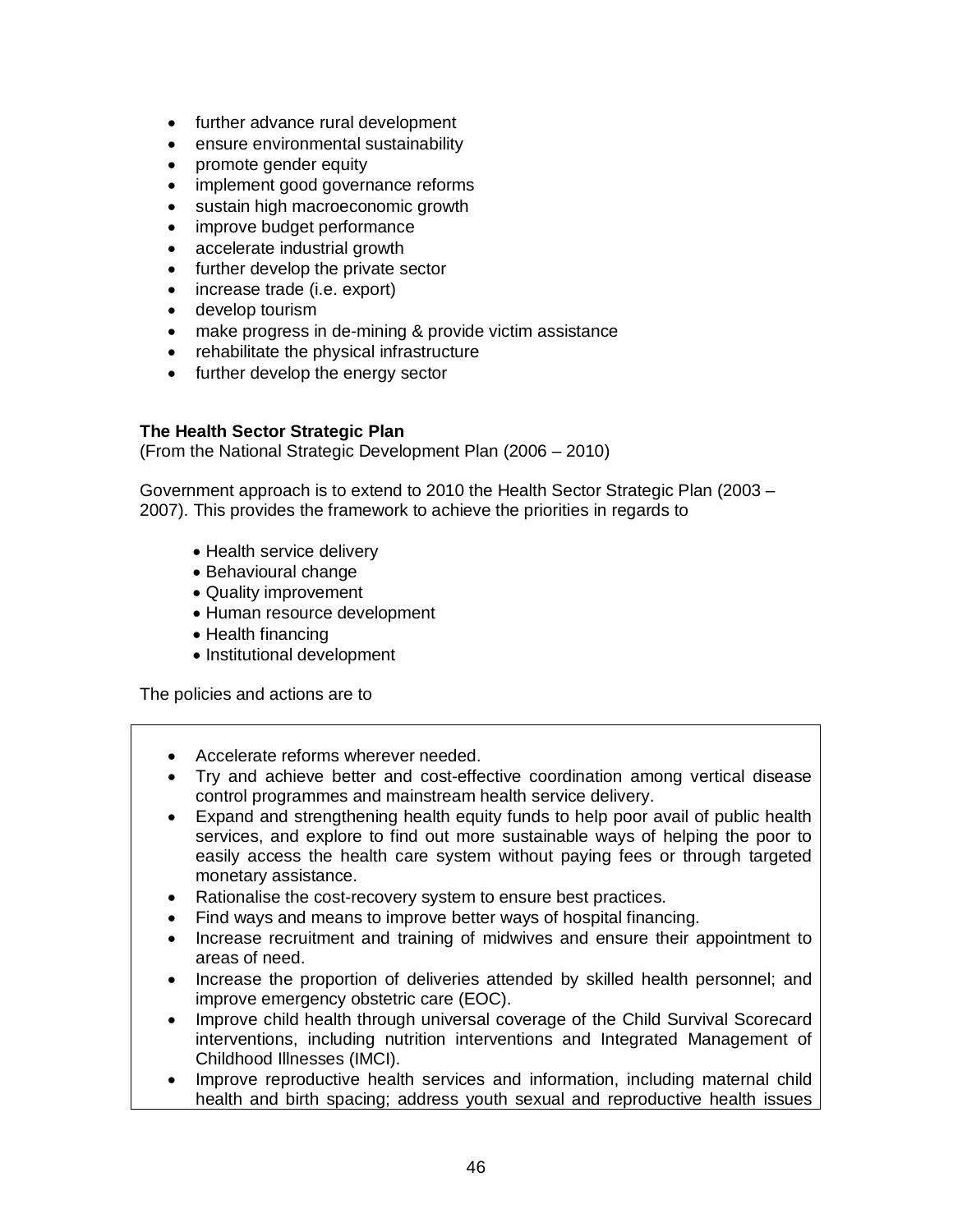- further advance rural development
- ensure environmental sustainability
- promote gender equity
- implement good governance reforms
- sustain high macroeconomic growth
- improve budget performance
- accelerate industrial growth
- further develop the private sector
- increase trade (i.e. export)
- develop tourism
- make progress in de-mining & provide victim assistance
- rehabilitate the physical infrastructure
- further develop the energy sector

**The Health Sector Strategic Plan**
(From the National Strategic Development Plan (2006 – 2010)

Government approach is to extend to 2010 the Health Sector Strategic Plan (2003 – 2007). This provides the framework to achieve the priorities in regards to

- Health service delivery
- Behavioural change
- Quality improvement
- Human resource development
- Health financing
- Institutional development

The policies and actions are to

- Accelerate reforms wherever needed.
- Try and achieve better and cost-effective coordination among vertical disease control programmes and mainstream health service delivery.
- Expand and strengthening health equity funds to help poor avail of public health services, and explore to find out more sustainable ways of helping the poor to easily access the health care system without paying fees or through targeted monetary assistance.
- Rationalise the cost-recovery system to ensure best practices.
- Find ways and means to improve better ways of hospital financing.
- Increase recruitment and training of midwives and ensure their appointment to areas of need.
- Increase the proportion of deliveries attended by skilled health personnel; and improve emergency obstetric care (EOC).
- Improve child health through universal coverage of the Child Survival Scorecard interventions, including nutrition interventions and Integrated Management of Childhood Illnesses (IMCI).
- Improve reproductive health services and information, including maternal child health and birth spacing; address youth sexual and reproductive health issues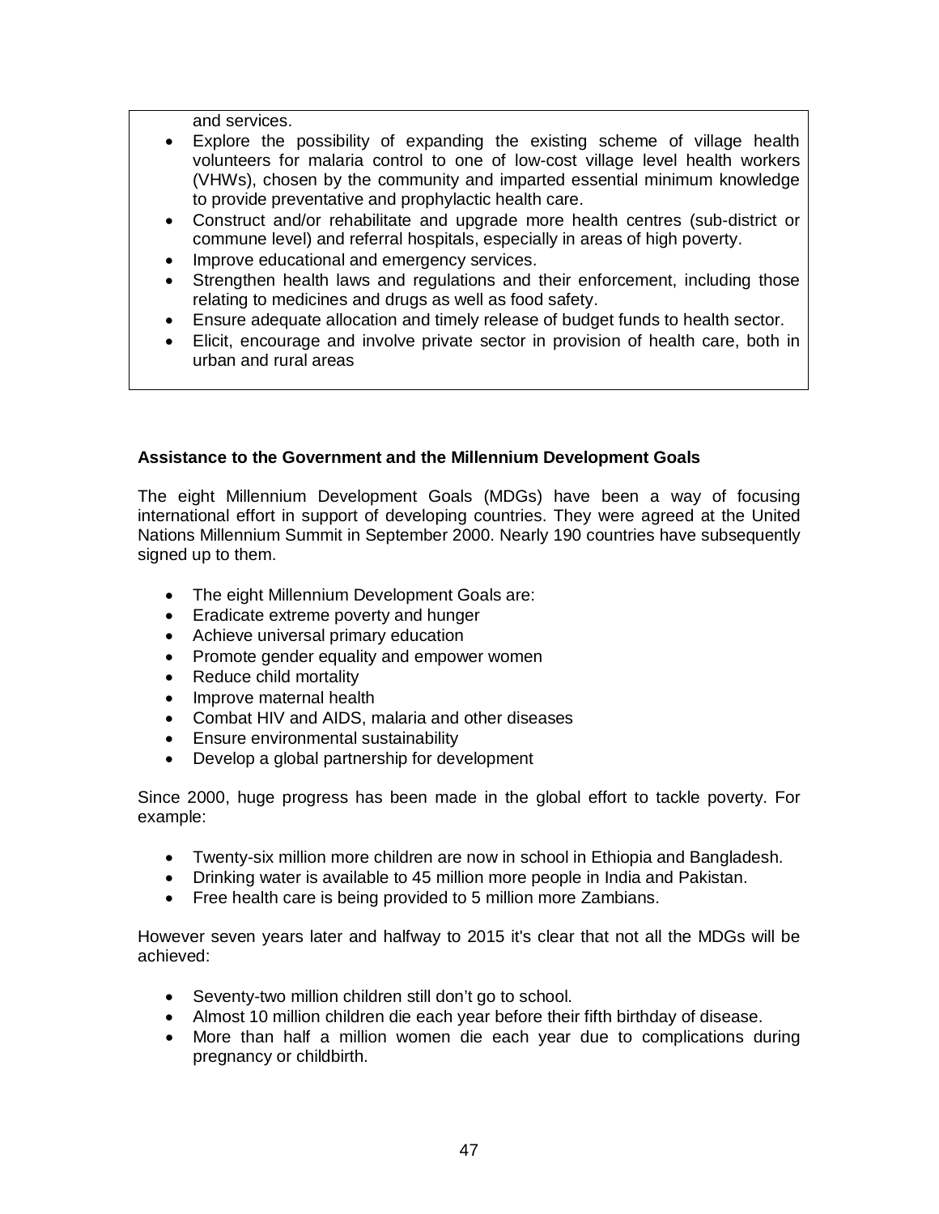and services.

- Explore the possibility of expanding the existing scheme of village health volunteers for malaria control to one of low-cost village level health workers (VHWs), chosen by the community and imparted essential minimum knowledge to provide preventative and prophylactic health care.
- Construct and/or rehabilitate and upgrade more health centres (sub-district or commune level) and referral hospitals, especially in areas of high poverty.
- Improve educational and emergency services.
- Strengthen health laws and regulations and their enforcement, including those relating to medicines and drugs as well as food safety.
- Ensure adequate allocation and timely release of budget funds to health sector.
- Elicit, encourage and involve private sector in provision of health care, both in urban and rural areas

**Assistance to the Government and the Millennium Development Goals**

The eight Millennium Development Goals (MDGs) have been a way of focusing international effort in support of developing countries. They were agreed at the United Nations Millennium Summit in September 2000. Nearly 190 countries have subsequently signed up to them.

- The eight Millennium Development Goals are:
- Eradicate extreme poverty and hunger
- Achieve universal primary education
- Promote gender equality and empower women
- Reduce child mortality
- Improve maternal health
- Combat HIV and AIDS, malaria and other diseases
- Ensure environmental sustainability
- Develop a global partnership for development

Since 2000, huge progress has been made in the global effort to tackle poverty. For example:

- Twenty-six million more children are now in school in Ethiopia and Bangladesh.
- Drinking water is available to 45 million more people in India and Pakistan.
- Free health care is being provided to 5 million more Zambians.

However seven years later and halfway to 2015 it's clear that not all the MDGs will be achieved:

- Seventy-two million children still don't go to school.
- Almost 10 million children die each year before their fifth birthday of disease.
- More than half a million women die each year due to complications during pregnancy or childbirth.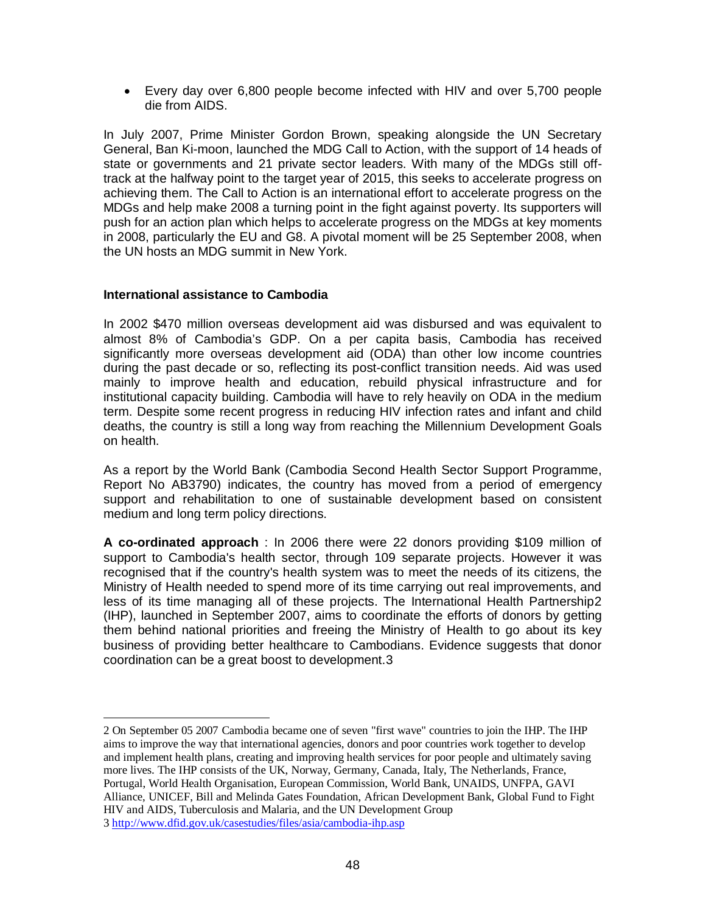- Every day over 6,800 people become infected with HIV and over 5,700 people die from AIDS.

In July 2007, Prime Minister Gordon Brown, speaking alongside the UN Secretary General, Ban Ki-moon, launched the MDG Call to Action, with the support of 14 heads of state or governments and 21 private sector leaders. With many of the MDGs still off-track at the halfway point to the target year of 2015, this seeks to accelerate progress on achieving them. The Call to Action is an international effort to accelerate progress on the MDGs and help make 2008 a turning point in the fight against poverty. Its supporters will push for an action plan which helps to accelerate progress on the MDGs at key moments in 2008, particularly the EU and G8. A pivotal moment will be 25 September 2008, when the UN hosts an MDG summit in New York.

**International assistance to Cambodia**

In 2002 $470 million overseas development aid was disbursed and was equivalent to almost 8% of Cambodia's GDP. On a per capita basis, Cambodia has received significantly more overseas development aid (ODA) than other low income countries during the past decade or so, reflecting its post-conflict transition needs. Aid was used mainly to improve health and education, rebuild physical infrastructure and for institutional capacity building. Cambodia will have to rely heavily on ODA in the medium term. Despite some recent progress in reducing HIV infection rates and infant and child deaths, the country is still a long way from reaching the Millennium Development Goals on health.

As a report by the World Bank (Cambodia Second Health Sector Support Programme, Report No AB3790) indicates, the country has moved from a period of emergency support and rehabilitation to one of sustainable development based on consistent medium and long term policy directions.

**A co-ordinated approach** : In 2006 there were 22 donors providing $109 million of support to Cambodia's health sector, through 109 separate projects. However it was recognised that if the country's health system was to meet the needs of its citizens, the Ministry of Health needed to spend more of its time carrying out real improvements, and less of its time managing all of these projects. The International Health Partnership[2] (IHP), launched in September 2007, aims to coordinate the efforts of donors by getting them behind national priorities and freeing the Ministry of Health to go about its key business of providing better healthcare to Cambodians. Evidence suggests that donor coordination can be a great boost to development.[3]

---

2 On September 05 2007 Cambodia became one of seven "first wave" countries to join the IHP. The IHP aims to improve the way that international agencies, donors and poor countries work together to develop and implement health plans, creating and improving health services for poor people and ultimately saving more lives. The IHP consists of the UK, Norway, Germany, Canada, Italy, The Netherlands, France, Portugal, World Health Organisation, European Commission, World Bank, UNAIDS, UNFPA, GAVI Alliance, UNICEF, Bill and Melinda Gates Foundation, African Development Bank, Global Fund to Fight HIV and AIDS, Tuberculosis and Malaria, and the UN Development Group

3 http://www.dfid.gov.uk/casestudies/files/asia/cambodia-ihp.asp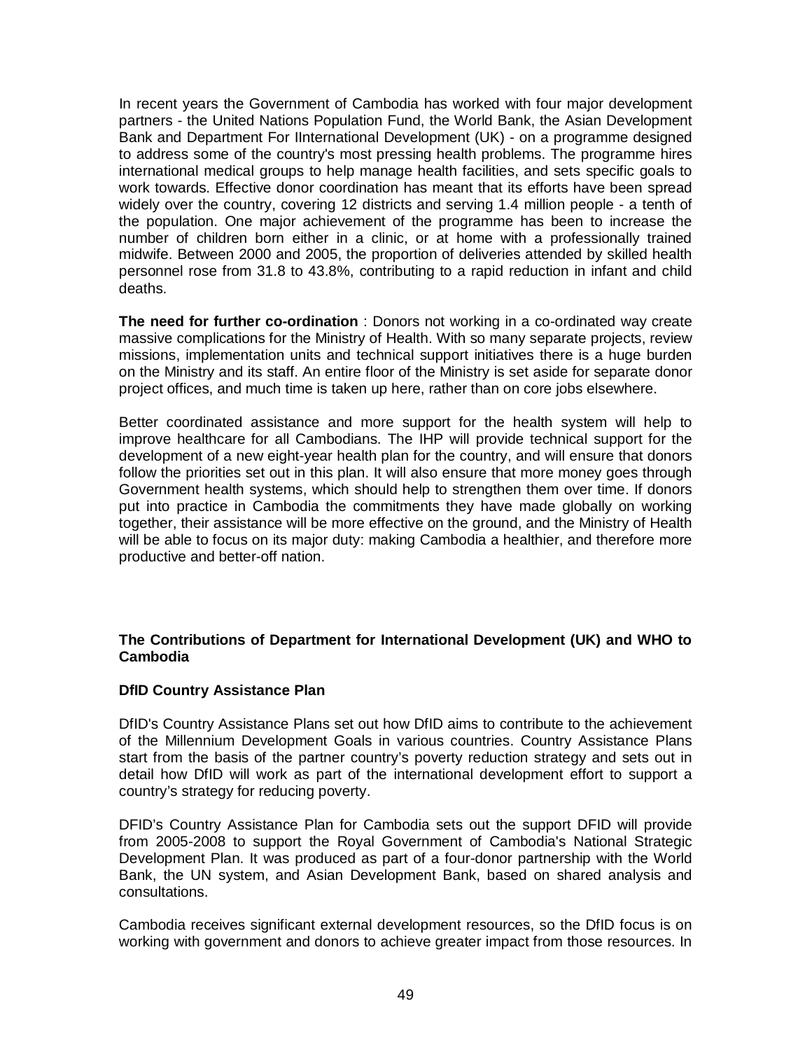In recent years the Government of Cambodia has worked with four major development partners - the United Nations Population Fund, the World Bank, the Asian Development Bank and Department For IInternational Development (UK) - on a programme designed to address some of the country's most pressing health problems. The programme hires international medical groups to help manage health facilities, and sets specific goals to work towards. Effective donor coordination has meant that its efforts have been spread widely over the country, covering 12 districts and serving 1.4 million people - a tenth of the population. One major achievement of the programme has been to increase the number of children born either in a clinic, or at home with a professionally trained midwife. Between 2000 and 2005, the proportion of deliveries attended by skilled health personnel rose from 31.8 to 43.8%, contributing to a rapid reduction in infant and child deaths.

**The need for further co-ordination** : Donors not working in a co-ordinated way create massive complications for the Ministry of Health. With so many separate projects, review missions, implementation units and technical support initiatives there is a huge burden on the Ministry and its staff. An entire floor of the Ministry is set aside for separate donor project offices, and much time is taken up here, rather than on core jobs elsewhere.

Better coordinated assistance and more support for the health system will help to improve healthcare for all Cambodians. The IHP will provide technical support for the development of a new eight-year health plan for the country, and will ensure that donors follow the priorities set out in this plan. It will also ensure that more money goes through Government health systems, which should help to strengthen them over time. If donors put into practice in Cambodia the commitments they have made globally on working together, their assistance will be more effective on the ground, and the Ministry of Health will be able to focus on its major duty: making Cambodia a healthier, and therefore more productive and better-off nation.

## The Contributions of Department for International Development (UK) and WHO to Cambodia

### DfID Country Assistance Plan

DfID's Country Assistance Plans set out how DfID aims to contribute to the achievement of the Millennium Development Goals in various countries. Country Assistance Plans start from the basis of the partner country's poverty reduction strategy and sets out in detail how DfID will work as part of the international development effort to support a country's strategy for reducing poverty.

DFID's Country Assistance Plan for Cambodia sets out the support DFID will provide from 2005-2008 to support the Royal Government of Cambodia's National Strategic Development Plan. It was produced as part of a four-donor partnership with the World Bank, the UN system, and Asian Development Bank, based on shared analysis and consultations.

Cambodia receives significant external development resources, so the DfID focus is on working with government and donors to achieve greater impact from those resources. In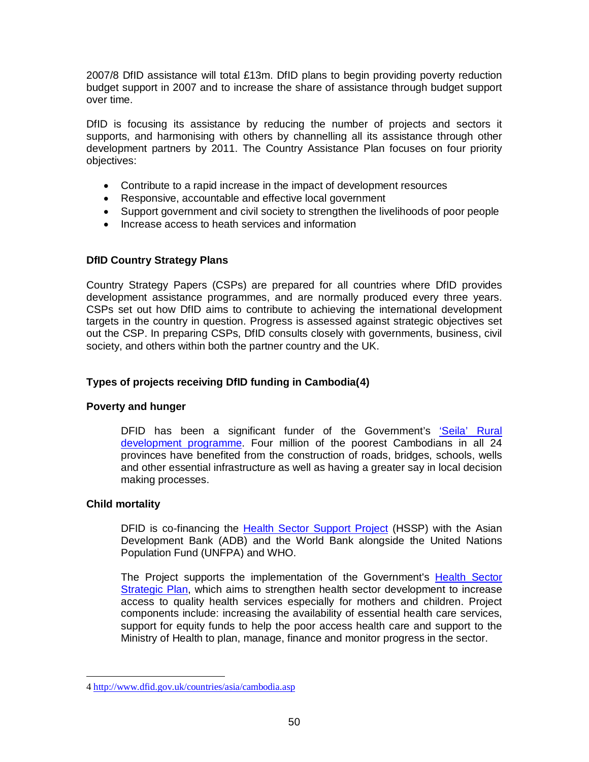2007/8 DfID assistance will total £13m. DfID plans to begin providing poverty reduction budget support in 2007 and to increase the share of assistance through budget support over time.

DfID is focusing its assistance by reducing the number of projects and sectors it supports, and harmonising with others by channelling all its assistance through other development partners by 2011. The Country Assistance Plan focuses on four priority objectives:

- Contribute to a rapid increase in the impact of development resources
- Responsive, accountable and effective local government
- Support government and civil society to strengthen the livelihoods of poor people
- Increase access to heath services and information

### DfID Country Strategy Plans

Country Strategy Papers (CSPs) are prepared for all countries where DfID provides development assistance programmes, and are normally produced every three years. CSPs set out how DfID aims to contribute to achieving the international development targets in the country in question. Progress is assessed against strategic objectives set out the CSP. In preparing CSPs, DfID consults closely with governments, business, civil society, and others within both the partner country and the UK.

### Types of projects receiving DfID funding in Cambodia(4)

#### Poverty and hunger

> DFID has been a significant funder of the Government's 'Seila' Rural development programme. Four million of the poorest Cambodians in all 24 provinces have benefited from the construction of roads, bridges, schools, wells and other essential infrastructure as well as having a greater say in local decision making processes.

#### Child mortality

> DFID is co-financing the Health Sector Support Project (HSSP) with the Asian Development Bank (ADB) and the World Bank alongside the United Nations Population Fund (UNFPA) and WHO.
>
> The Project supports the implementation of the Government's Health Sector Strategic Plan, which aims to strengthen health sector development to increase access to quality health services especially for mothers and children. Project components include: increasing the availability of essential health care services, support for equity funds to help the poor access health care and support to the Ministry of Health to plan, manage, finance and monitor progress in the sector.

---

4 http://www.dfid.gov.uk/countries/asia/cambodia.asp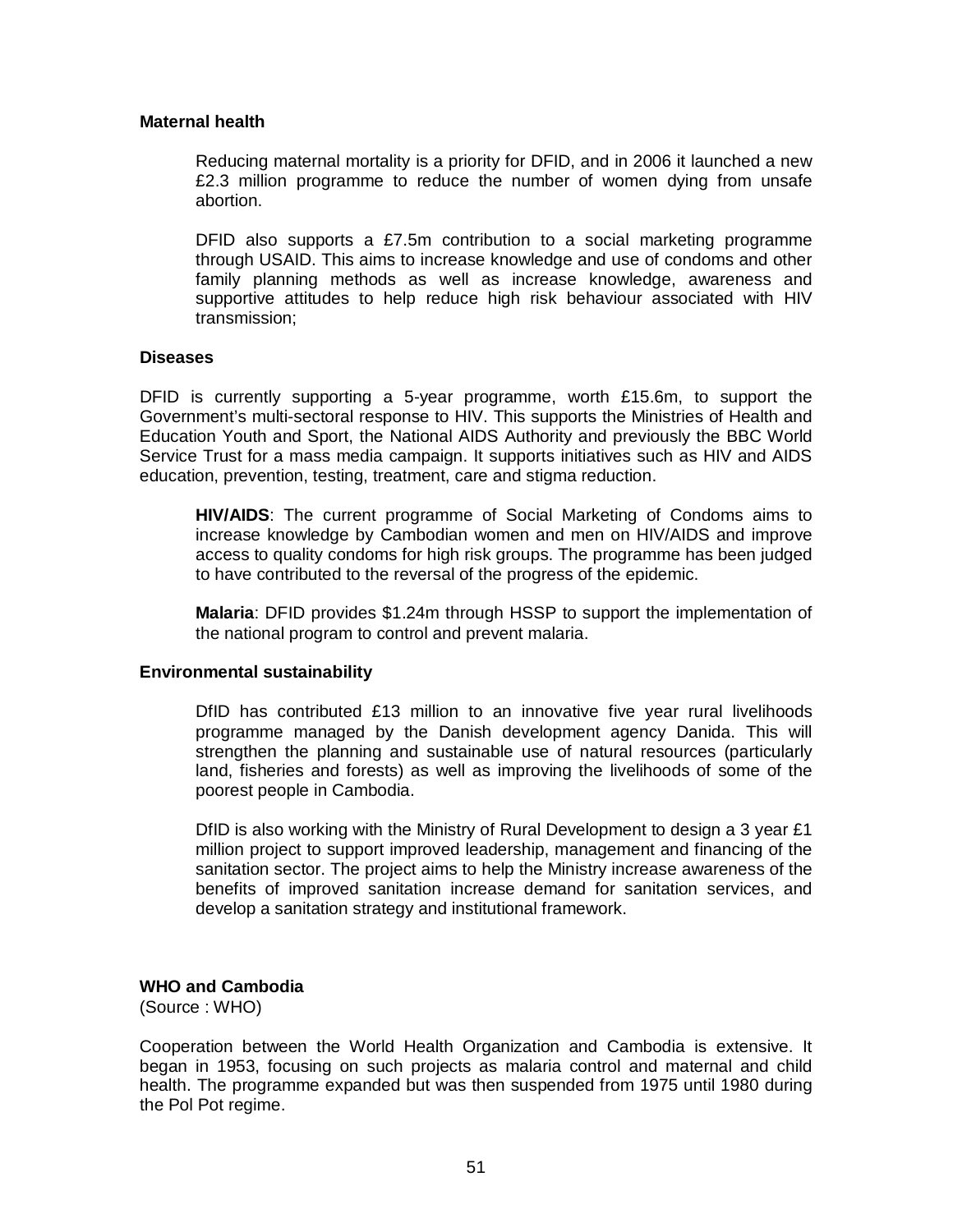**Maternal health**

Reducing maternal mortality is a priority for DFID, and in 2006 it launched a new £2.3 million programme to reduce the number of women dying from unsafe abortion.

DFID also supports a £7.5m contribution to a social marketing programme through USAID. This aims to increase knowledge and use of condoms and other family planning methods as well as increase knowledge, awareness and supportive attitudes to help reduce high risk behaviour associated with HIV transmission;

**Diseases**

DFID is currently supporting a 5-year programme, worth £15.6m, to support the Government's multi-sectoral response to HIV. This supports the Ministries of Health and Education Youth and Sport, the National AIDS Authority and previously the BBC World Service Trust for a mass media campaign. It supports initiatives such as HIV and AIDS education, prevention, testing, treatment, care and stigma reduction.

**HIV/AIDS**: The current programme of Social Marketing of Condoms aims to increase knowledge by Cambodian women and men on HIV/AIDS and improve access to quality condoms for high risk groups. The programme has been judged to have contributed to the reversal of the progress of the epidemic.

**Malaria**: DFID provides $1.24m through HSSP to support the implementation of the national program to control and prevent malaria.

**Environmental sustainability**

DfID has contributed £13 million to an innovative five year rural livelihoods programme managed by the Danish development agency Danida. This will strengthen the planning and sustainable use of natural resources (particularly land, fisheries and forests) as well as improving the livelihoods of some of the poorest people in Cambodia.

DfID is also working with the Ministry of Rural Development to design a 3 year £1 million project to support improved leadership, management and financing of the sanitation sector. The project aims to help the Ministry increase awareness of the benefits of improved sanitation increase demand for sanitation services, and develop a sanitation strategy and institutional framework.

**WHO and Cambodia**
(Source : WHO)

Cooperation between the World Health Organization and Cambodia is extensive. It began in 1953, focusing on such projects as malaria control and maternal and child health. The programme expanded but was then suspended from 1975 until 1980 during the Pol Pot regime.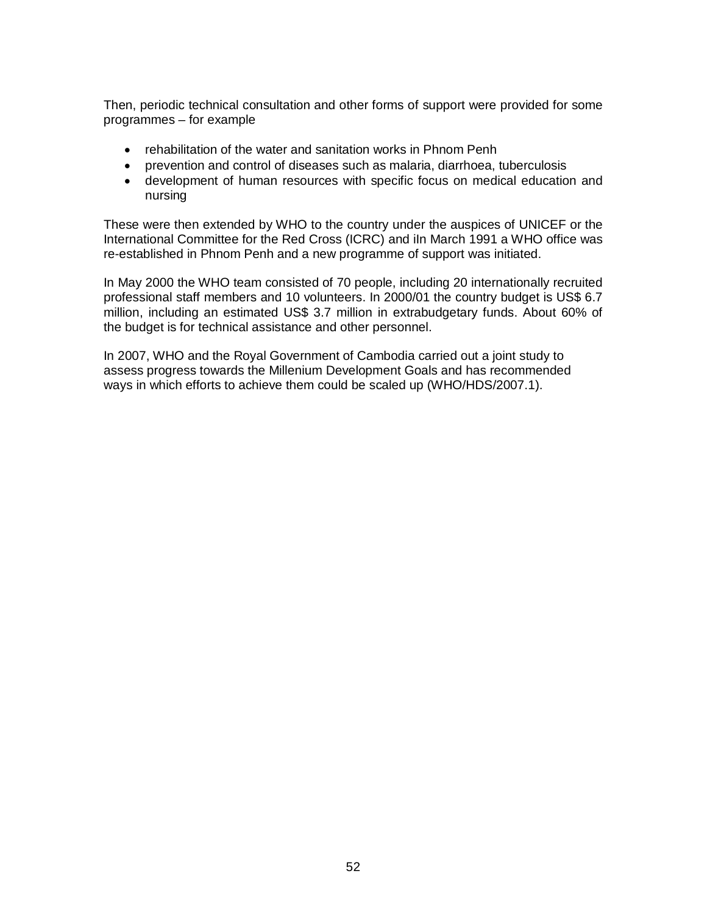Then, periodic technical consultation and other forms of support were provided for some programmes – for example

- rehabilitation of the water and sanitation works in Phnom Penh
- prevention and control of diseases such as malaria, diarrhoea, tuberculosis
- development of human resources with specific focus on medical education and nursing

These were then extended by WHO to the country under the auspices of UNICEF or the International Committee for the Red Cross (ICRC) and iIn March 1991 a WHO office was re-established in Phnom Penh and a new programme of support was initiated.

In May 2000 the WHO team consisted of 70 people, including 20 internationally recruited professional staff members and 10 volunteers. In 2000/01 the country budget is US$ 6.7 million, including an estimated US$ 3.7 million in extrabudgetary funds. About 60% of the budget is for technical assistance and other personnel.

In 2007, WHO and the Royal Government of Cambodia carried out a joint study to assess progress towards the Millenium Development Goals and has recommended ways in which efforts to achieve them could be scaled up (WHO/HDS/2007.1).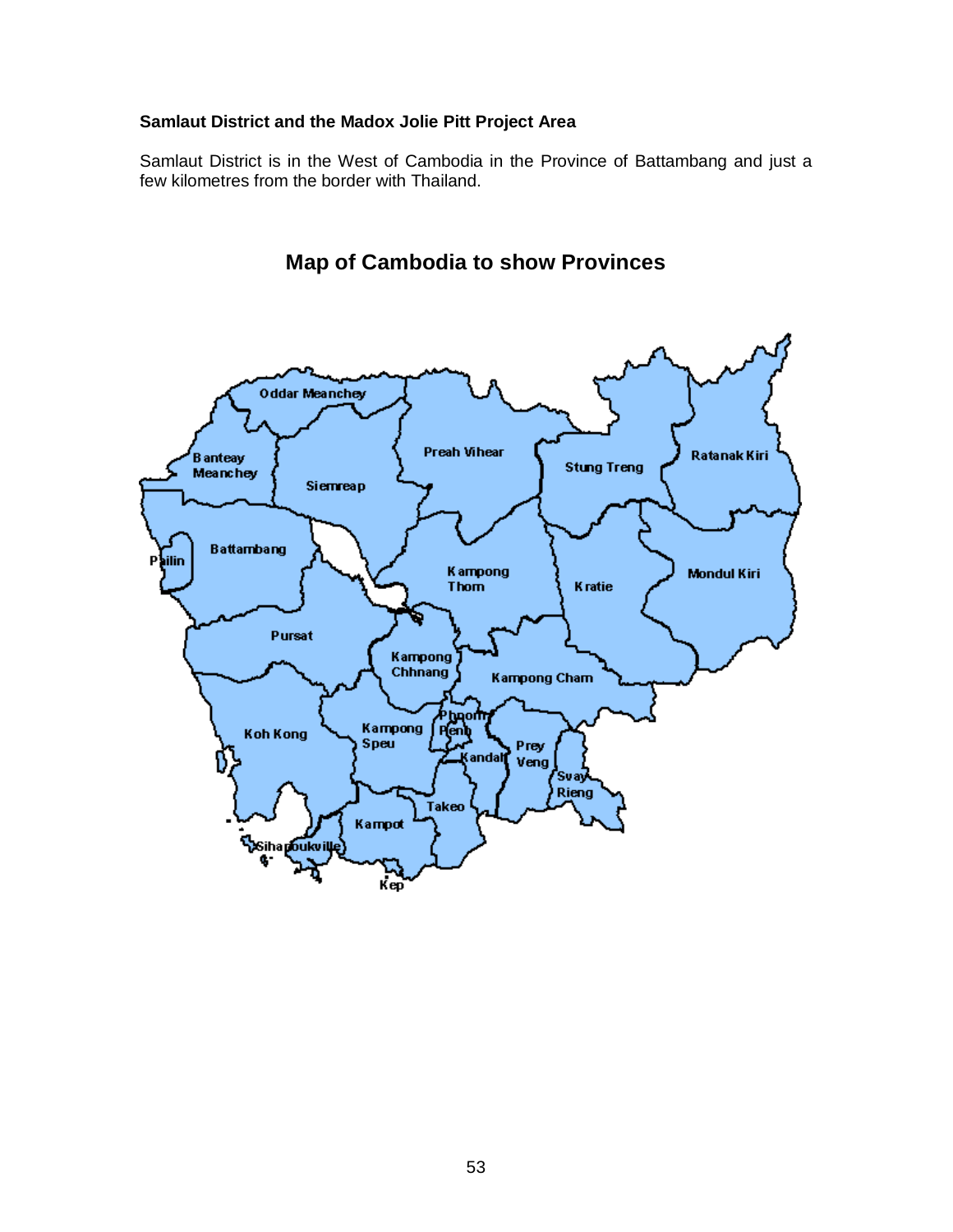**Samlaut District and the Madox Jolie Pitt Project Area**

Samlaut District is in the West of Cambodia in the Province of Battambang and just a few kilometres from the border with Thailand.

## Map of Cambodia to show Provinces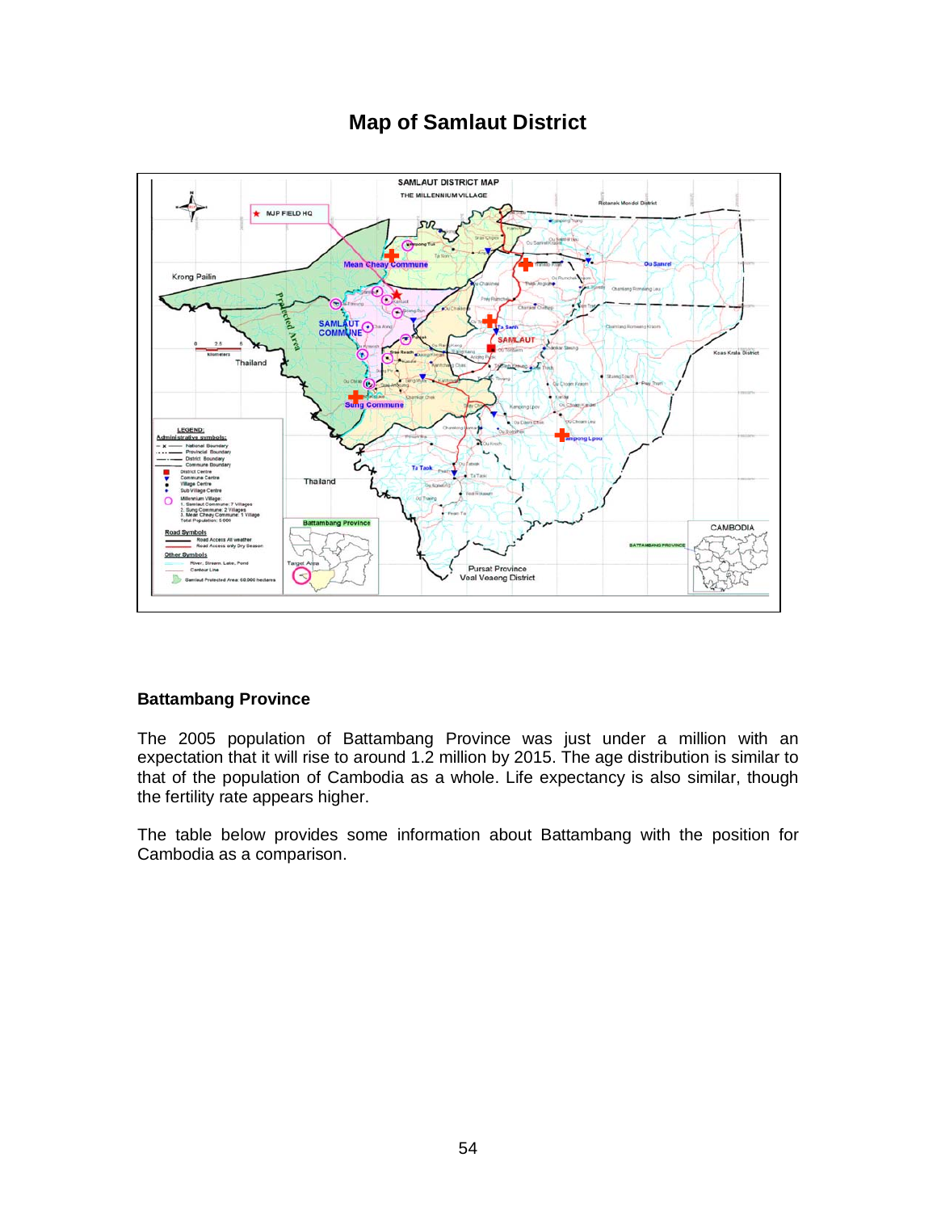# Map of Samlaut District

## Battambang Province

The 2005 population of Battambang Province was just under a million with an expectation that it will rise to around 1.2 million by 2015. The age distribution is similar to that of the population of Cambodia as a whole. Life expectancy is also similar, though the fertility rate appears higher.

The table below provides some information about Battambang with the position for Cambodia as a comparison.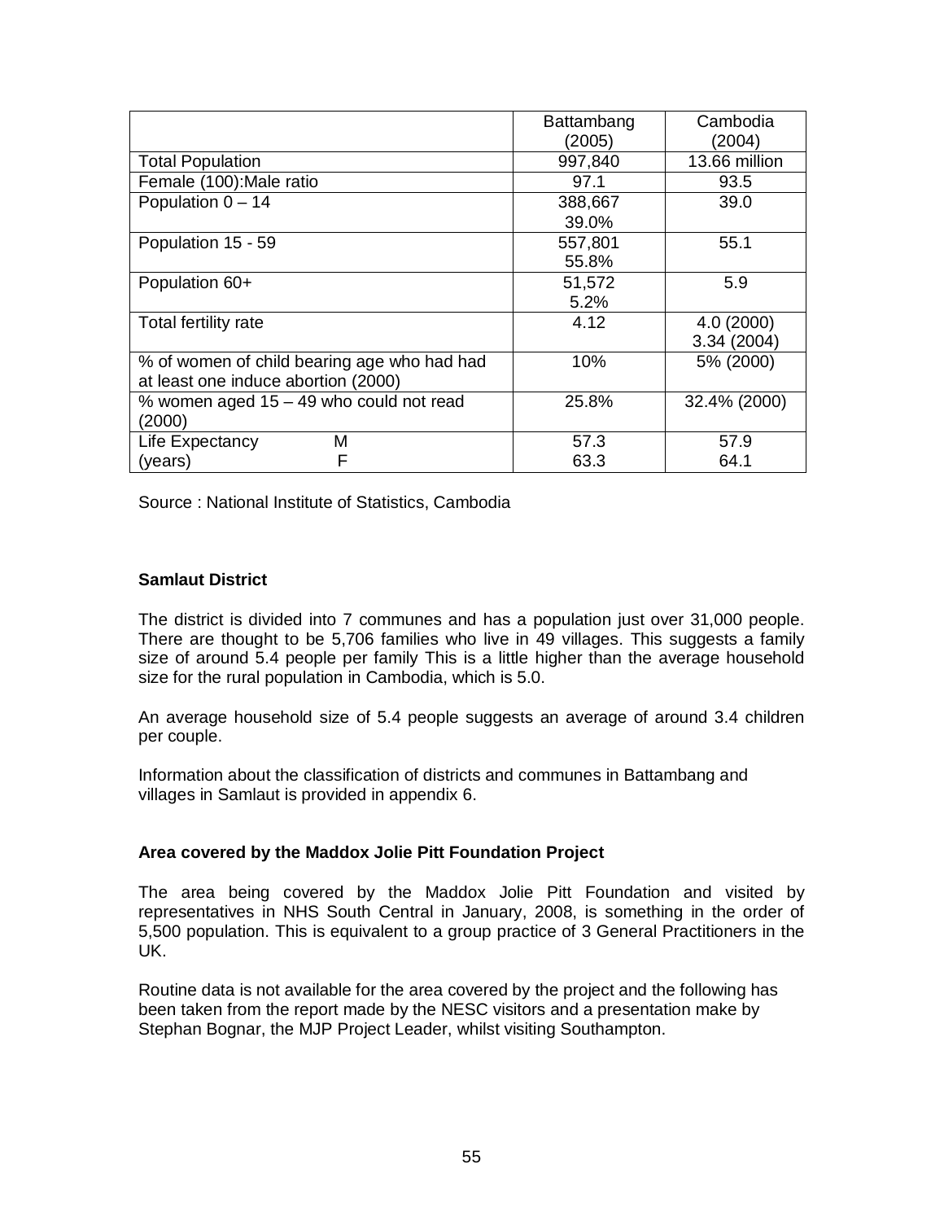| | Battambang (2005) | Cambodia (2004) |
|---|---|---|
| Total Population | 997,840 | 13.66 million |
| Female (100):Male ratio | 97.1 | 93.5 |
| Population 0 – 14 | 388,667 39.0% | 39.0 |
| Population 15 - 59 | 557,801 55.8% | 55.1 |
| Population 60+ | 51,572 5.2% | 5.9 |
| Total fertility rate | 4.12 | 4.0 (2000) 3.34 (2004) |
| % of women of child bearing age who had had at least one induce abortion (2000) | 10% | 5% (2000) |
| % women aged 15 – 49 who could not read (2000) | 25.8% | 32.4% (2000) |
| Life Expectancy (years) M F | 57.3 63.3 | 57.9 64.1 |

Source : National Institute of Statistics, Cambodia

**Samlaut District**

The district is divided into 7 communes and has a population just over 31,000 people. There are thought to be 5,706 families who live in 49 villages. This suggests a family size of around 5.4 people per family This is a little higher than the average household size for the rural population in Cambodia, which is 5.0.

An average household size of 5.4 people suggests an average of around 3.4 children per couple.

Information about the classification of districts and communes in Battambang and villages in Samlaut is provided in appendix 6.

**Area covered by the Maddox Jolie Pitt Foundation Project**

The area being covered by the Maddox Jolie Pitt Foundation and visited by representatives in NHS South Central in January, 2008, is something in the order of 5,500 population. This is equivalent to a group practice of 3 General Practitioners in the UK.

Routine data is not available for the area covered by the project and the following has been taken from the report made by the NESC visitors and a presentation make by Stephan Bognar, the MJP Project Leader, whilst visiting Southampton.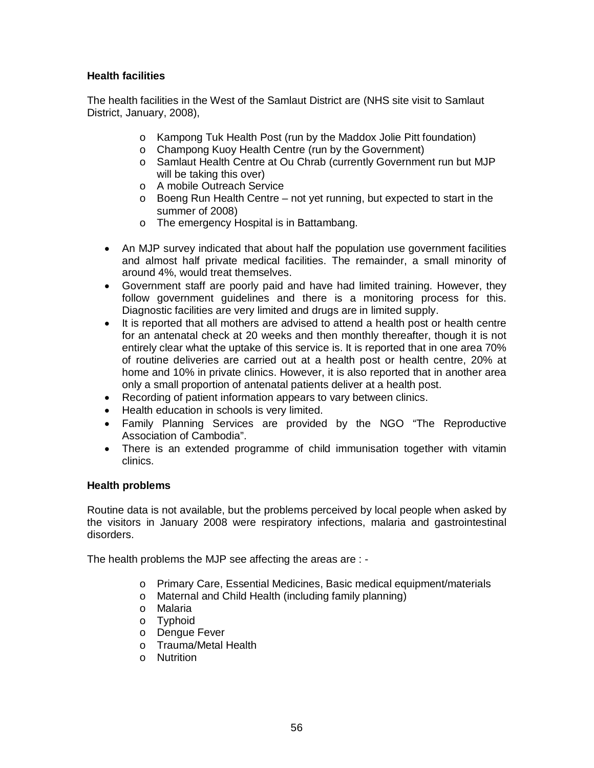**Health facilities**

The health facilities in the West of the Samlaut District are (NHS site visit to Samlaut District, January, 2008),

- Kampong Tuk Health Post (run by the Maddox Jolie Pitt foundation)
- Champong Kuoy Health Centre (run by the Government)
- Samlaut Health Centre at Ou Chrab (currently Government run but MJP will be taking this over)
- A mobile Outreach Service
- Boeng Run Health Centre – not yet running, but expected to start in the summer of 2008)
- The emergency Hospital is in Battambang.

- An MJP survey indicated that about half the population use government facilities and almost half private medical facilities. The remainder, a small minority of around 4%, would treat themselves.
- Government staff are poorly paid and have had limited training. However, they follow government guidelines and there is a monitoring process for this. Diagnostic facilities are very limited and drugs are in limited supply.
- It is reported that all mothers are advised to attend a health post or health centre for an antenatal check at 20 weeks and then monthly thereafter, though it is not entirely clear what the uptake of this service is. It is reported that in one area 70% of routine deliveries are carried out at a health post or health centre, 20% at home and 10% in private clinics. However, it is also reported that in another area only a small proportion of antenatal patients deliver at a health post.
- Recording of patient information appears to vary between clinics.
- Health education in schools is very limited.
- Family Planning Services are provided by the NGO "The Reproductive Association of Cambodia".
- There is an extended programme of child immunisation together with vitamin clinics.

**Health problems**

Routine data is not available, but the problems perceived by local people when asked by the visitors in January 2008 were respiratory infections, malaria and gastrointestinal disorders.

The health problems the MJP see affecting the areas are : -

- Primary Care, Essential Medicines, Basic medical equipment/materials
- Maternal and Child Health (including family planning)
- Malaria
- Typhoid
- Dengue Fever
- Trauma/Metal Health
- Nutrition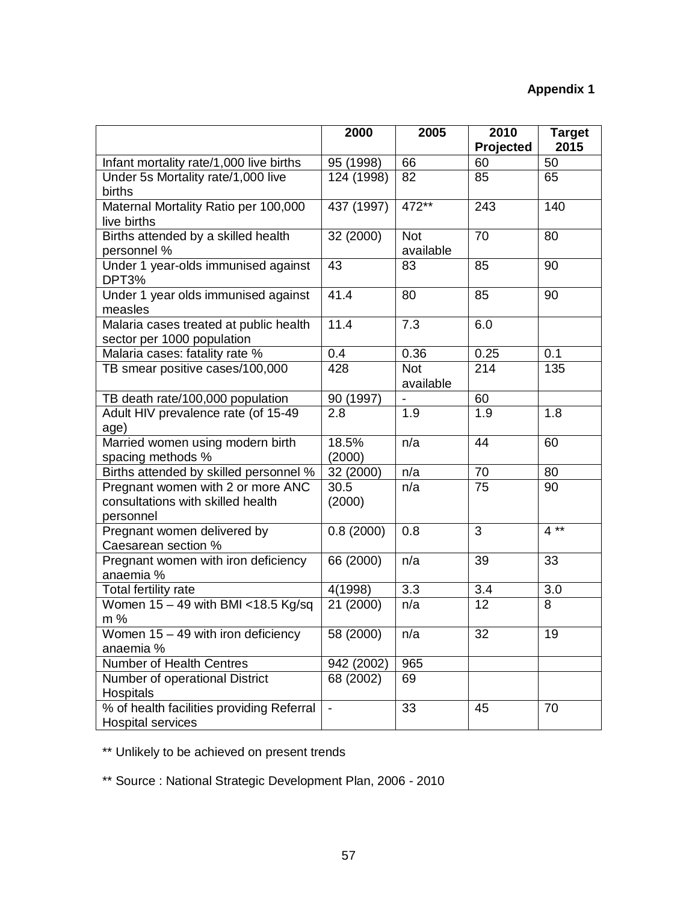**Appendix 1**

| | 2000 | 2005 | 2010 Projected | Target 2015 |
|---|---|---|---|---|
| Infant mortality rate/1,000 live births | 95 (1998) | 66 | 60 | 50 |
| Under 5s Mortality rate/1,000 live births | 124 (1998) | 82 | 85 | 65 |
| Maternal Mortality Ratio per 100,000 live births | 437 (1997) | 472** | 243 | 140 |
| Births attended by a skilled health personnel % | 32 (2000) | Not available | 70 | 80 |
| Under 1 year-olds immunised against DPT3% | 43 | 83 | 85 | 90 |
| Under 1 year olds immunised against measles | 41.4 | 80 | 85 | 90 |
| Malaria cases treated at public health sector per 1000 population | 11.4 | 7.3 | 6.0 | |
| Malaria cases: fatality rate % | 0.4 | 0.36 | 0.25 | 0.1 |
| TB smear positive cases/100,000 | 428 | Not available | 214 | 135 |
| TB death rate/100,000 population | 90 (1997) | - | 60 | |
| Adult HIV prevalence rate (of 15-49 age) | 2.8 | 1.9 | 1.9 | 1.8 |
| Married women using modern birth spacing methods % | 18.5% (2000) | n/a | 44 | 60 |
| Births attended by skilled personnel % | 32 (2000) | n/a | 70 | 80 |
| Pregnant women with 2 or more ANC consultations with skilled health personnel | 30.5 (2000) | n/a | 75 | 90 |
| Pregnant women delivered by Caesarean section % | 0.8 (2000) | 0.8 | 3 | 4 ** |
| Pregnant women with iron deficiency anaemia % | 66 (2000) | n/a | 39 | 33 |
| Total fertility rate | 4(1998) | 3.3 | 3.4 | 3.0 |
| Women 15 – 49 with BMI <18.5 Kg/sq m % | 21 (2000) | n/a | 12 | 8 |
| Women 15 – 49 with iron deficiency anaemia % | 58 (2000) | n/a | 32 | 19 |
| Number of Health Centres | 942 (2002) | 965 | | |
| Number of operational District Hospitals | 68 (2002) | 69 | | |
| % of health facilities providing Referral Hospital services | - | 33 | 45 | 70 |

** Unlikely to be achieved on present trends

** Source : National Strategic Development Plan, 2006 - 2010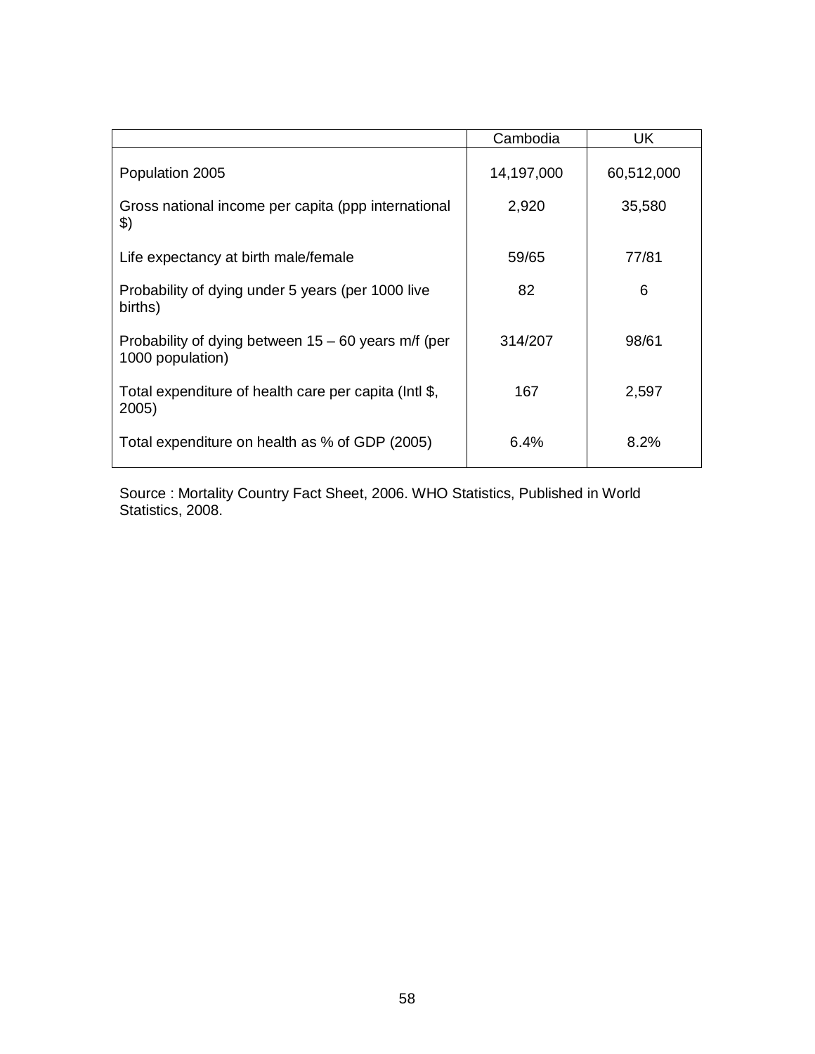| | Cambodia | UK |
|---|---|---|
| Population 2005 | 14,197,000 | 60,512,000 |
| Gross national income per capita (ppp international $) | 2,920 | 35,580 |
| Life expectancy at birth male/female | 59/65 | 77/81 |
| Probability of dying under 5 years (per 1000 live births) | 82 | 6 |
| Probability of dying between 15 – 60 years m/f (per 1000 population) | 314/207 | 98/61 |
| Total expenditure of health care per capita (Intl $, 2005) | 167 | 2,597 |
| Total expenditure on health as % of GDP (2005) | 6.4% | 8.2% |

Source : Mortality Country Fact Sheet, 2006. WHO Statistics, Published in World Statistics, 2008.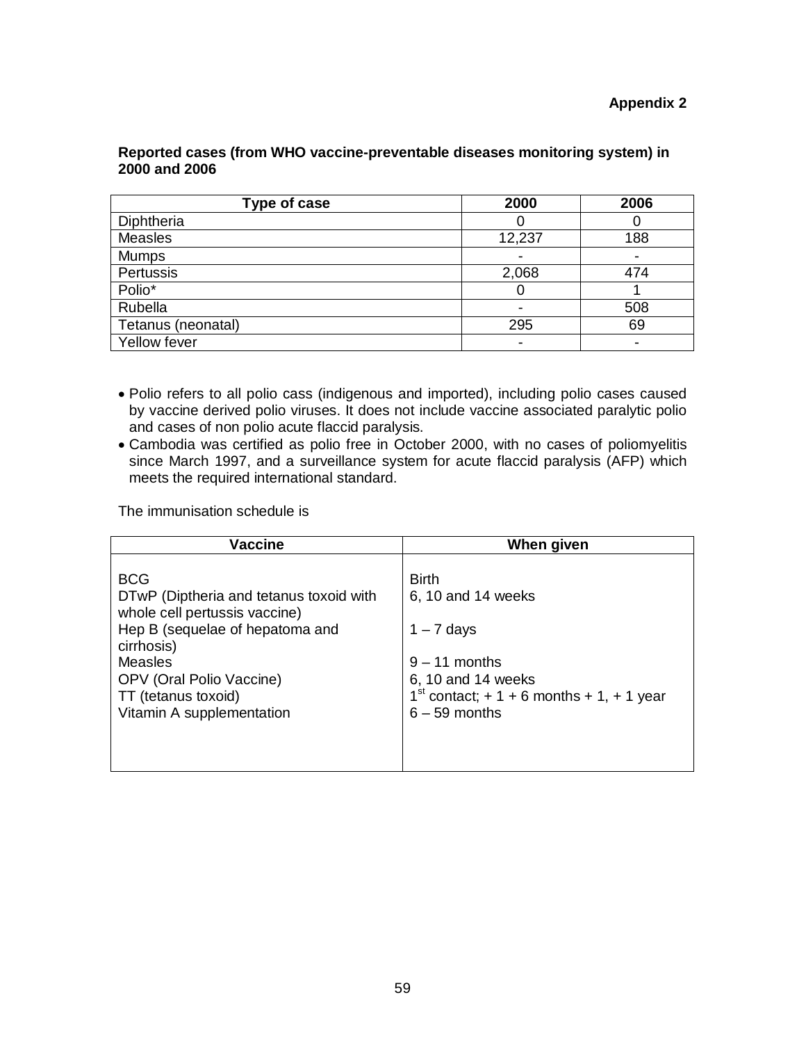**Appendix 2**

**Reported cases (from WHO vaccine-preventable diseases monitoring system) in 2000 and 2006**

| Type of case | 2000 | 2006 |
|---|---|---|
| Diphtheria | 0 | 0 |
| Measles | 12,237 | 188 |
| Mumps | - | - |
| Pertussis | 2,068 | 474 |
| Polio* | 0 | 1 |
| Rubella | - | 508 |
| Tetanus (neonatal) | 295 | 69 |
| Yellow fever | - | - |

- Polio refers to all polio cass (indigenous and imported), including polio cases caused by vaccine derived polio viruses. It does not include vaccine associated paralytic polio and cases of non polio acute flaccid paralysis.
- Cambodia was certified as polio free in October 2000, with no cases of poliomyelitis since March 1997, and a surveillance system for acute flaccid paralysis (AFP) which meets the required international standard.

The immunisation schedule is

| Vaccine | When given |
|---|---|
| BCG | Birth |
| DTwP (Diptheria and tetanus toxoid with whole cell pertussis vaccine) | 6, 10 and 14 weeks |
| Hep B (sequelae of hepatoma and cirrhosis) | 1 – 7 days |
| Measles | 9 – 11 months |
| OPV (Oral Polio Vaccine) | 6, 10 and 14 weeks |
| TT (tetanus toxoid) | 1st contact; + 1 + 6 months + 1, + 1 year |
| Vitamin A supplementation | 6 – 59 months |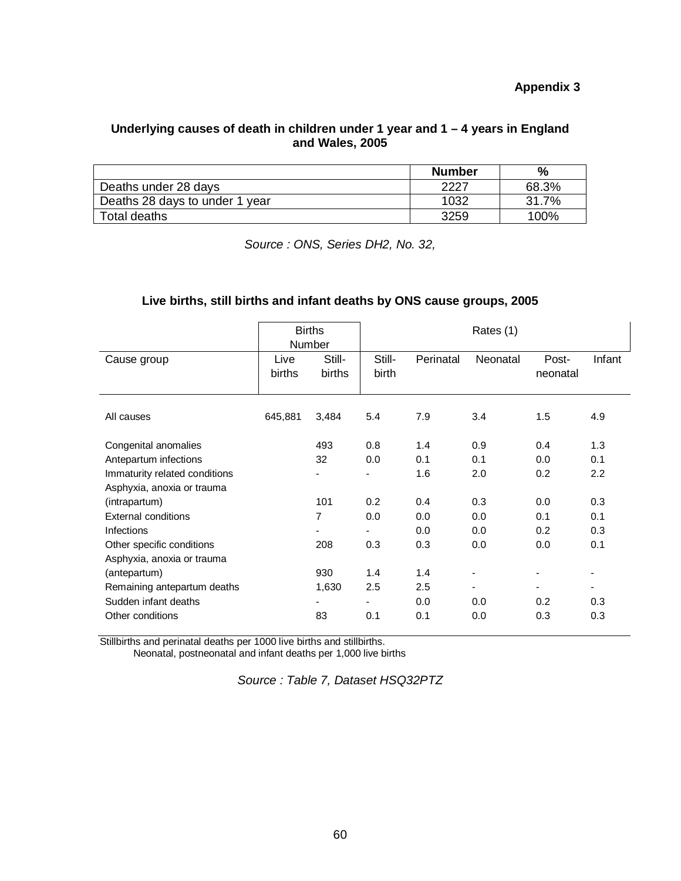**Appendix 3**

### Underlying causes of death in children under 1 year and 1 – 4 years in England and Wales, 2005

| | Number | % |
|---|---|---|
| Deaths under 28 days | 2227 | 68.3% |
| Deaths 28 days to under 1 year | 1032 | 31.7% |
| Total deaths | 3259 | 100% |

*Source : ONS, Series DH2, No. 32,*

### Live births, still births and infant deaths by ONS cause groups, 2005

| | Births Number | | Rates (1) | | | | |
|---|---|---|---|---|---|---|---|
| Cause group | Live births | Still-births | Still-birth | Perinatal | Neonatal | Post-neonatal | Infant |
| All causes | 645,881 | 3,484 | 5.4 | 7.9 | 3.4 | 1.5 | 4.9 |
| Congenital anomalies | | 493 | 0.8 | 1.4 | 0.9 | 0.4 | 1.3 |
| Antepartum infections | | 32 | 0.0 | 0.1 | 0.1 | 0.0 | 0.1 |
| Immaturity related conditions | | - | - | 1.6 | 2.0 | 0.2 | 2.2 |
| Asphyxia, anoxia or trauma (intrapartum) | | 101 | 0.2 | 0.4 | 0.3 | 0.0 | 0.3 |
| External conditions | | 7 | 0.0 | 0.0 | 0.0 | 0.1 | 0.1 |
| Infections | | - | - | 0.0 | 0.0 | 0.2 | 0.3 |
| Other specific conditions | | 208 | 0.3 | 0.3 | 0.0 | 0.0 | 0.1 |
| Asphyxia, anoxia or trauma (antepartum) | | 930 | 1.4 | 1.4 | - | - | - |
| Remaining antepartum deaths | | 1,630 | 2.5 | 2.5 | - | - | - |
| Sudden infant deaths | | - | - | 0.0 | 0.0 | 0.2 | 0.3 |
| Other conditions | | 83 | 0.1 | 0.1 | 0.0 | 0.3 | 0.3 |

Stillbirths and perinatal deaths per 1000 live births and stillbirths.
Neonatal, postneonatal and infant deaths per 1,000 live births

*Source : Table 7, Dataset HSQ32PTZ*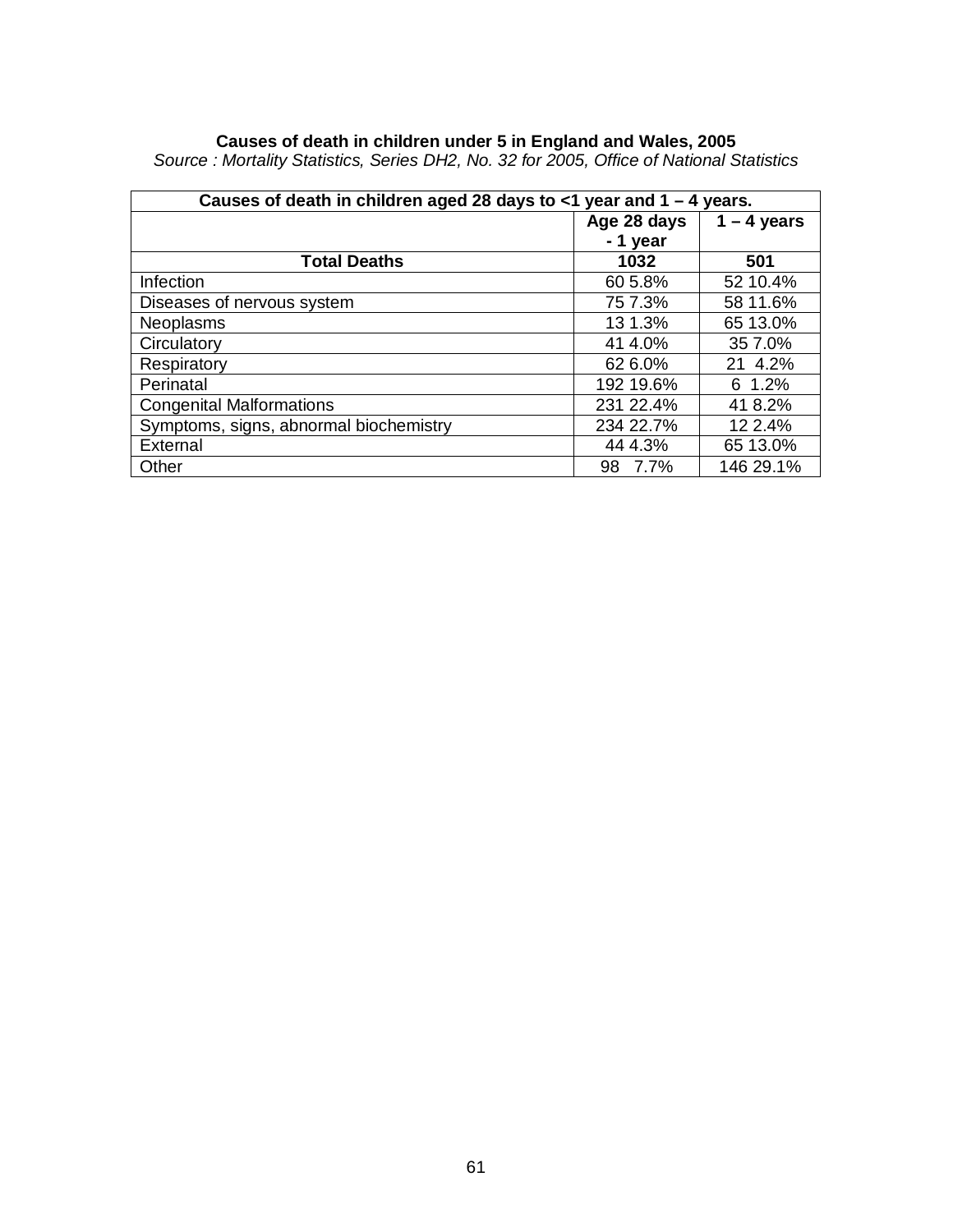**Causes of death in children under 5 in England and Wales, 2005**

*Source : Mortality Statistics, Series DH2, No. 32 for 2005, Office of National Statistics*

| Causes of death in children aged 28 days to <1 year and 1 – 4 years. | | |
|---|---|---|
| | **Age 28 days - 1 year** | **1 – 4 years** |
| **Total Deaths** | **1032** | **501** |
| Infection | 60 5.8% | 52 10.4% |
| Diseases of nervous system | 75 7.3% | 58 11.6% |
| Neoplasms | 13 1.3% | 65 13.0% |
| Circulatory | 41 4.0% | 35 7.0% |
| Respiratory | 62 6.0% | 21 4.2% |
| Perinatal | 192 19.6% | 6 1.2% |
| Congenital Malformations | 231 22.4% | 41 8.2% |
| Symptoms, signs, abnormal biochemistry | 234 22.7% | 12 2.4% |
| External | 44 4.3% | 65 13.0% |
| Other | 98 7.7% | 146 29.1% |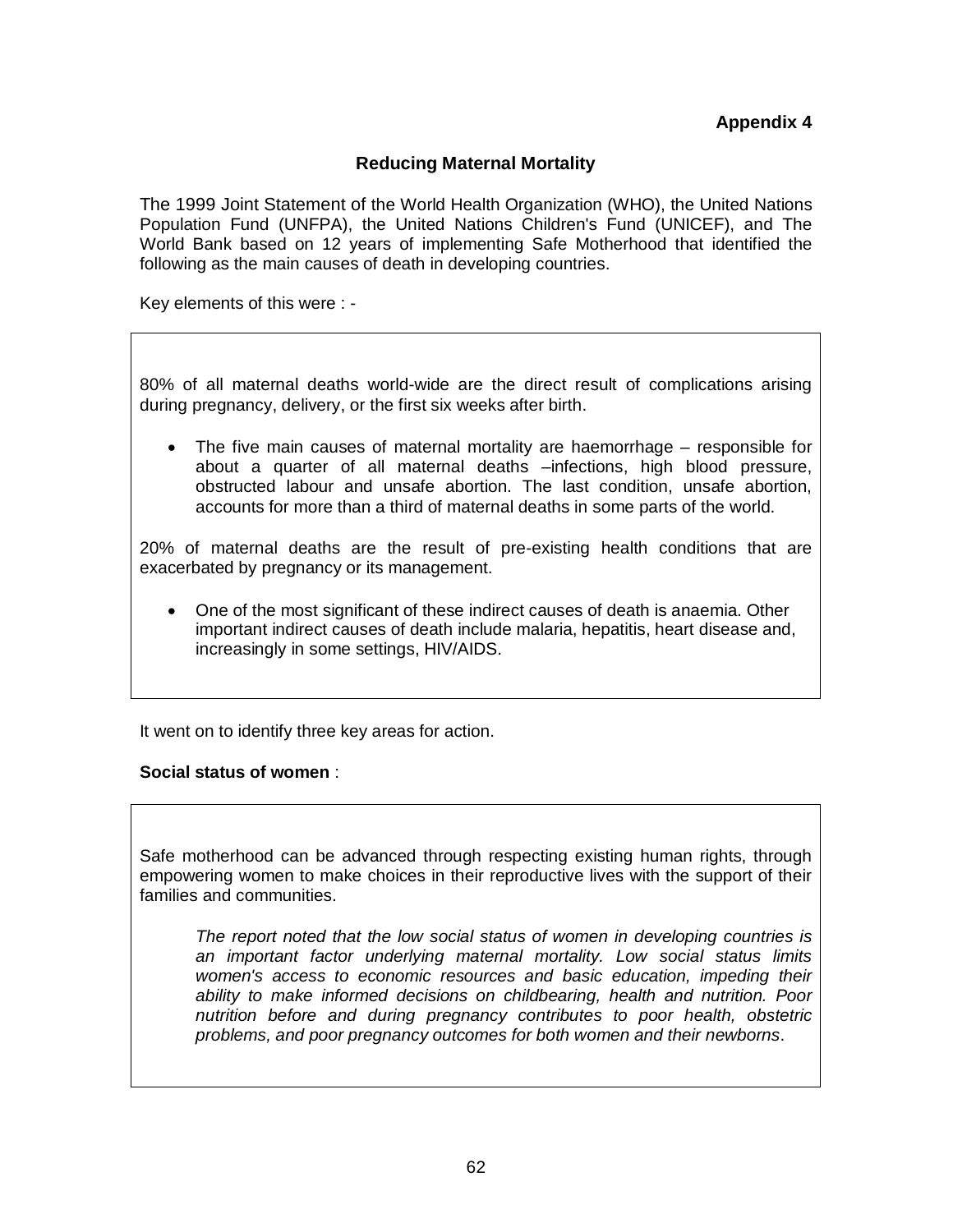**Appendix 4**

## Reducing Maternal Mortality

The 1999 Joint Statement of the World Health Organization (WHO), the United Nations Population Fund (UNFPA), the United Nations Children's Fund (UNICEF), and The World Bank based on 12 years of implementing Safe Motherhood that identified the following as the main causes of death in developing countries.

Key elements of this were : -

80% of all maternal deaths world-wide are the direct result of complications arising during pregnancy, delivery, or the first six weeks after birth.

- The five main causes of maternal mortality are haemorrhage – responsible for about a quarter of all maternal deaths –infections, high blood pressure, obstructed labour and unsafe abortion. The last condition, unsafe abortion, accounts for more than a third of maternal deaths in some parts of the world.

20% of maternal deaths are the result of pre-existing health conditions that are exacerbated by pregnancy or its management.

- One of the most significant of these indirect causes of death is anaemia. Other important indirect causes of death include malaria, hepatitis, heart disease and, increasingly in some settings, HIV/AIDS.

It went on to identify three key areas for action.

**Social status of women** :

Safe motherhood can be advanced through respecting existing human rights, through empowering women to make choices in their reproductive lives with the support of their families and communities.

*The report noted that the low social status of women in developing countries is an important factor underlying maternal mortality. Low social status limits women's access to economic resources and basic education, impeding their ability to make informed decisions on childbearing, health and nutrition. Poor nutrition before and during pregnancy contributes to poor health, obstetric problems, and poor pregnancy outcomes for both women and their newborns*.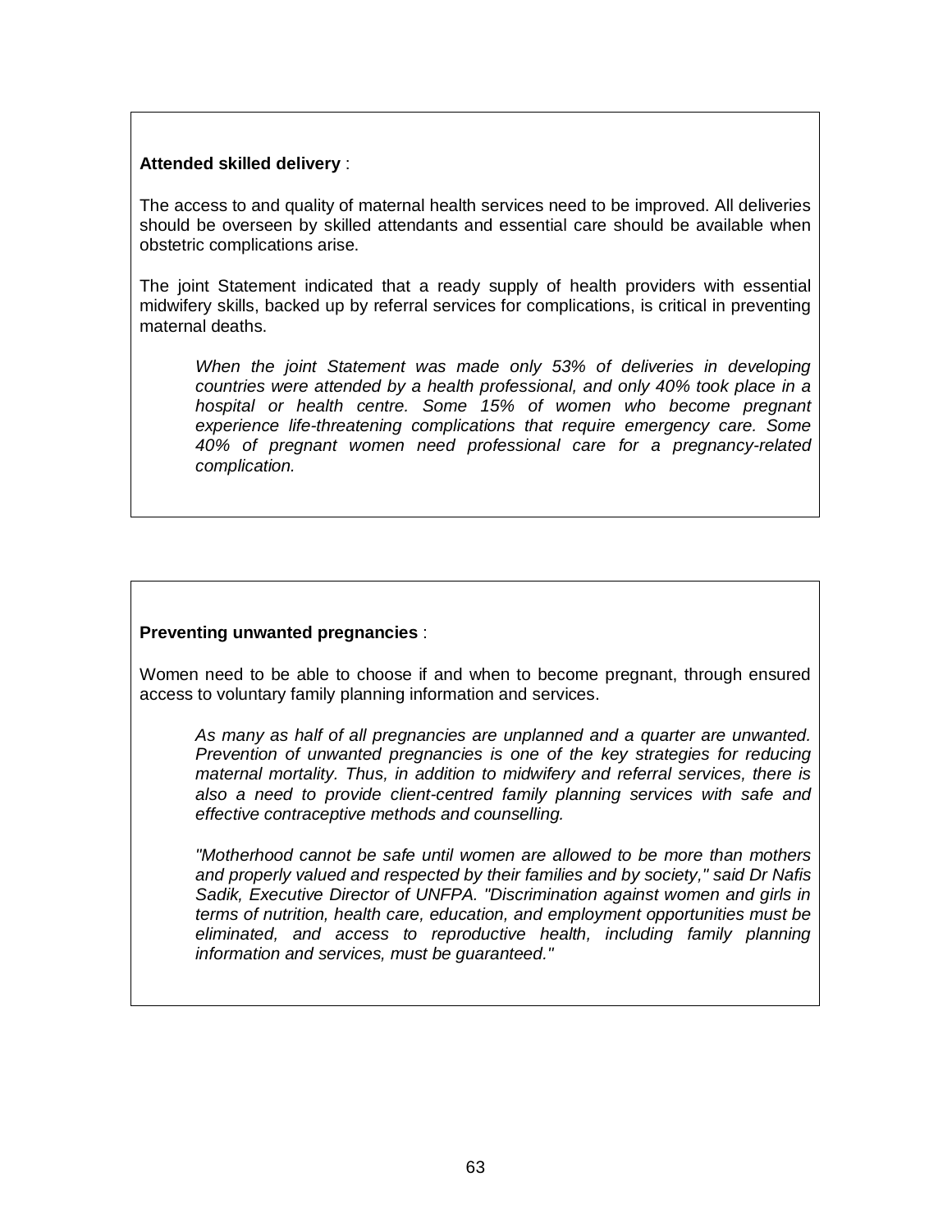**Attended skilled delivery** :

The access to and quality of maternal health services need to be improved. All deliveries should be overseen by skilled attendants and essential care should be available when obstetric complications arise.

The joint Statement indicated that a ready supply of health providers with essential midwifery skills, backed up by referral services for complications, is critical in preventing maternal deaths.

> *When the joint Statement was made only 53% of deliveries in developing countries were attended by a health professional, and only 40% took place in a hospital or health centre. Some 15% of women who become pregnant experience life-threatening complications that require emergency care. Some 40% of pregnant women need professional care for a pregnancy-related complication.*

**Preventing unwanted pregnancies** :

Women need to be able to choose if and when to become pregnant, through ensured access to voluntary family planning information and services.

> *As many as half of all pregnancies are unplanned and a quarter are unwanted. Prevention of unwanted pregnancies is one of the key strategies for reducing maternal mortality. Thus, in addition to midwifery and referral services, there is also a need to provide client-centred family planning services with safe and effective contraceptive methods and counselling.*
>
> *"Motherhood cannot be safe until women are allowed to be more than mothers and properly valued and respected by their families and by society," said Dr Nafis Sadik, Executive Director of UNFPA. "Discrimination against women and girls in terms of nutrition, health care, education, and employment opportunities must be eliminated, and access to reproductive health, including family planning information and services, must be guaranteed."*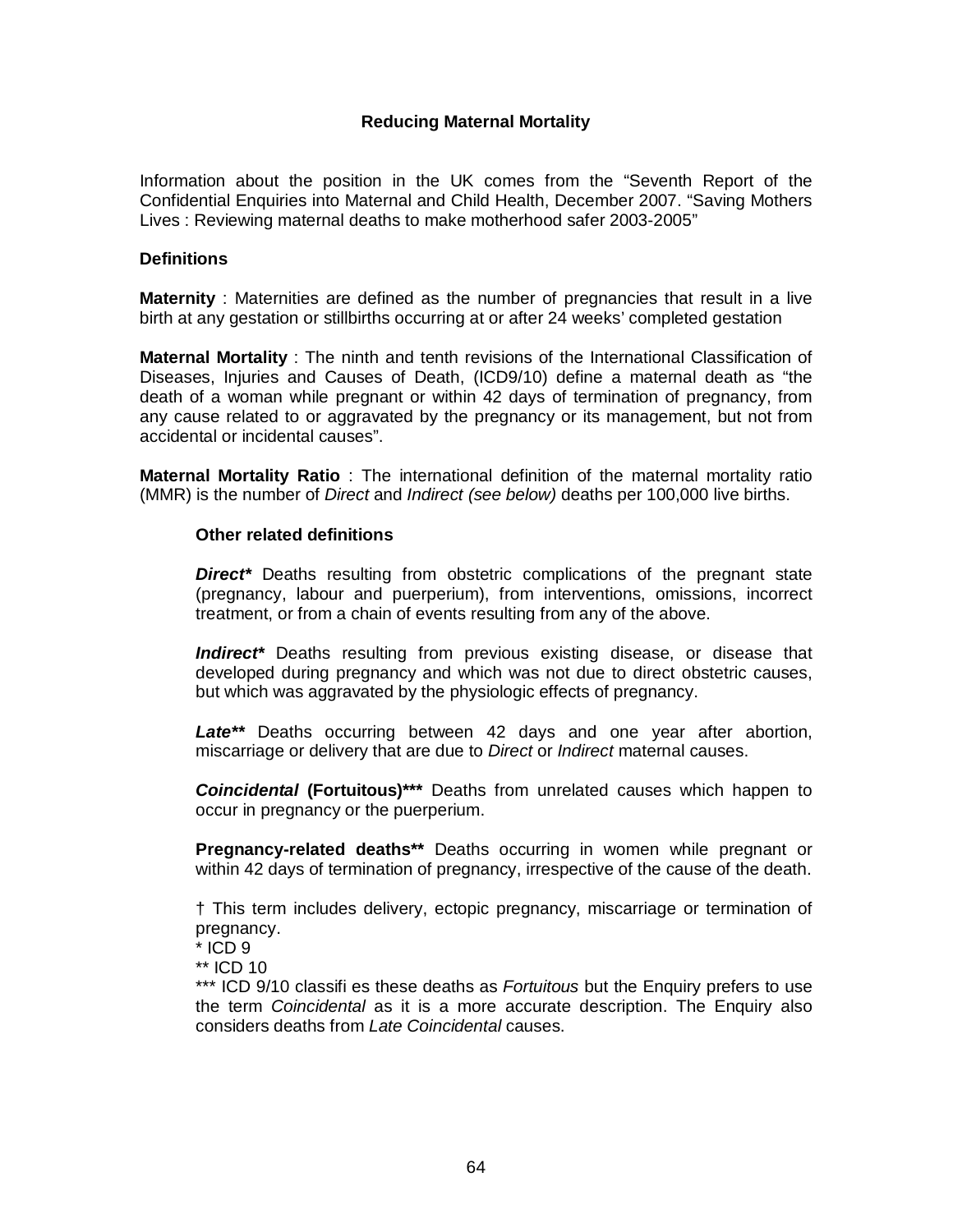# Reducing Maternal Mortality

Information about the position in the UK comes from the "Seventh Report of the Confidential Enquiries into Maternal and Child Health, December 2007. "Saving Mothers Lives : Reviewing maternal deaths to make motherhood safer 2003-2005"

## Definitions

**Maternity** : Maternities are defined as the number of pregnancies that result in a live birth at any gestation or stillbirths occurring at or after 24 weeks' completed gestation

**Maternal Mortality** : The ninth and tenth revisions of the International Classification of Diseases, Injuries and Causes of Death, (ICD9/10) define a maternal death as "the death of a woman while pregnant or within 42 days of termination of pregnancy, from any cause related to or aggravated by the pregnancy or its management, but not from accidental or incidental causes".

**Maternal Mortality Ratio** : The international definition of the maternal mortality ratio (MMR) is the number of *Direct* and *Indirect (see below)* deaths per 100,000 live births.

### Other related definitions

***Direct*\*** Deaths resulting from obstetric complications of the pregnant state (pregnancy, labour and puerperium), from interventions, omissions, incorrect treatment, or from a chain of events resulting from any of the above.

***Indirect*\*** Deaths resulting from previous existing disease, or disease that developed during pregnancy and which was not due to direct obstetric causes, but which was aggravated by the physiologic effects of pregnancy.

***Late*\*\*** Deaths occurring between 42 days and one year after abortion, miscarriage or delivery that are due to *Direct* or *Indirect* maternal causes.

***Coincidental* (Fortuitous)\*\*\*** Deaths from unrelated causes which happen to occur in pregnancy or the puerperium.

**Pregnancy-related deaths\*\*** Deaths occurring in women while pregnant or within 42 days of termination of pregnancy, irrespective of the cause of the death.

† This term includes delivery, ectopic pregnancy, miscarriage or termination of pregnancy.
\* ICD 9
\*\* ICD 10
\*\*\* ICD 9/10 classifi es these deaths as *Fortuitous* but the Enquiry prefers to use the term *Coincidental* as it is a more accurate description. The Enquiry also considers deaths from *Late Coincidental* causes.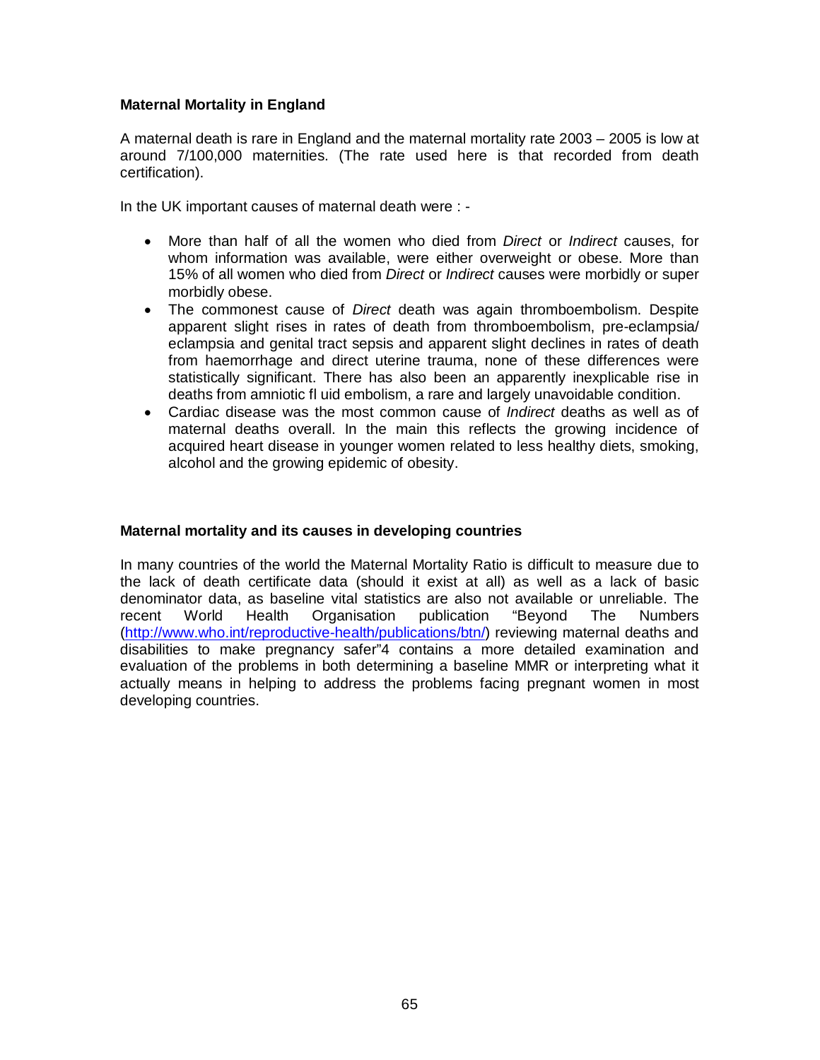**Maternal Mortality in England**

A maternal death is rare in England and the maternal mortality rate 2003 – 2005 is low at around 7/100,000 maternities. (The rate used here is that recorded from death certification).

In the UK important causes of maternal death were : -

- More than half of all the women who died from *Direct* or *Indirect* causes, for whom information was available, were either overweight or obese. More than 15% of all women who died from *Direct* or *Indirect* causes were morbidly or super morbidly obese.
- The commonest cause of *Direct* death was again thromboembolism. Despite apparent slight rises in rates of death from thromboembolism, pre-eclampsia/ eclampsia and genital tract sepsis and apparent slight declines in rates of death from haemorrhage and direct uterine trauma, none of these differences were statistically significant. There has also been an apparently inexplicable rise in deaths from amniotic fl uid embolism, a rare and largely unavoidable condition.
- Cardiac disease was the most common cause of *Indirect* deaths as well as of maternal deaths overall. In the main this reflects the growing incidence of acquired heart disease in younger women related to less healthy diets, smoking, alcohol and the growing epidemic of obesity.

**Maternal mortality and its causes in developing countries**

In many countries of the world the Maternal Mortality Ratio is difficult to measure due to the lack of death certificate data (should it exist at all) as well as a lack of basic denominator data, as baseline vital statistics are also not available or unreliable. The recent World Health Organisation publication "Beyond The Numbers (http://www.who.int/reproductive-health/publications/btn/) reviewing maternal deaths and disabilities to make pregnancy safer"4 contains a more detailed examination and evaluation of the problems in both determining a baseline MMR or interpreting what it actually means in helping to address the problems facing pregnant women in most developing countries.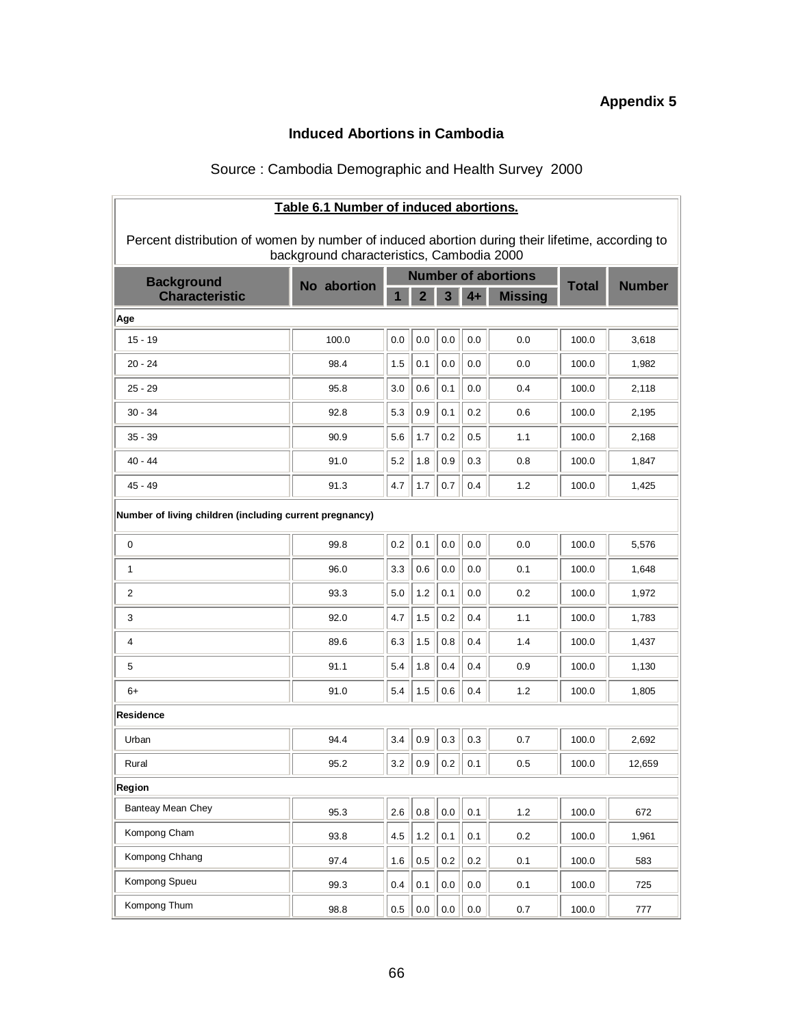**Appendix 5**

## Induced Abortions in Cambodia

Source : Cambodia Demographic and Health Survey 2000

**Table 6.1 Number of induced abortions.**

Percent distribution of women by number of induced abortion during their lifetime, according to background characteristics, Cambodia 2000

| Background Characteristic | No abortion | Number of abortions | | | | | Total | Number |
|---|---|---|---|---|---|---|---|---|
| | | 1 | 2 | 3 | 4+ | Missing | | |
| **Age** | | | | | | | | |
| 15 - 19 | 100.0 | 0.0 | 0.0 | 0.0 | 0.0 | 0.0 | 100.0 | 3,618 |
| 20 - 24 | 98.4 | 1.5 | 0.1 | 0.0 | 0.0 | 0.0 | 100.0 | 1,982 |
| 25 - 29 | 95.8 | 3.0 | 0.6 | 0.1 | 0.0 | 0.4 | 100.0 | 2,118 |
| 30 - 34 | 92.8 | 5.3 | 0.9 | 0.1 | 0.2 | 0.6 | 100.0 | 2,195 |
| 35 - 39 | 90.9 | 5.6 | 1.7 | 0.2 | 0.5 | 1.1 | 100.0 | 2,168 |
| 40 - 44 | 91.0 | 5.2 | 1.8 | 0.9 | 0.3 | 0.8 | 100.0 | 1,847 |
| 45 - 49 | 91.3 | 4.7 | 1.7 | 0.7 | 0.4 | 1.2 | 100.0 | 1,425 |
| **Number of living children (including current pregnancy)** | | | | | | | | |
| 0 | 99.8 | 0.2 | 0.1 | 0.0 | 0.0 | 0.0 | 100.0 | 5,576 |
| 1 | 96.0 | 3.3 | 0.6 | 0.0 | 0.0 | 0.1 | 100.0 | 1,648 |
| 2 | 93.3 | 5.0 | 1.2 | 0.1 | 0.0 | 0.2 | 100.0 | 1,972 |
| 3 | 92.0 | 4.7 | 1.5 | 0.2 | 0.4 | 1.1 | 100.0 | 1,783 |
| 4 | 89.6 | 6.3 | 1.5 | 0.8 | 0.4 | 1.4 | 100.0 | 1,437 |
| 5 | 91.1 | 5.4 | 1.8 | 0.4 | 0.4 | 0.9 | 100.0 | 1,130 |
| 6+ | 91.0 | 5.4 | 1.5 | 0.6 | 0.4 | 1.2 | 100.0 | 1,805 |
| **Residence** | | | | | | | | |
| Urban | 94.4 | 3.4 | 0.9 | 0.3 | 0.3 | 0.7 | 100.0 | 2,692 |
| Rural | 95.2 | 3.2 | 0.9 | 0.2 | 0.1 | 0.5 | 100.0 | 12,659 |
| **Region** | | | | | | | | |
| Banteay Mean Chey | 95.3 | 2.6 | 0.8 | 0.0 | 0.1 | 1.2 | 100.0 | 672 |
| Kompong Cham | 93.8 | 4.5 | 1.2 | 0.1 | 0.1 | 0.2 | 100.0 | 1,961 |
| Kompong Chhang | 97.4 | 1.6 | 0.5 | 0.2 | 0.2 | 0.1 | 100.0 | 583 |
| Kompong Spueu | 99.3 | 0.4 | 0.1 | 0.0 | 0.0 | 0.1 | 100.0 | 725 |
| Kompong Thum | 98.8 | 0.5 | 0.0 | 0.0 | 0.0 | 0.7 | 100.0 | 777 |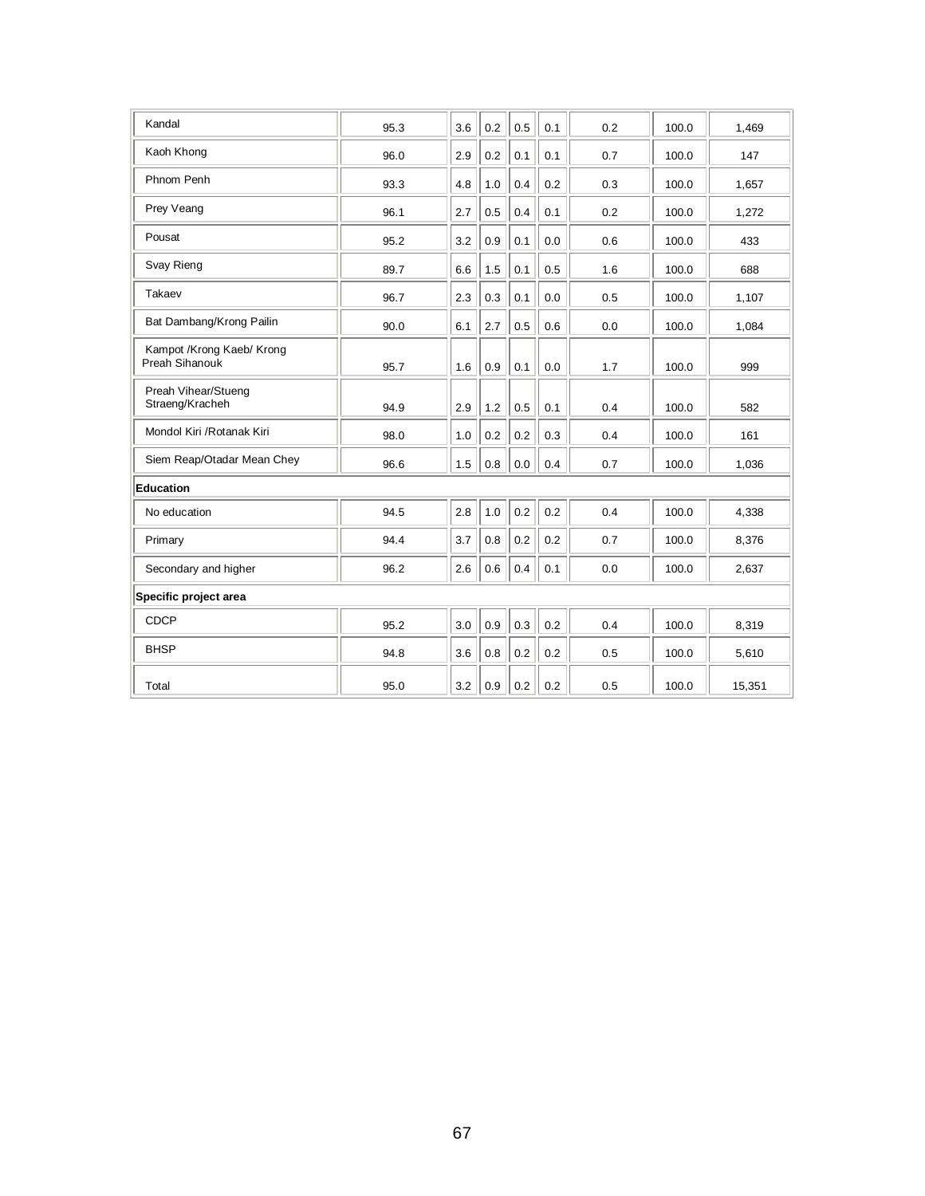| | | | | | | | | |
|---|---|---|---|---|---|---|---|---|
| Kandal | 95.3 | 3.6 | 0.2 | 0.5 | 0.1 | 0.2 | 100.0 | 1,469 |
| Kaoh Khong | 96.0 | 2.9 | 0.2 | 0.1 | 0.1 | 0.7 | 100.0 | 147 |
| Phnom Penh | 93.3 | 4.8 | 1.0 | 0.4 | 0.2 | 0.3 | 100.0 | 1,657 |
| Prey Veang | 96.1 | 2.7 | 0.5 | 0.4 | 0.1 | 0.2 | 100.0 | 1,272 |
| Pousat | 95.2 | 3.2 | 0.9 | 0.1 | 0.0 | 0.6 | 100.0 | 433 |
| Svay Rieng | 89.7 | 6.6 | 1.5 | 0.1 | 0.5 | 1.6 | 100.0 | 688 |
| Takaev | 96.7 | 2.3 | 0.3 | 0.1 | 0.0 | 0.5 | 100.0 | 1,107 |
| Bat Dambang/Krong Pailin | 90.0 | 6.1 | 2.7 | 0.5 | 0.6 | 0.0 | 100.0 | 1,084 |
| Kampot /Krong Kaeb/ Krong Preah Sihanouk | 95.7 | 1.6 | 0.9 | 0.1 | 0.0 | 1.7 | 100.0 | 999 |
| Preah Vihear/Stueng Straeng/Kracheh | 94.9 | 2.9 | 1.2 | 0.5 | 0.1 | 0.4 | 100.0 | 582 |
| Mondol Kiri /Rotanak Kiri | 98.0 | 1.0 | 0.2 | 0.2 | 0.3 | 0.4 | 100.0 | 161 |
| Siem Reap/Otadar Mean Chey | 96.6 | 1.5 | 0.8 | 0.0 | 0.4 | 0.7 | 100.0 | 1,036 |
| **Education** | | | | | | | | |
| No education | 94.5 | 2.8 | 1.0 | 0.2 | 0.2 | 0.4 | 100.0 | 4,338 |
| Primary | 94.4 | 3.7 | 0.8 | 0.2 | 0.2 | 0.7 | 100.0 | 8,376 |
| Secondary and higher | 96.2 | 2.6 | 0.6 | 0.4 | 0.1 | 0.0 | 100.0 | 2,637 |
| **Specific project area** | | | | | | | | |
| CDCP | 95.2 | 3.0 | 0.9 | 0.3 | 0.2 | 0.4 | 100.0 | 8,319 |
| BHSP | 94.8 | 3.6 | 0.8 | 0.2 | 0.2 | 0.5 | 100.0 | 5,610 |
| Total | 95.0 | 3.2 | 0.9 | 0.2 | 0.2 | 0.5 | 100.0 | 15,351 |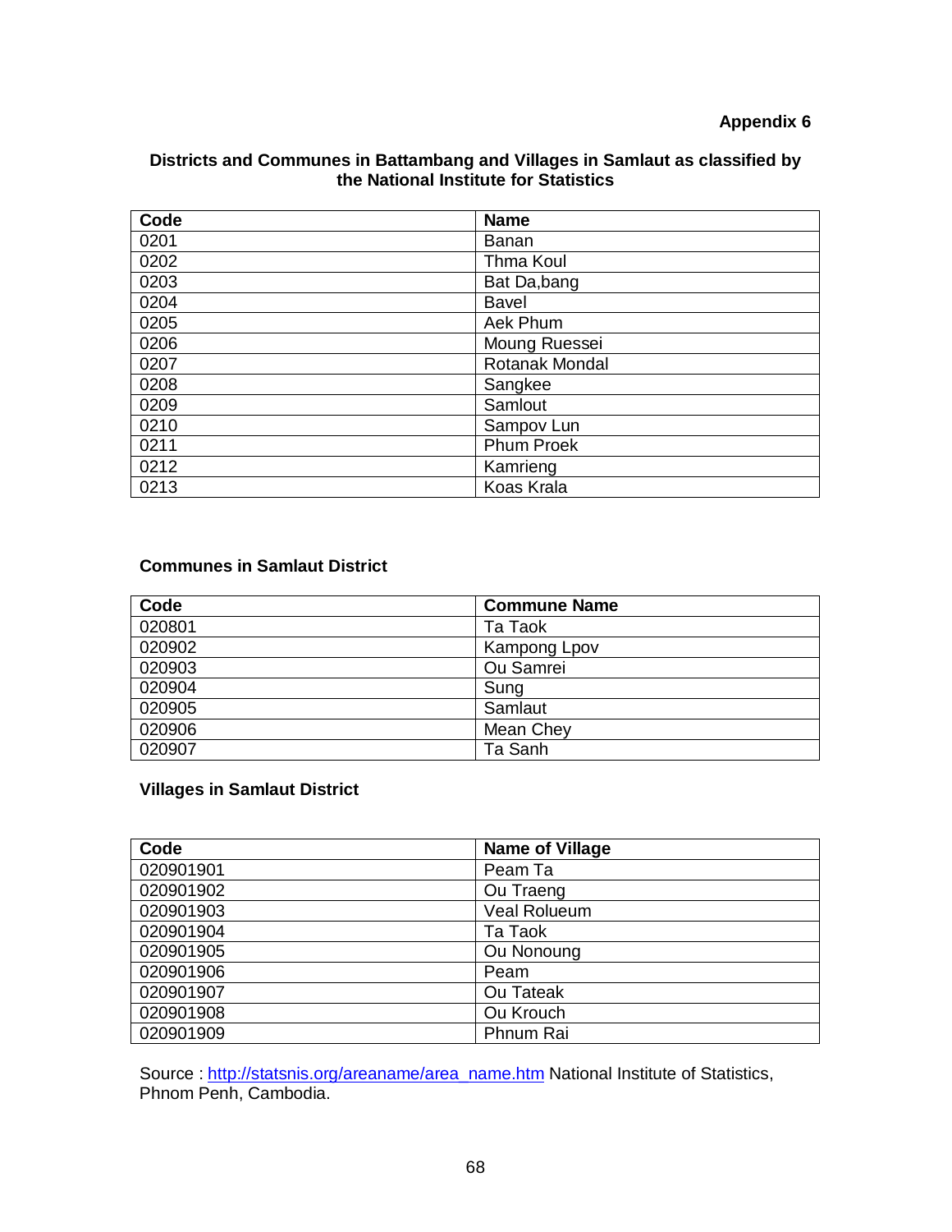**Appendix 6**

## Districts and Communes in Battambang and Villages in Samlaut as classified by the National Institute for Statistics

| Code | Name |
|---|---|
| 0201 | Banan |
| 0202 | Thma Koul |
| 0203 | Bat Da,bang |
| 0204 | Bavel |
| 0205 | Aek Phum |
| 0206 | Moung Ruessei |
| 0207 | Rotanak Mondal |
| 0208 | Sangkee |
| 0209 | Samlout |
| 0210 | Sampov Lun |
| 0211 | Phum Proek |
| 0212 | Kamrieng |
| 0213 | Koas Krala |

### Communes in Samlaut District

| Code | Commune Name |
|---|---|
| 020801 | Ta Taok |
| 020902 | Kampong Lpov |
| 020903 | Ou Samrei |
| 020904 | Sung |
| 020905 | Samlaut |
| 020906 | Mean Chey |
| 020907 | Ta Sanh |

### Villages in Samlaut District

| Code | Name of Village |
|---|---|
| 020901901 | Peam Ta |
| 020901902 | Ou Traeng |
| 020901903 | Veal Rolueum |
| 020901904 | Ta Taok |
| 020901905 | Ou Nonoung |
| 020901906 | Peam |
| 020901907 | Ou Tateak |
| 020901908 | Ou Krouch |
| 020901909 | Phnum Rai |

Source : http://statsnis.org/areaname/area_name.htm National Institute of Statistics, Phnom Penh, Cambodia.